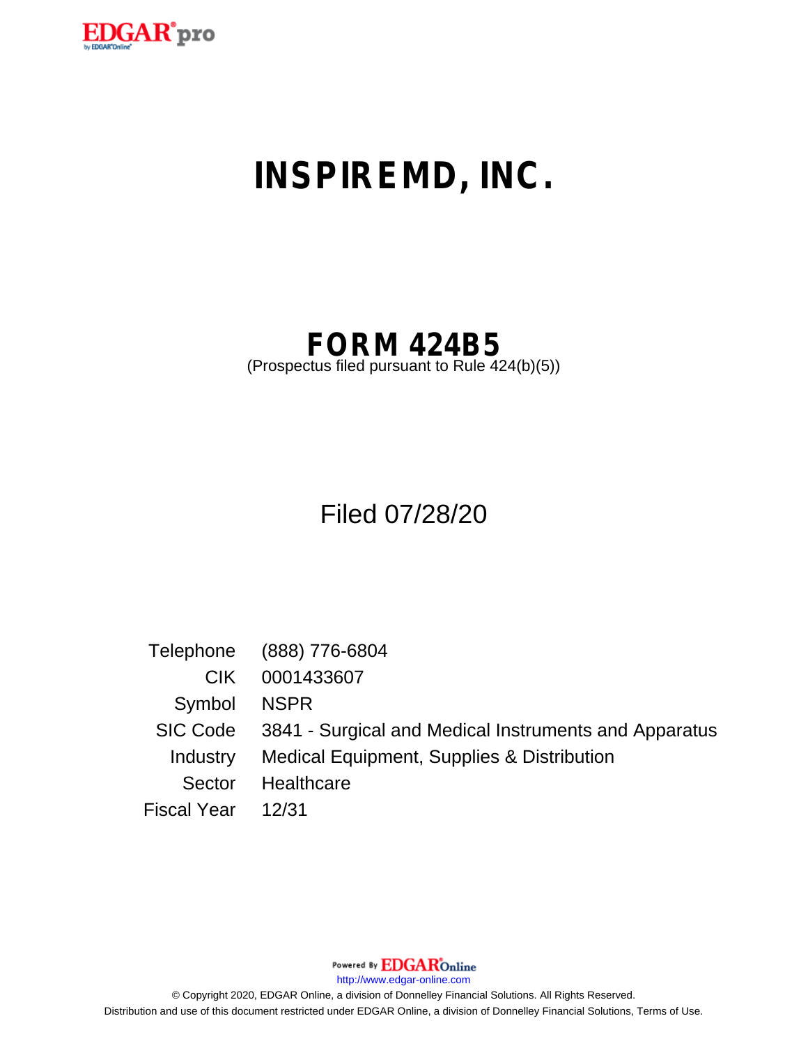# INSPIREMD, INC.

## FORM 424B5

(Prospectus filed pursuant to Rule 424(b)(5))

Filed 07/28/20

| | |
|---|---|
| Telephone | (888) 776-6804 |
| CIK | 0001433607 |
| Symbol | NSPR |
| SIC Code | 3841 - Surgical and Medical Instruments and Apparatus |
| Industry | Medical Equipment, Supplies & Distribution |
| Sector | Healthcare |
| Fiscal Year | 12/31 |

Powered By EDGAR Online

http://www.edgar-online.com

© Copyright 2020, EDGAR Online, a division of Donnelley Financial Solutions. All Rights Reserved.
Distribution and use of this document restricted under EDGAR Online, a division of Donnelley Financial Solutions, Terms of Use.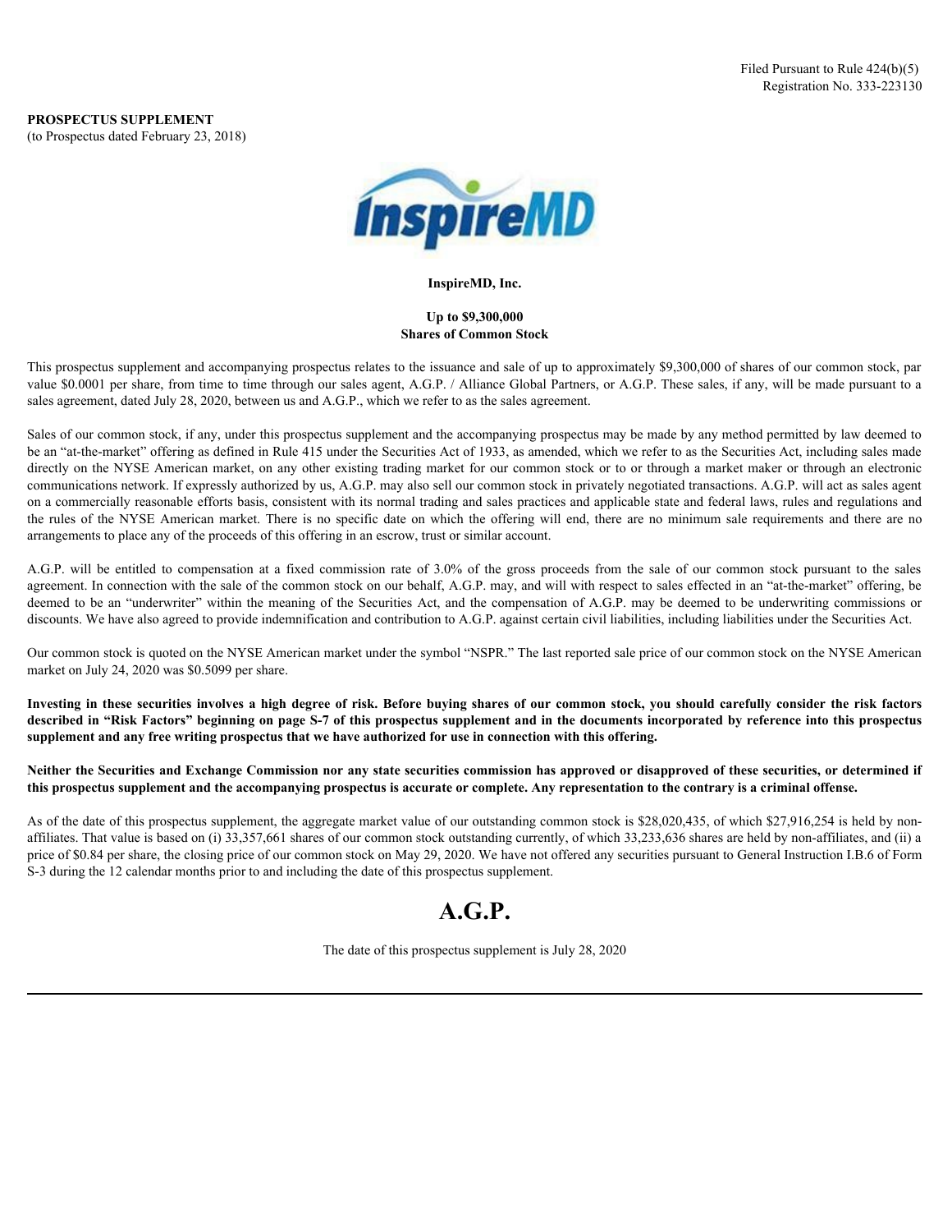Filed Pursuant to Rule 424(b)(5)
Registration No. 333-223130

**PROSPECTUS SUPPLEMENT**
(to Prospectus dated February 23, 2018)

**InspireMD, Inc.**

**Up to $9,300,000**
**Shares of Common Stock**

This prospectus supplement and accompanying prospectus relates to the issuance and sale of up to approximately $9,300,000 of shares of our common stock, par value $0.0001 per share, from time to time through our sales agent, A.G.P. / Alliance Global Partners, or A.G.P. These sales, if any, will be made pursuant to a sales agreement, dated July 28, 2020, between us and A.G.P., which we refer to as the sales agreement.

Sales of our common stock, if any, under this prospectus supplement and the accompanying prospectus may be made by any method permitted by law deemed to be an "at-the-market" offering as defined in Rule 415 under the Securities Act of 1933, as amended, which we refer to as the Securities Act, including sales made directly on the NYSE American market, on any other existing trading market for our common stock or to or through a market maker or through an electronic communications network. If expressly authorized by us, A.G.P. may also sell our common stock in privately negotiated transactions. A.G.P. will act as sales agent on a commercially reasonable efforts basis, consistent with its normal trading and sales practices and applicable state and federal laws, rules and regulations and the rules of the NYSE American market. There is no specific date on which the offering will end, there are no minimum sale requirements and there are no arrangements to place any of the proceeds of this offering in an escrow, trust or similar account.

A.G.P. will be entitled to compensation at a fixed commission rate of 3.0% of the gross proceeds from the sale of our common stock pursuant to the sales agreement. In connection with the sale of the common stock on our behalf, A.G.P. may, and will with respect to sales effected in an "at-the-market" offering, be deemed to be an "underwriter" within the meaning of the Securities Act, and the compensation of A.G.P. may be deemed to be underwriting commissions or discounts. We have also agreed to provide indemnification and contribution to A.G.P. against certain civil liabilities, including liabilities under the Securities Act.

Our common stock is quoted on the NYSE American market under the symbol "NSPR." The last reported sale price of our common stock on the NYSE American market on July 24, 2020 was $0.5099 per share.

**Investing in these securities involves a high degree of risk. Before buying shares of our common stock, you should carefully consider the risk factors described in "Risk Factors" beginning on page S-7 of this prospectus supplement and in the documents incorporated by reference into this prospectus supplement and any free writing prospectus that we have authorized for use in connection with this offering.**

**Neither the Securities and Exchange Commission nor any state securities commission has approved or disapproved of these securities, or determined if this prospectus supplement and the accompanying prospectus is accurate or complete. Any representation to the contrary is a criminal offense.**

As of the date of this prospectus supplement, the aggregate market value of our outstanding common stock is $28,020,435, of which $27,916,254 is held by non-affiliates. That value is based on (i) 33,357,661 shares of our common stock outstanding currently, of which 33,233,636 shares are held by non-affiliates, and (ii) a price of $0.84 per share, the closing price of our common stock on May 29, 2020. We have not offered any securities pursuant to General Instruction I.B.6 of Form S-3 during the 12 calendar months prior to and including the date of this prospectus supplement.

# A.G.P.

The date of this prospectus supplement is July 28, 2020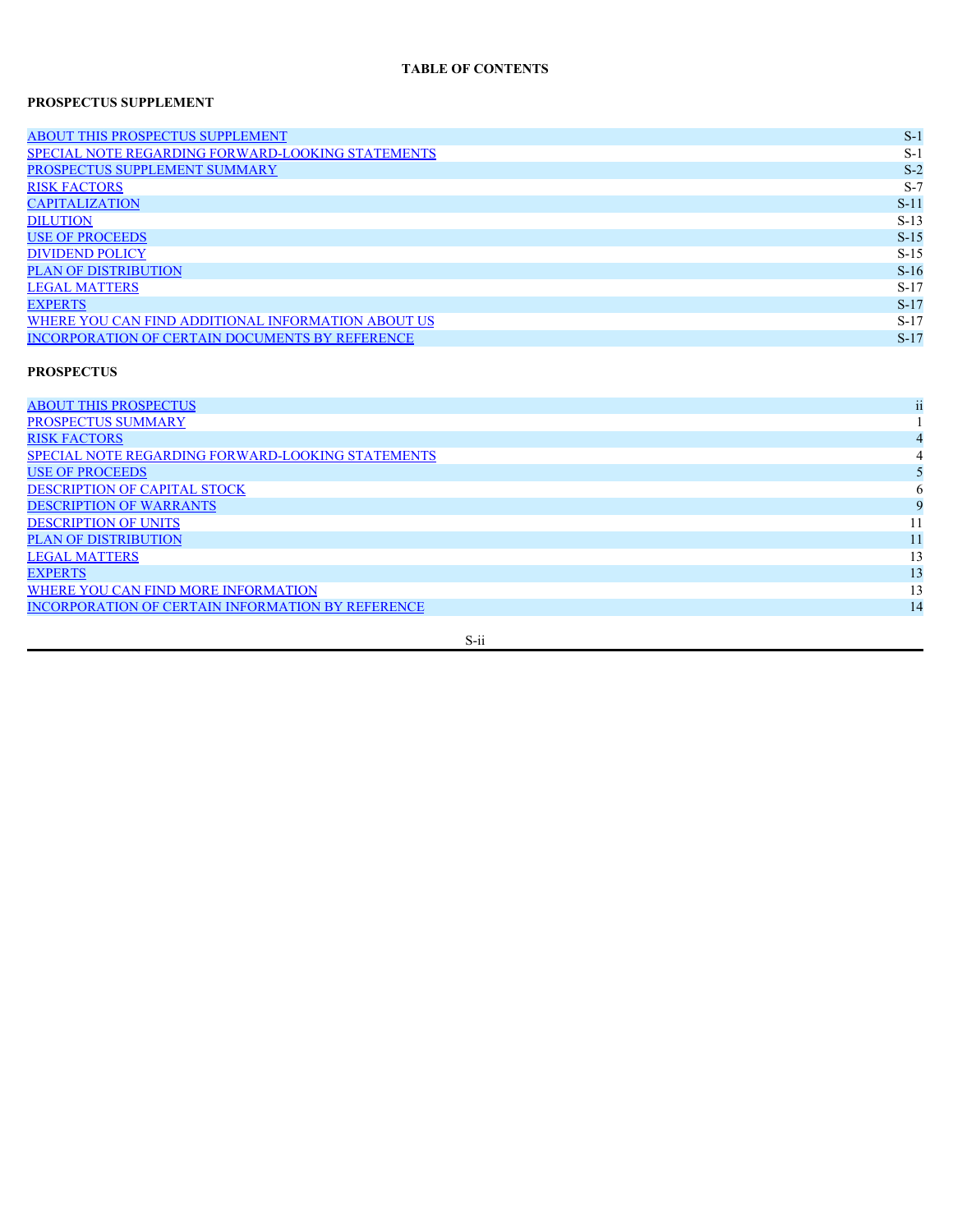**TABLE OF CONTENTS**

**PROSPECTUS SUPPLEMENT**

| | |
|---|---|
| ABOUT THIS PROSPECTUS SUPPLEMENT | S-1 |
| SPECIAL NOTE REGARDING FORWARD-LOOKING STATEMENTS | S-1 |
| PROSPECTUS SUPPLEMENT SUMMARY | S-2 |
| RISK FACTORS | S-7 |
| CAPITALIZATION | S-11 |
| DILUTION | S-13 |
| USE OF PROCEEDS | S-15 |
| DIVIDEND POLICY | S-15 |
| PLAN OF DISTRIBUTION | S-16 |
| LEGAL MATTERS | S-17 |
| EXPERTS | S-17 |
| WHERE YOU CAN FIND ADDITIONAL INFORMATION ABOUT US | S-17 |
| INCORPORATION OF CERTAIN DOCUMENTS BY REFERENCE | S-17 |

**PROSPECTUS**

| | |
|---|---|
| ABOUT THIS PROSPECTUS | ii |
| PROSPECTUS SUMMARY | 1 |
| RISK FACTORS | 4 |
| SPECIAL NOTE REGARDING FORWARD-LOOKING STATEMENTS | 4 |
| USE OF PROCEEDS | 5 |
| DESCRIPTION OF CAPITAL STOCK | 6 |
| DESCRIPTION OF WARRANTS | 9 |
| DESCRIPTION OF UNITS | 11 |
| PLAN OF DISTRIBUTION | 11 |
| LEGAL MATTERS | 13 |
| EXPERTS | 13 |
| WHERE YOU CAN FIND MORE INFORMATION | 13 |
| INCORPORATION OF CERTAIN INFORMATION BY REFERENCE | 14 |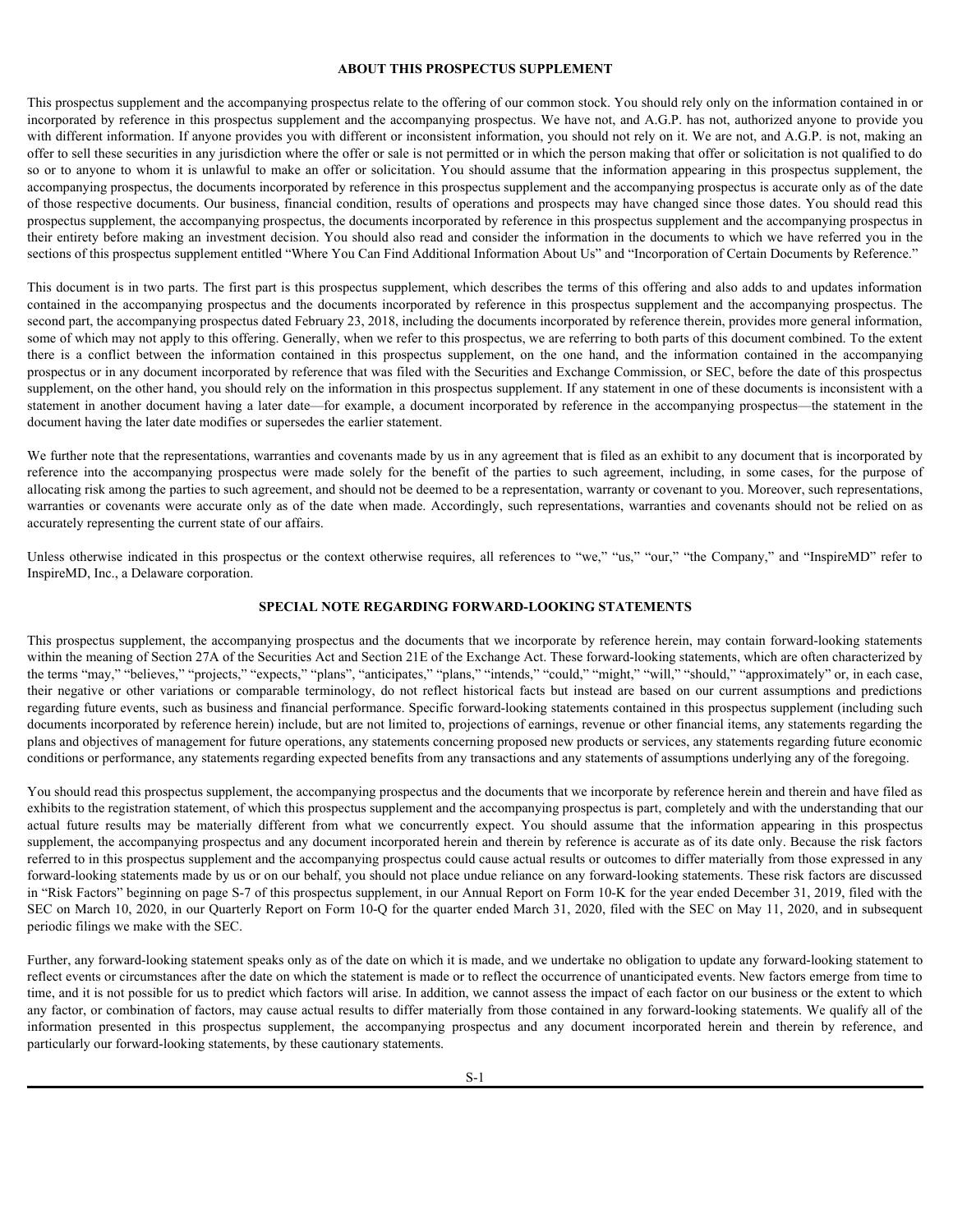## ABOUT THIS PROSPECTUS SUPPLEMENT

This prospectus supplement and the accompanying prospectus relate to the offering of our common stock. You should rely only on the information contained in or incorporated by reference in this prospectus supplement and the accompanying prospectus. We have not, and A.G.P. has not, authorized anyone to provide you with different information. If anyone provides you with different or inconsistent information, you should not rely on it. We are not, and A.G.P. is not, making an offer to sell these securities in any jurisdiction where the offer or sale is not permitted or in which the person making that offer or solicitation is not qualified to do so or to anyone to whom it is unlawful to make an offer or solicitation. You should assume that the information appearing in this prospectus supplement, the accompanying prospectus, the documents incorporated by reference in this prospectus supplement and the accompanying prospectus is accurate only as of the date of those respective documents. Our business, financial condition, results of operations and prospects may have changed since those dates. You should read this prospectus supplement, the accompanying prospectus, the documents incorporated by reference in this prospectus supplement and the accompanying prospectus in their entirety before making an investment decision. You should also read and consider the information in the documents to which we have referred you in the sections of this prospectus supplement entitled "Where You Can Find Additional Information About Us" and "Incorporation of Certain Documents by Reference."

This document is in two parts. The first part is this prospectus supplement, which describes the terms of this offering and also adds to and updates information contained in the accompanying prospectus and the documents incorporated by reference in this prospectus supplement and the accompanying prospectus. The second part, the accompanying prospectus dated February 23, 2018, including the documents incorporated by reference therein, provides more general information, some of which may not apply to this offering. Generally, when we refer to this prospectus, we are referring to both parts of this document combined. To the extent there is a conflict between the information contained in this prospectus supplement, on the one hand, and the information contained in the accompanying prospectus or in any document incorporated by reference that was filed with the Securities and Exchange Commission, or SEC, before the date of this prospectus supplement, on the other hand, you should rely on the information in this prospectus supplement. If any statement in one of these documents is inconsistent with a statement in another document having a later date—for example, a document incorporated by reference in the accompanying prospectus—the statement in the document having the later date modifies or supersedes the earlier statement.

We further note that the representations, warranties and covenants made by us in any agreement that is filed as an exhibit to any document that is incorporated by reference into the accompanying prospectus were made solely for the benefit of the parties to such agreement, including, in some cases, for the purpose of allocating risk among the parties to such agreement, and should not be deemed to be a representation, warranty or covenant to you. Moreover, such representations, warranties or covenants were accurate only as of the date when made. Accordingly, such representations, warranties and covenants should not be relied on as accurately representing the current state of our affairs.

Unless otherwise indicated in this prospectus or the context otherwise requires, all references to "we," "us," "our," "the Company," and "InspireMD" refer to InspireMD, Inc., a Delaware corporation.

## SPECIAL NOTE REGARDING FORWARD-LOOKING STATEMENTS

This prospectus supplement, the accompanying prospectus and the documents that we incorporate by reference herein, may contain forward-looking statements within the meaning of Section 27A of the Securities Act and Section 21E of the Exchange Act. These forward-looking statements, which are often characterized by the terms "may," "believes," "projects," "expects," "plans", "anticipates," "plans," "intends," "could," "might," "will," "should," "approximately" or, in each case, their negative or other variations or comparable terminology, do not reflect historical facts but instead are based on our current assumptions and predictions regarding future events, such as business and financial performance. Specific forward-looking statements contained in this prospectus supplement (including such documents incorporated by reference herein) include, but are not limited to, projections of earnings, revenue or other financial items, any statements regarding the plans and objectives of management for future operations, any statements concerning proposed new products or services, any statements regarding future economic conditions or performance, any statements regarding expected benefits from any transactions and any statements of assumptions underlying any of the foregoing.

You should read this prospectus supplement, the accompanying prospectus and the documents that we incorporate by reference herein and therein and have filed as exhibits to the registration statement, of which this prospectus supplement and the accompanying prospectus is part, completely and with the understanding that our actual future results may be materially different from what we concurrently expect. You should assume that the information appearing in this prospectus supplement, the accompanying prospectus and any document incorporated herein and therein by reference is accurate as of its date only. Because the risk factors referred to in this prospectus supplement and the accompanying prospectus could cause actual results or outcomes to differ materially from those expressed in any forward-looking statements made by us or on our behalf, you should not place undue reliance on any forward-looking statements. These risk factors are discussed in "Risk Factors" beginning on page S-7 of this prospectus supplement, in our Annual Report on Form 10-K for the year ended December 31, 2019, filed with the SEC on March 10, 2020, in our Quarterly Report on Form 10-Q for the quarter ended March 31, 2020, filed with the SEC on May 11, 2020, and in subsequent periodic filings we make with the SEC.

Further, any forward-looking statement speaks only as of the date on which it is made, and we undertake no obligation to update any forward-looking statement to reflect events or circumstances after the date on which the statement is made or to reflect the occurrence of unanticipated events. New factors emerge from time to time, and it is not possible for us to predict which factors will arise. In addition, we cannot assess the impact of each factor on our business or the extent to which any factor, or combination of factors, may cause actual results to differ materially from those contained in any forward-looking statements. We qualify all of the information presented in this prospectus supplement, the accompanying prospectus and any document incorporated herein and therein by reference, and particularly our forward-looking statements, by these cautionary statements.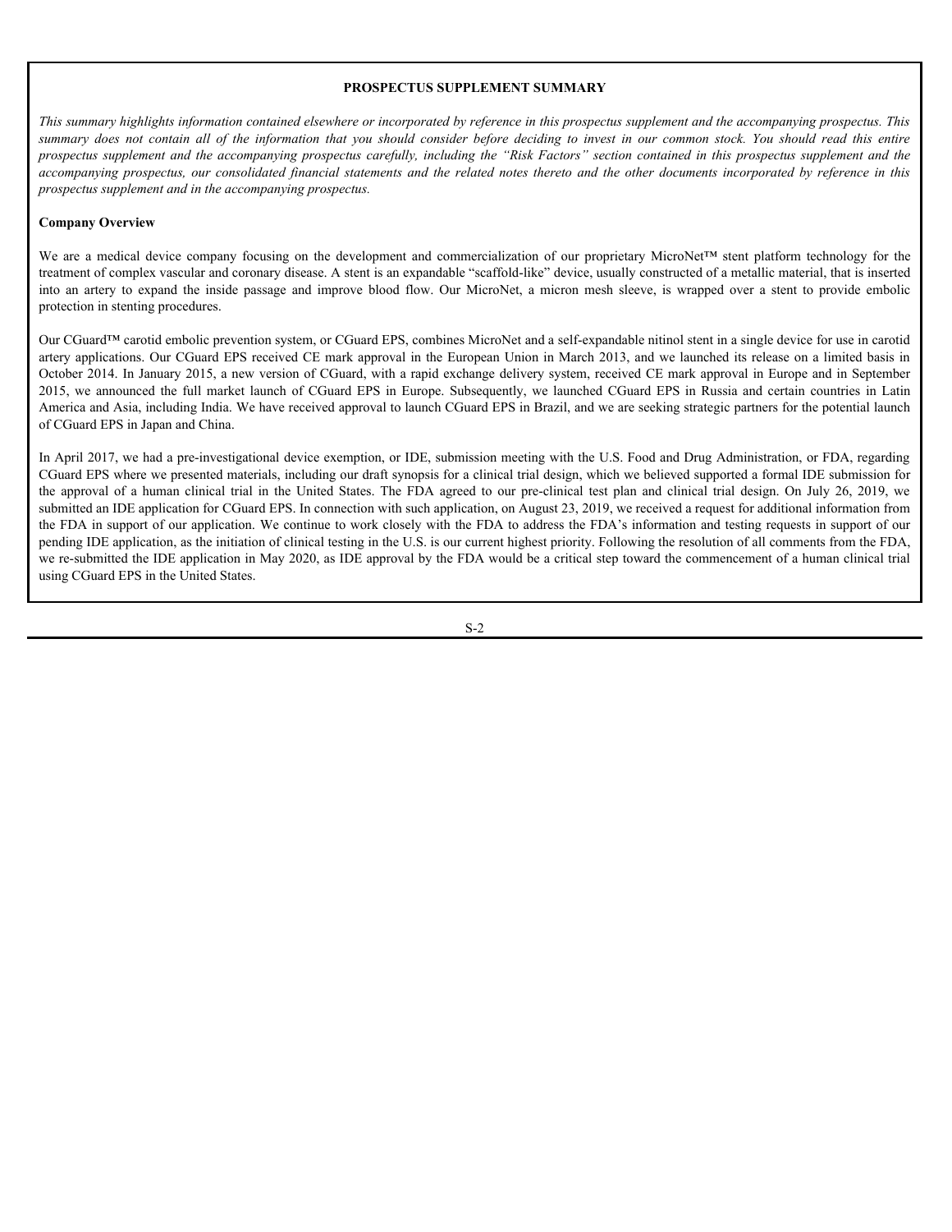## PROSPECTUS SUPPLEMENT SUMMARY

*This summary highlights information contained elsewhere or incorporated by reference in this prospectus supplement and the accompanying prospectus. This summary does not contain all of the information that you should consider before deciding to invest in our common stock. You should read this entire prospectus supplement and the accompanying prospectus carefully, including the "Risk Factors" section contained in this prospectus supplement and the accompanying prospectus, our consolidated financial statements and the related notes thereto and the other documents incorporated by reference in this prospectus supplement and in the accompanying prospectus.*

### Company Overview

We are a medical device company focusing on the development and commercialization of our proprietary MicroNet™ stent platform technology for the treatment of complex vascular and coronary disease. A stent is an expandable "scaffold-like" device, usually constructed of a metallic material, that is inserted into an artery to expand the inside passage and improve blood flow. Our MicroNet, a micron mesh sleeve, is wrapped over a stent to provide embolic protection in stenting procedures.

Our CGuard™ carotid embolic prevention system, or CGuard EPS, combines MicroNet and a self-expandable nitinol stent in a single device for use in carotid artery applications. Our CGuard EPS received CE mark approval in the European Union in March 2013, and we launched its release on a limited basis in October 2014. In January 2015, a new version of CGuard, with a rapid exchange delivery system, received CE mark approval in Europe and in September 2015, we announced the full market launch of CGuard EPS in Europe. Subsequently, we launched CGuard EPS in Russia and certain countries in Latin America and Asia, including India. We have received approval to launch CGuard EPS in Brazil, and we are seeking strategic partners for the potential launch of CGuard EPS in Japan and China.

In April 2017, we had a pre-investigational device exemption, or IDE, submission meeting with the U.S. Food and Drug Administration, or FDA, regarding CGuard EPS where we presented materials, including our draft synopsis for a clinical trial design, which we believed supported a formal IDE submission for the approval of a human clinical trial in the United States. The FDA agreed to our pre-clinical test plan and clinical trial design. On July 26, 2019, we submitted an IDE application for CGuard EPS. In connection with such application, on August 23, 2019, we received a request for additional information from the FDA in support of our application. We continue to work closely with the FDA to address the FDA's information and testing requests in support of our pending IDE application, as the initiation of clinical testing in the U.S. is our current highest priority. Following the resolution of all comments from the FDA, we re-submitted the IDE application in May 2020, as IDE approval by the FDA would be a critical step toward the commencement of a human clinical trial using CGuard EPS in the United States.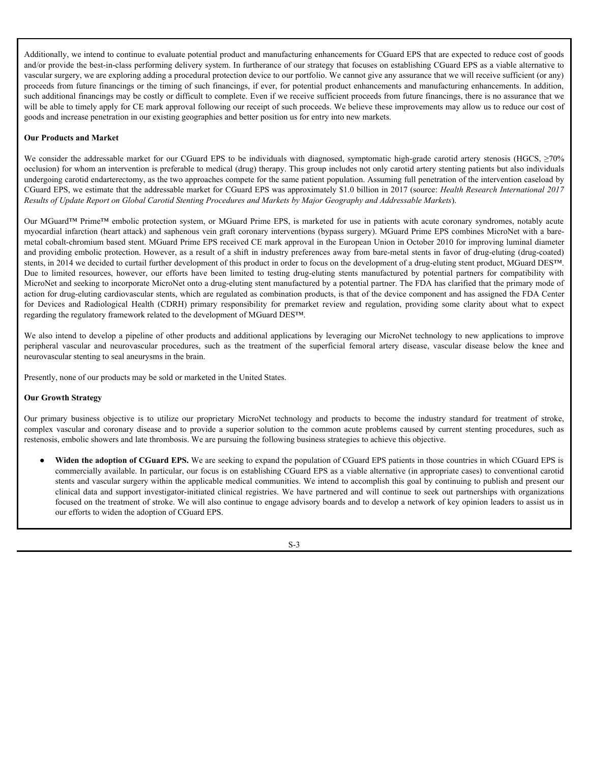Additionally, we intend to continue to evaluate potential product and manufacturing enhancements for CGuard EPS that are expected to reduce cost of goods and/or provide the best-in-class performing delivery system. In furtherance of our strategy that focuses on establishing CGuard EPS as a viable alternative to vascular surgery, we are exploring adding a procedural protection device to our portfolio. We cannot give any assurance that we will receive sufficient (or any) proceeds from future financings or the timing of such financings, if ever, for potential product enhancements and manufacturing enhancements. In addition, such additional financings may be costly or difficult to complete. Even if we receive sufficient proceeds from future financings, there is no assurance that we will be able to timely apply for CE mark approval following our receipt of such proceeds. We believe these improvements may allow us to reduce our cost of goods and increase penetration in our existing geographies and better position us for entry into new markets.

**Our Products and Market**

We consider the addressable market for our CGuard EPS to be individuals with diagnosed, symptomatic high-grade carotid artery stenosis (HGCS, ≥70% occlusion) for whom an intervention is preferable to medical (drug) therapy. This group includes not only carotid artery stenting patients but also individuals undergoing carotid endarterectomy, as the two approaches compete for the same patient population. Assuming full penetration of the intervention caseload by CGuard EPS, we estimate that the addressable market for CGuard EPS was approximately $1.0 billion in 2017 (source: *Health Research International 2017 Results of Update Report on Global Carotid Stenting Procedures and Markets by Major Geography and Addressable Markets*).

Our MGuard™ Prime™ embolic protection system, or MGuard Prime EPS, is marketed for use in patients with acute coronary syndromes, notably acute myocardial infarction (heart attack) and saphenous vein graft coronary interventions (bypass surgery). MGuard Prime EPS combines MicroNet with a bare-metal cobalt-chromium based stent. MGuard Prime EPS received CE mark approval in the European Union in October 2010 for improving luminal diameter and providing embolic protection. However, as a result of a shift in industry preferences away from bare-metal stents in favor of drug-eluting (drug-coated) stents, in 2014 we decided to curtail further development of this product in order to focus on the development of a drug-eluting stent product, MGuard DES™. Due to limited resources, however, our efforts have been limited to testing drug-eluting stents manufactured by potential partners for compatibility with MicroNet and seeking to incorporate MicroNet onto a drug-eluting stent manufactured by a potential partner. The FDA has clarified that the primary mode of action for drug-eluting cardiovascular stents, which are regulated as combination products, is that of the device component and has assigned the FDA Center for Devices and Radiological Health (CDRH) primary responsibility for premarket review and regulation, providing some clarity about what to expect regarding the regulatory framework related to the development of MGuard DES™.

We also intend to develop a pipeline of other products and additional applications by leveraging our MicroNet technology to new applications to improve peripheral vascular and neurovascular procedures, such as the treatment of the superficial femoral artery disease, vascular disease below the knee and neurovascular stenting to seal aneurysms in the brain.

Presently, none of our products may be sold or marketed in the United States.

**Our Growth Strategy**

Our primary business objective is to utilize our proprietary MicroNet technology and products to become the industry standard for treatment of stroke, complex vascular and coronary disease and to provide a superior solution to the common acute problems caused by current stenting procedures, such as restenosis, embolic showers and late thrombosis. We are pursuing the following business strategies to achieve this objective.

- **Widen the adoption of CGuard EPS.** We are seeking to expand the population of CGuard EPS patients in those countries in which CGuard EPS is commercially available. In particular, our focus is on establishing CGuard EPS as a viable alternative (in appropriate cases) to conventional carotid stents and vascular surgery within the applicable medical communities. We intend to accomplish this goal by continuing to publish and present our clinical data and support investigator-initiated clinical registries. We have partnered and will continue to seek out partnerships with organizations focused on the treatment of stroke. We will also continue to engage advisory boards and to develop a network of key opinion leaders to assist us in our efforts to widen the adoption of CGuard EPS.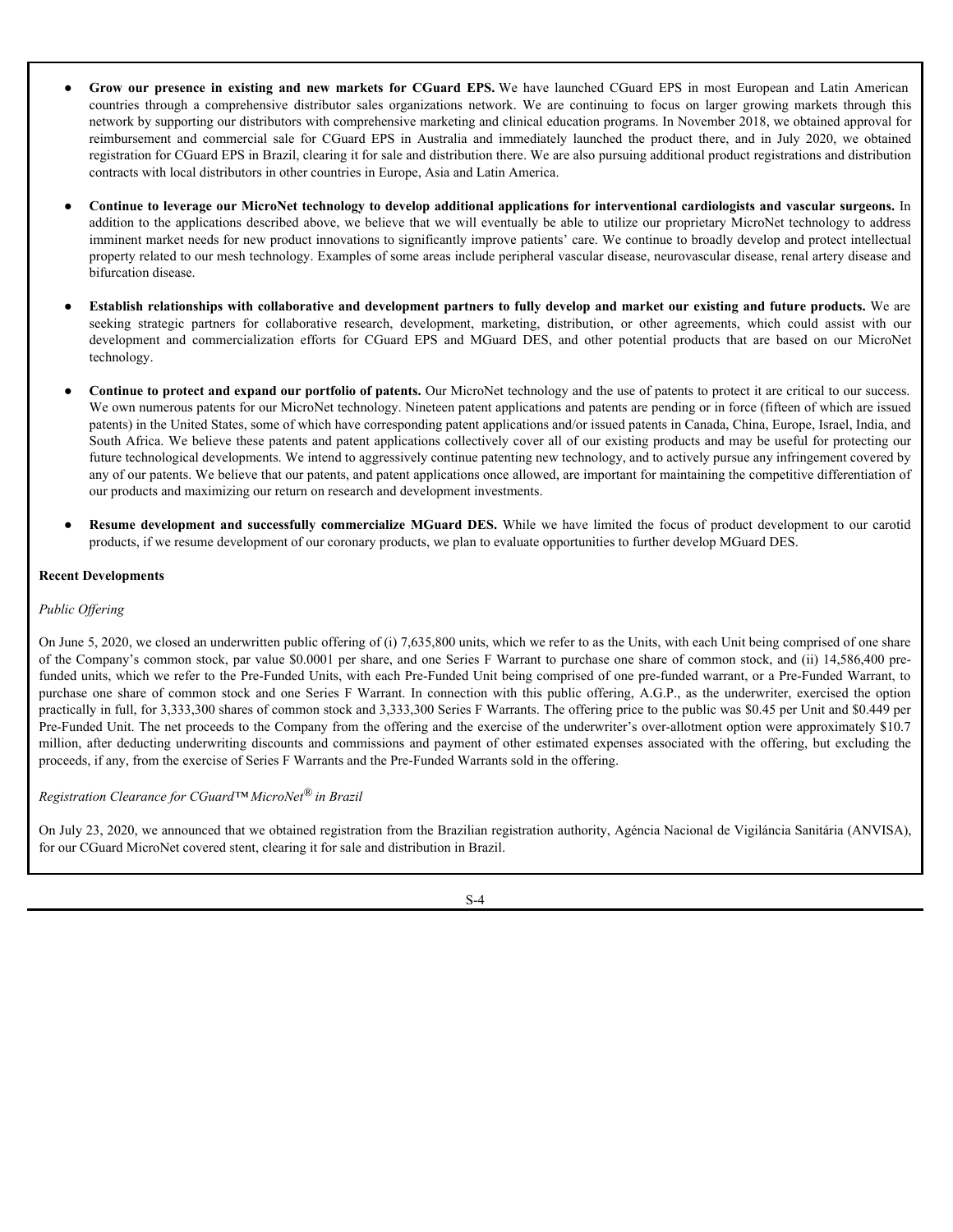- **Grow our presence in existing and new markets for CGuard EPS.** We have launched CGuard EPS in most European and Latin American countries through a comprehensive distributor sales organizations network. We are continuing to focus on larger growing markets through this network by supporting our distributors with comprehensive marketing and clinical education programs. In November 2018, we obtained approval for reimbursement and commercial sale for CGuard EPS in Australia and immediately launched the product there, and in July 2020, we obtained registration for CGuard EPS in Brazil, clearing it for sale and distribution there. We are also pursuing additional product registrations and distribution contracts with local distributors in other countries in Europe, Asia and Latin America.

- **Continue to leverage our MicroNet technology to develop additional applications for interventional cardiologists and vascular surgeons.** In addition to the applications described above, we believe that we will eventually be able to utilize our proprietary MicroNet technology to address imminent market needs for new product innovations to significantly improve patients' care. We continue to broadly develop and protect intellectual property related to our mesh technology. Examples of some areas include peripheral vascular disease, neurovascular disease, renal artery disease and bifurcation disease.

- **Establish relationships with collaborative and development partners to fully develop and market our existing and future products.** We are seeking strategic partners for collaborative research, development, marketing, distribution, or other agreements, which could assist with our development and commercialization efforts for CGuard EPS and MGuard DES, and other potential products that are based on our MicroNet technology.

- **Continue to protect and expand our portfolio of patents.** Our MicroNet technology and the use of patents to protect it are critical to our success. We own numerous patents for our MicroNet technology. Nineteen patent applications and patents are pending or in force (fifteen of which are issued patents) in the United States, some of which have corresponding patent applications and/or issued patents in Canada, China, Europe, Israel, India, and South Africa. We believe these patents and patent applications collectively cover all of our existing products and may be useful for protecting our future technological developments. We intend to aggressively continue patenting new technology, and to actively pursue any infringement covered by any of our patents. We believe that our patents, and patent applications once allowed, are important for maintaining the competitive differentiation of our products and maximizing our return on research and development investments.

- **Resume development and successfully commercialize MGuard DES.** While we have limited the focus of product development to our carotid products, if we resume development of our coronary products, we plan to evaluate opportunities to further develop MGuard DES.

**Recent Developments**

*Public Offering*

On June 5, 2020, we closed an underwritten public offering of (i) 7,635,800 units, which we refer to as the Units, with each Unit being comprised of one share of the Company's common stock, par value $0.0001 per share, and one Series F Warrant to purchase one share of common stock, and (ii) 14,586,400 pre-funded units, which we refer to as the Pre-Funded Units, with each Pre-Funded Unit being comprised of one pre-funded warrant, or a Pre-Funded Warrant, to purchase one share of common stock and one Series F Warrant. In connection with this public offering, A.G.P., as the underwriter, exercised the option practically in full, for 3,333,300 shares of common stock and 3,333,300 Series F Warrants. The offering price to the public was $0.45 per Unit and $0.449 per Pre-Funded Unit. The net proceeds to the Company from the offering and the exercise of the underwriter's over-allotment option were approximately $10.7 million, after deducting underwriting discounts and commissions and payment of other estimated expenses associated with the offering, but excluding the proceeds, if any, from the exercise of Series F Warrants and the Pre-Funded Warrants sold in the offering.

*Registration Clearance for CGuard™ MicroNet® in Brazil*

On July 23, 2020, we announced that we obtained registration from the Brazilian registration authority, Agência Nacional de Vigilância Sanitária (ANVISA), for our CGuard MicroNet covered stent, clearing it for sale and distribution in Brazil.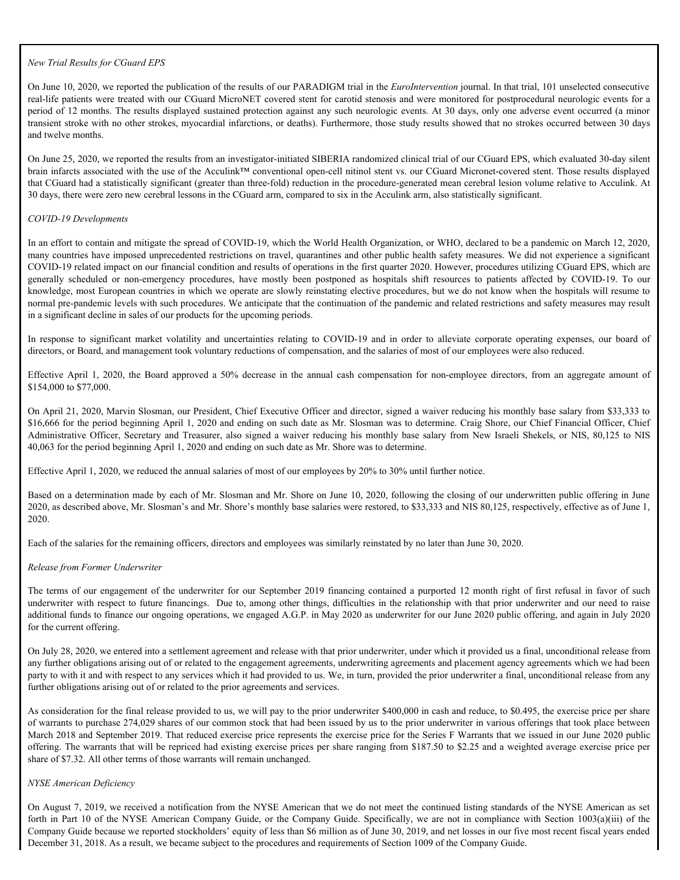*New Trial Results for CGuard EPS*

On June 10, 2020, we reported the publication of the results of our PARADIGM trial in the *EuroIntervention* journal. In that trial, 101 unselected consecutive real-life patients were treated with our CGuard MicroNET covered stent for carotid stenosis and were monitored for postprocedural neurologic events for a period of 12 months. The results displayed sustained protection against any such neurologic events. At 30 days, only one adverse event occurred (a minor transient stroke with no other strokes, myocardial infarctions, or deaths). Furthermore, those study results showed that no strokes occurred between 30 days and twelve months.

On June 25, 2020, we reported the results from an investigator-initiated SIBERIA randomized clinical trial of our CGuard EPS, which evaluated 30-day silent brain infarcts associated with the use of the Acculink™ conventional open-cell nitinol stent vs. our CGuard Micronet-covered stent. Those results displayed that CGuard had a statistically significant (greater than three-fold) reduction in the procedure-generated mean cerebral lesion volume relative to Acculink. At 30 days, there were zero new cerebral lessons in the CGuard arm, compared to six in the Acculink arm, also statistically significant.

*COVID-19 Developments*

In an effort to contain and mitigate the spread of COVID-19, which the World Health Organization, or WHO, declared to be a pandemic on March 12, 2020, many countries have imposed unprecedented restrictions on travel, quarantines and other public health safety measures. We did not experience a significant COVID-19 related impact on our financial condition and results of operations in the first quarter 2020. However, procedures utilizing CGuard EPS, which are generally scheduled or non-emergency procedures, have mostly been postponed as hospitals shift resources to patients affected by COVID-19. To our knowledge, most European countries in which we operate are slowly reinstating elective procedures, but we do not know when the hospitals will resume to normal pre-pandemic levels with such procedures. We anticipate that the continuation of the pandemic and related restrictions and safety measures may result in a significant decline in sales of our products for the upcoming periods.

In response to significant market volatility and uncertainties relating to COVID-19 and in order to alleviate corporate operating expenses, our board of directors, or Board, and management took voluntary reductions of compensation, and the salaries of most of our employees were also reduced.

Effective April 1, 2020, the Board approved a 50% decrease in the annual cash compensation for non-employee directors, from an aggregate amount of $154,000 to $77,000.

On April 21, 2020, Marvin Slosman, our President, Chief Executive Officer and director, signed a waiver reducing his monthly base salary from $33,333 to $16,666 for the period beginning April 1, 2020 and ending on such date as Mr. Slosman was to determine. Craig Shore, our Chief Financial Officer, Chief Administrative Officer, Secretary and Treasurer, also signed a waiver reducing his monthly base salary from New Israeli Shekels, or NIS, 80,125 to NIS 40,063 for the period beginning April 1, 2020 and ending on such date as Mr. Shore was to determine.

Effective April 1, 2020, we reduced the annual salaries of most of our employees by 20% to 30% until further notice.

Based on a determination made by each of Mr. Slosman and Mr. Shore on June 10, 2020, following the closing of our underwritten public offering in June 2020, as described above, Mr. Slosman's and Mr. Shore's monthly base salaries were restored, to $33,333 and NIS 80,125, respectively, effective as of June 1, 2020.

Each of the salaries for the remaining officers, directors and employees was similarly reinstated by no later than June 30, 2020.

*Release from Former Underwriter*

The terms of our engagement of the underwriter for our September 2019 financing contained a purported 12 month right of first refusal in favor of such underwriter with respect to future financings. Due to, among other things, difficulties in the relationship with that prior underwriter and our need to raise additional funds to finance our ongoing operations, we engaged A.G.P. in May 2020 as underwriter for our June 2020 public offering, and again in July 2020 for the current offering.

On July 28, 2020, we entered into a settlement agreement and release with that prior underwriter, under which it provided us a final, unconditional release from any further obligations arising out of or related to the engagement agreements, underwriting agreements and placement agency agreements which we had been party to with it and with respect to any services which it had provided to us. We, in turn, provided the prior underwriter a final, unconditional release from any further obligations arising out of or related to the prior agreements and services.

As consideration for the final release provided to us, we will pay to the prior underwriter $400,000 in cash and reduce, to $0.495, the exercise price per share of warrants to purchase 274,029 shares of our common stock that had been issued by us to the prior underwriter in various offerings that took place between March 2018 and September 2019. That reduced exercise price represents the exercise price for the Series F Warrants that we issued in our June 2020 public offering. The warrants that will be repriced had existing exercise prices per share ranging from $187.50 to $2.25 and a weighted average exercise price per share of $7.32. All other terms of those warrants will remain unchanged.

*NYSE American Deficiency*

On August 7, 2019, we received a notification from the NYSE American that we do not meet the continued listing standards of the NYSE American as set forth in Part 10 of the NYSE American Company Guide, or the Company Guide. Specifically, we are not in compliance with Section 1003(a)(iii) of the Company Guide because we reported stockholders' equity of less than $6 million as of June 30, 2019, and net losses in our five most recent fiscal years ended December 31, 2018. As a result, we became subject to the procedures and requirements of Section 1009 of the Company Guide.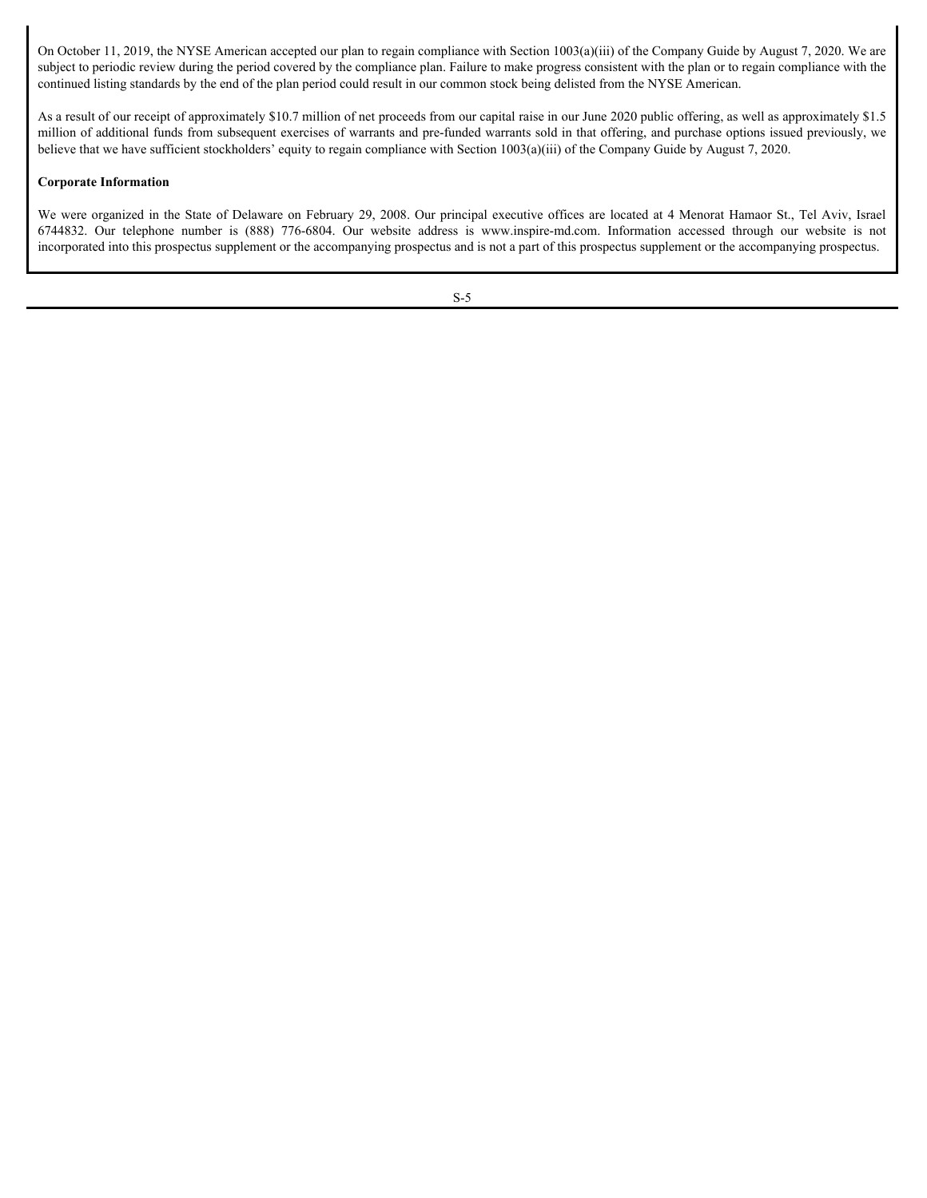On October 11, 2019, the NYSE American accepted our plan to regain compliance with Section 1003(a)(iii) of the Company Guide by August 7, 2020. We are subject to periodic review during the period covered by the compliance plan. Failure to make progress consistent with the plan or to regain compliance with the continued listing standards by the end of the plan period could result in our common stock being delisted from the NYSE American.

As a result of our receipt of approximately $10.7 million of net proceeds from our capital raise in our June 2020 public offering, as well as approximately $1.5 million of additional funds from subsequent exercises of warrants and pre-funded warrants sold in that offering, and purchase options issued previously, we believe that we have sufficient stockholders' equity to regain compliance with Section 1003(a)(iii) of the Company Guide by August 7, 2020.

**Corporate Information**

We were organized in the State of Delaware on February 29, 2008. Our principal executive offices are located at 4 Menorat Hamaor St., Tel Aviv, Israel 6744832. Our telephone number is (888) 776-6804. Our website address is www.inspire-md.com. Information accessed through our website is not incorporated into this prospectus supplement or the accompanying prospectus and is not a part of this prospectus supplement or the accompanying prospectus.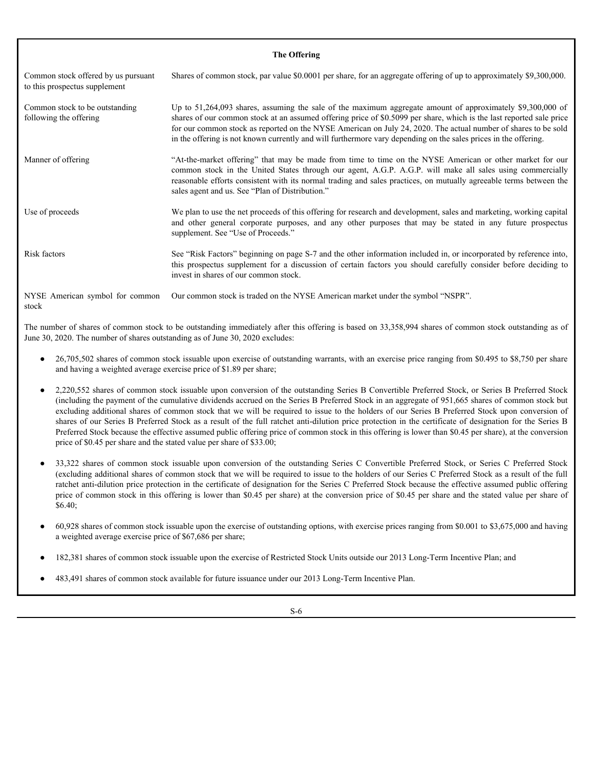### The Offering

| | |
|---|---|
| Common stock offered by us pursuant to this prospectus supplement | Shares of common stock, par value $0.0001 per share, for an aggregate offering of up to approximately $9,300,000. |
| Common stock to be outstanding following the offering | Up to 51,264,093 shares, assuming the sale of the maximum aggregate amount of approximately $9,300,000 of shares of our common stock at an assumed offering price of $0.5099 per share, which is the last reported sale price for our common stock as reported on the NYSE American on July 24, 2020. The actual number of shares to be sold in the offering is not known currently and will furthermore vary depending on the sales prices in the offering. |
| Manner of offering | "At-the-market offering" that may be made from time to time on the NYSE American or other market for our common stock in the United States through our agent, A.G.P. A.G.P. will make all sales using commercially reasonable efforts consistent with its normal trading and sales practices, on mutually agreeable terms between the sales agent and us. See "Plan of Distribution." |
| Use of proceeds | We plan to use the net proceeds of this offering for research and development, sales and marketing, working capital and other general corporate purposes, and any other purposes that may be stated in any future prospectus supplement. See "Use of Proceeds." |
| Risk factors | See "Risk Factors" beginning on page S-7 and the other information included in, or incorporated by reference into, this prospectus supplement for a discussion of certain factors you should carefully consider before deciding to invest in shares of our common stock. |
| NYSE American symbol for common stock | Our common stock is traded on the NYSE American market under the symbol "NSPR". |

The number of shares of common stock to be outstanding immediately after this offering is based on 33,358,994 shares of common stock outstanding as of June 30, 2020. The number of shares outstanding as of June 30, 2020 excludes:

- 26,705,502 shares of common stock issuable upon exercise of outstanding warrants, with an exercise price ranging from $0.495 to $8,750 per share and having a weighted average exercise price of $1.89 per share;
- 2,220,552 shares of common stock issuable upon conversion of the outstanding Series B Convertible Preferred Stock, or Series B Preferred Stock (including the payment of the cumulative dividends accrued on the Series B Preferred Stock in an aggregate of 951,665 shares of common stock but excluding additional shares of common stock that we will be required to issue to the holders of our Series B Preferred Stock upon conversion of shares of our Series B Preferred Stock as a result of the full ratchet anti-dilution price protection in the certificate of designation for the Series B Preferred Stock because the effective assumed public offering price of common stock in this offering is lower than $0.45 per share), at the conversion price of $0.45 per share and the stated value per share of $33.00;
- 33,322 shares of common stock issuable upon conversion of the outstanding Series C Convertible Preferred Stock, or Series C Preferred Stock (excluding additional shares of common stock that we will be required to issue to the holders of our Series C Preferred Stock as a result of the full ratchet anti-dilution price protection in the certificate of designation for the Series C Preferred Stock because the effective assumed public offering price of common stock in this offering is lower than $0.45 per share) at the conversion price of $0.45 per share and the stated value per share of $6.40;
- 60,928 shares of common stock issuable upon the exercise of outstanding options, with exercise prices ranging from $0.001 to $3,675,000 and having a weighted average exercise price of $67,686 per share;
- 182,381 shares of common stock issuable upon the exercise of Restricted Stock Units outside our 2013 Long-Term Incentive Plan; and
- 483,491 shares of common stock available for future issuance under our 2013 Long-Term Incentive Plan.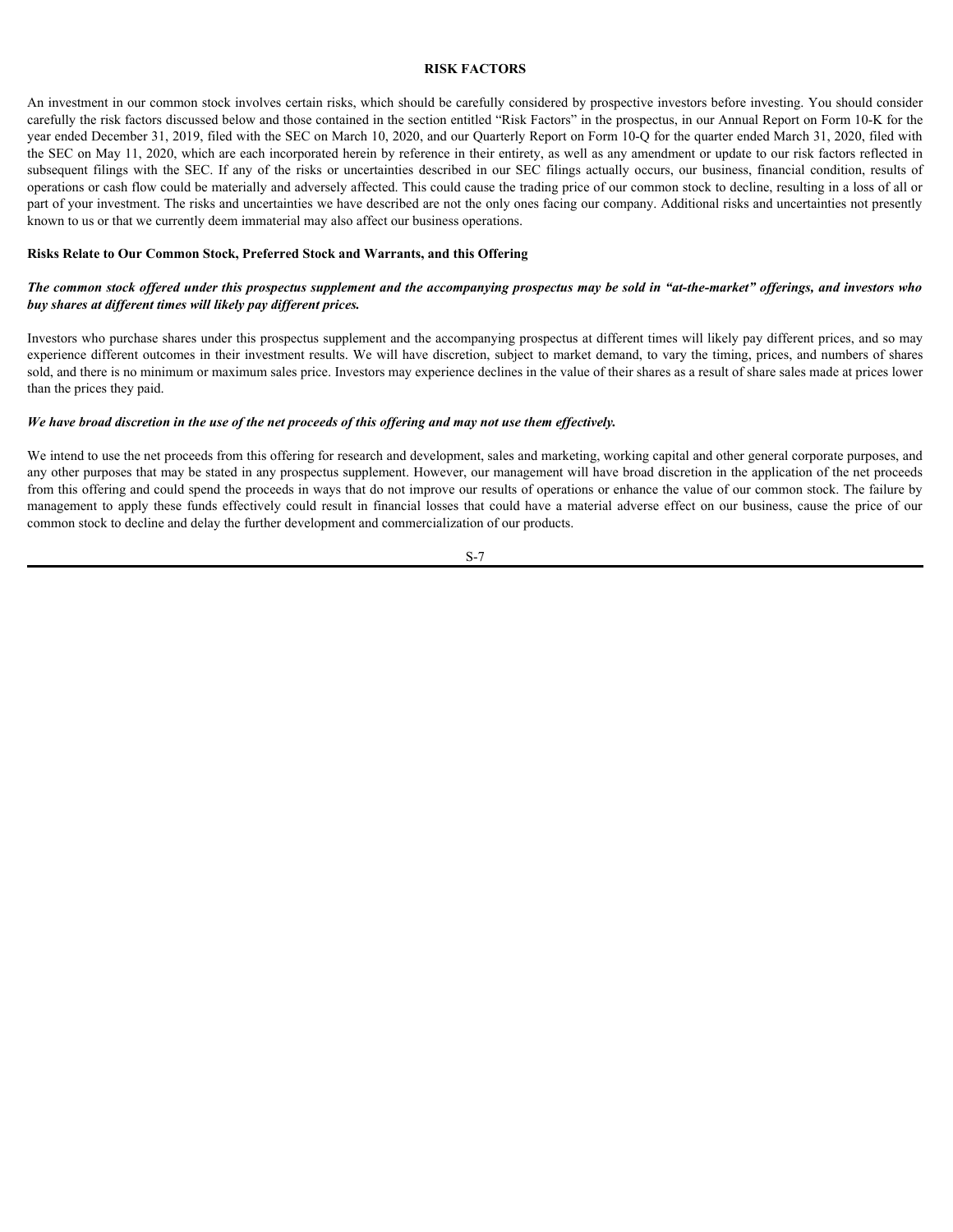# RISK FACTORS

An investment in our common stock involves certain risks, which should be carefully considered by prospective investors before investing. You should consider carefully the risk factors discussed below and those contained in the section entitled "Risk Factors" in the prospectus, in our Annual Report on Form 10-K for the year ended December 31, 2019, filed with the SEC on March 10, 2020, and our Quarterly Report on Form 10-Q for the quarter ended March 31, 2020, filed with the SEC on May 11, 2020, which are each incorporated herein by reference in their entirety, as well as any amendment or update to our risk factors reflected in subsequent filings with the SEC. If any of the risks or uncertainties described in our SEC filings actually occurs, our business, financial condition, results of operations or cash flow could be materially and adversely affected. This could cause the trading price of our common stock to decline, resulting in a loss of all or part of your investment. The risks and uncertainties we have described are not the only ones facing our company. Additional risks and uncertainties not presently known to us or that we currently deem immaterial may also affect our business operations.

## Risks Relate to Our Common Stock, Preferred Stock and Warrants, and this Offering

***The common stock offered under this prospectus supplement and the accompanying prospectus may be sold in "at-the-market" offerings, and investors who buy shares at different times will likely pay different prices.***

Investors who purchase shares under this prospectus supplement and the accompanying prospectus at different times will likely pay different prices, and so may experience different outcomes in their investment results. We will have discretion, subject to market demand, to vary the timing, prices, and numbers of shares sold, and there is no minimum or maximum sales price. Investors may experience declines in the value of their shares as a result of share sales made at prices lower than the prices they paid.

***We have broad discretion in the use of the net proceeds of this offering and may not use them effectively.***

We intend to use the net proceeds from this offering for research and development, sales and marketing, working capital and other general corporate purposes, and any other purposes that may be stated in any prospectus supplement. However, our management will have broad discretion in the application of the net proceeds from this offering and could spend the proceeds in ways that do not improve our results of operations or enhance the value of our common stock. The failure by management to apply these funds effectively could result in financial losses that could have a material adverse effect on our business, cause the price of our common stock to decline and delay the further development and commercialization of our products.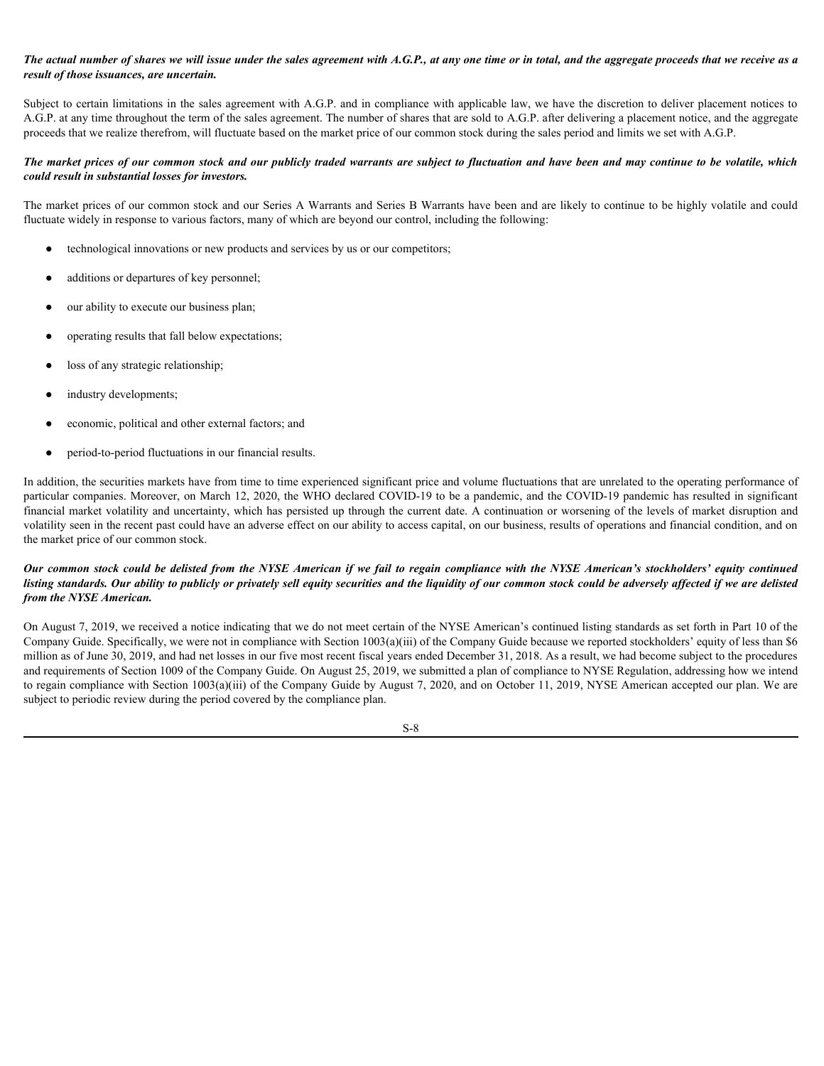***The actual number of shares we will issue under the sales agreement with A.G.P., at any one time or in total, and the aggregate proceeds that we receive as a result of those issuances, are uncertain.***

Subject to certain limitations in the sales agreement with A.G.P. and in compliance with applicable law, we have the discretion to deliver placement notices to A.G.P. at any time throughout the term of the sales agreement. The number of shares that are sold to A.G.P. after delivering a placement notice, and the aggregate proceeds that we realize therefrom, will fluctuate based on the market price of our common stock during the sales period and limits we set with A.G.P.

***The market prices of our common stock and our publicly traded warrants are subject to fluctuation and have been and may continue to be volatile, which could result in substantial losses for investors.***

The market prices of our common stock and our Series A Warrants and Series B Warrants have been and are likely to continue to be highly volatile and could fluctuate widely in response to various factors, many of which are beyond our control, including the following:

- technological innovations or new products and services by us or our competitors;
- additions or departures of key personnel;
- our ability to execute our business plan;
- operating results that fall below expectations;
- loss of any strategic relationship;
- industry developments;
- economic, political and other external factors; and
- period-to-period fluctuations in our financial results.

In addition, the securities markets have from time to time experienced significant price and volume fluctuations that are unrelated to the operating performance of particular companies. Moreover, on March 12, 2020, the WHO declared COVID-19 to be a pandemic, and the COVID-19 pandemic has resulted in significant financial market volatility and uncertainty, which has persisted up through the current date. A continuation or worsening of the levels of market disruption and volatility seen in the recent past could have an adverse effect on our ability to access capital, on our business, results of operations and financial condition, and on the market price of our common stock.

***Our common stock could be delisted from the NYSE American if we fail to regain compliance with the NYSE American's stockholders' equity continued listing standards. Our ability to publicly or privately sell equity securities and the liquidity of our common stock could be adversely affected if we are delisted from the NYSE American.***

On August 7, 2019, we received a notice indicating that we do not meet certain of the NYSE American's continued listing standards as set forth in Part 10 of the Company Guide. Specifically, we were not in compliance with Section 1003(a)(iii) of the Company Guide because we reported stockholders' equity of less than $6 million as of June 30, 2019, and had net losses in our five most recent fiscal years ended December 31, 2018. As a result, we had become subject to the procedures and requirements of Section 1009 of the Company Guide. On August 25, 2019, we submitted a plan of compliance to NYSE Regulation, addressing how we intend to regain compliance with Section 1003(a)(iii) of the Company Guide by August 7, 2020, and on October 11, 2019, NYSE American accepted our plan. We are subject to periodic review during the period covered by the compliance plan.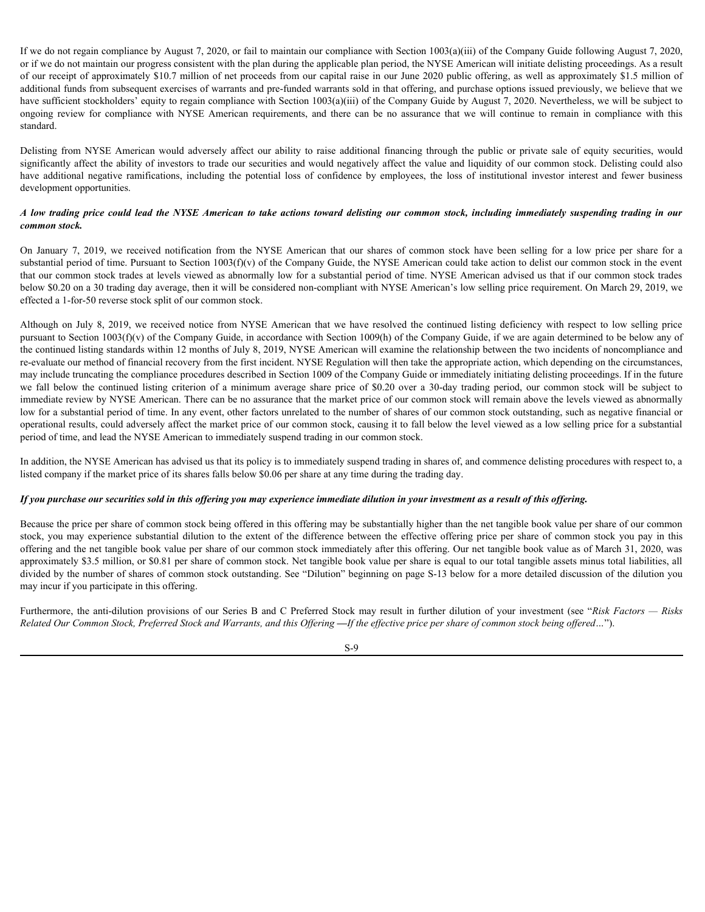If we do not regain compliance by August 7, 2020, or fail to maintain our compliance with Section 1003(a)(iii) of the Company Guide following August 7, 2020, or if we do not maintain our progress consistent with the plan during the applicable plan period, the NYSE American will initiate delisting proceedings. As a result of our receipt of approximately $10.7 million of net proceeds from our capital raise in our June 2020 public offering, as well as approximately $1.5 million of additional funds from subsequent exercises of warrants and pre-funded warrants sold in that offering, and purchase options issued previously, we believe that we have sufficient stockholders' equity to regain compliance with Section 1003(a)(iii) of the Company Guide by August 7, 2020. Nevertheless, we will be subject to ongoing review for compliance with NYSE American requirements, and there can be no assurance that we will continue to remain in compliance with this standard.

Delisting from NYSE American would adversely affect our ability to raise additional financing through the public or private sale of equity securities, would significantly affect the ability of investors to trade our securities and would negatively affect the value and liquidity of our common stock. Delisting could also have additional negative ramifications, including the potential loss of confidence by employees, the loss of institutional investor interest and fewer business development opportunities.

***A low trading price could lead the NYSE American to take actions toward delisting our common stock, including immediately suspending trading in our common stock.***

On January 7, 2019, we received notification from the NYSE American that our shares of common stock have been selling for a low price per share for a substantial period of time. Pursuant to Section 1003(f)(v) of the Company Guide, the NYSE American could take action to delist our common stock in the event that our common stock trades at levels viewed as abnormally low for a substantial period of time. NYSE American advised us that if our common stock trades below $0.20 on a 30 trading day average, then it will be considered non-compliant with NYSE American's low selling price requirement. On March 29, 2019, we effected a 1-for-50 reverse stock split of our common stock.

Although on July 8, 2019, we received notice from NYSE American that we have resolved the continued listing deficiency with respect to low selling price pursuant to Section 1003(f)(v) of the Company Guide, in accordance with Section 1009(h) of the Company Guide, if we are again determined to be below any of the continued listing standards within 12 months of July 8, 2019, NYSE American will examine the relationship between the two incidents of noncompliance and re-evaluate our method of financial recovery from the first incident. NYSE Regulation will then take the appropriate action, which depending on the circumstances, may include truncating the compliance procedures described in Section 1009 of the Company Guide or immediately initiating delisting proceedings. If in the future we fall below the continued listing criterion of a minimum average share price of $0.20 over a 30-day trading period, our common stock will be subject to immediate review by NYSE American. There can be no assurance that the market price of our common stock will remain above the levels viewed as abnormally low for a substantial period of time. In any event, other factors unrelated to the number of shares of our common stock outstanding, such as negative financial or operational results, could adversely affect the market price of our common stock, causing it to fall below the level viewed as a low selling price for a substantial period of time, and lead the NYSE American to immediately suspend trading in our common stock.

In addition, the NYSE American has advised us that its policy is to immediately suspend trading in shares of, and commence delisting procedures with respect to, a listed company if the market price of its shares falls below $0.06 per share at any time during the trading day.

***If you purchase our securities sold in this offering you may experience immediate dilution in your investment as a result of this offering.***

Because the price per share of common stock being offered in this offering may be substantially higher than the net tangible book value per share of our common stock, you may experience substantial dilution to the extent of the difference between the effective offering price per share of common stock you pay in this offering and the net tangible book value per share of our common stock immediately after this offering. Our net tangible book value as of March 31, 2020, was approximately $3.5 million, or $0.81 per share of common stock. Net tangible book value per share is equal to our total tangible assets minus total liabilities, all divided by the number of shares of common stock outstanding. See "Dilution" beginning on page S-13 below for a more detailed discussion of the dilution you may incur if you participate in this offering.

Furthermore, the anti-dilution provisions of our Series B and C Preferred Stock may result in further dilution of your investment (see "*Risk Factors — Risks Related Our Common Stock, Preferred Stock and Warrants, and this Offering —If the effective price per share of common stock being offered…*").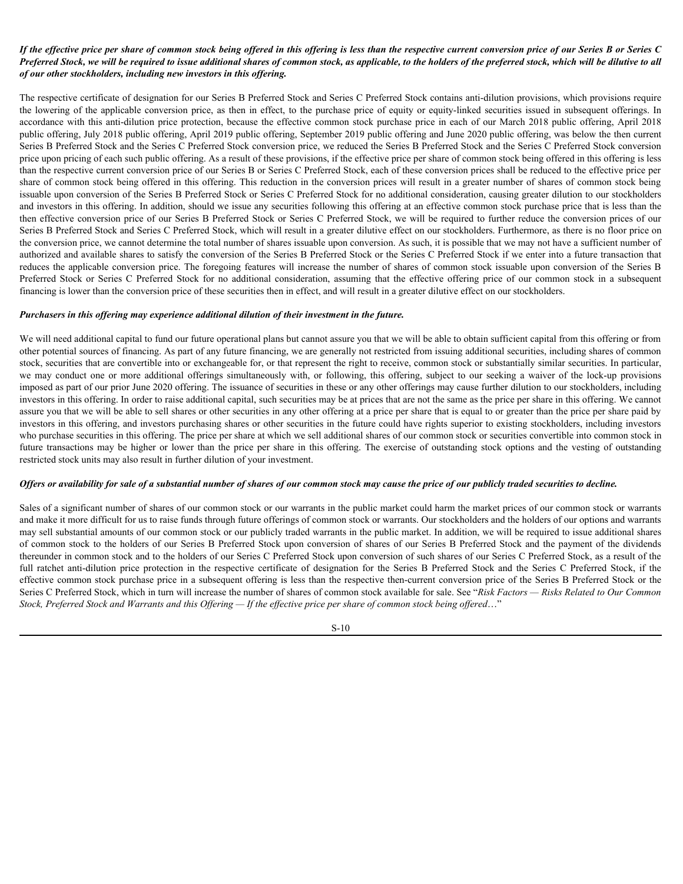***If the effective price per share of common stock being offered in this offering is less than the respective current conversion price of our Series B or Series C Preferred Stock, we will be required to issue additional shares of common stock, as applicable, to the holders of the preferred stock, which will be dilutive to all of our other stockholders, including new investors in this offering.***

The respective certificate of designation for our Series B Preferred Stock and Series C Preferred Stock contains anti-dilution provisions, which provisions require the lowering of the applicable conversion price, as then in effect, to the purchase price of equity or equity-linked securities issued in subsequent offerings. In accordance with this anti-dilution price protection, because the effective common stock purchase price in each of our March 2018 public offering, April 2018 public offering, July 2018 public offering, April 2019 public offering, September 2019 public offering and June 2020 public offering, was below the then current Series B Preferred Stock and the Series C Preferred Stock conversion price, we reduced the Series B Preferred Stock and the Series C Preferred Stock conversion price upon pricing of each such public offering. As a result of these provisions, if the effective price per share of common stock being offered in this offering is less than the respective current conversion price of our Series B or Series C Preferred Stock, each of these conversion prices shall be reduced to the effective price per share of common stock being offered in this offering. This reduction in the conversion prices will result in a greater number of shares of common stock being issuable upon conversion of the Series B Preferred Stock or Series C Preferred Stock for no additional consideration, causing greater dilution to our stockholders and investors in this offering. In addition, should we issue any securities following this offering at an effective common stock purchase price that is less than the then effective conversion price of our Series B Preferred Stock or Series C Preferred Stock, we will be required to further reduce the conversion prices of our Series B Preferred Stock and Series C Preferred Stock, which will result in a greater dilutive effect on our stockholders. Furthermore, as there is no floor price on the conversion price, we cannot determine the total number of shares issuable upon conversion. As such, it is possible that we may not have a sufficient number of authorized and available shares to satisfy the conversion of the Series B Preferred Stock or the Series C Preferred Stock if we enter into a future transaction that reduces the applicable conversion price. The foregoing features will increase the number of shares of common stock issuable upon conversion of the Series B Preferred Stock or Series C Preferred Stock for no additional consideration, assuming that the effective offering price of our common stock in a subsequent financing is lower than the conversion price of these securities then in effect, and will result in a greater dilutive effect on our stockholders.

***Purchasers in this offering may experience additional dilution of their investment in the future.***

We will need additional capital to fund our future operational plans but cannot assure you that we will be able to obtain sufficient capital from this offering or from other potential sources of financing. As part of any future financing, we are generally not restricted from issuing additional securities, including shares of common stock, securities that are convertible into or exchangeable for, or that represent the right to receive, common stock or substantially similar securities. In particular, we may conduct one or more additional offerings simultaneously with, or following, this offering, subject to our seeking a waiver of the lock-up provisions imposed as part of our prior June 2020 offering. The issuance of securities in these or any other offerings may cause further dilution to our stockholders, including investors in this offering. In order to raise additional capital, such securities may be at prices that are not the same as the price per share in this offering. We cannot assure you that we will be able to sell shares or other securities in any other offering at a price per share that is equal to or greater than the price per share paid by investors in this offering, and investors purchasing shares or other securities in the future could have rights superior to existing stockholders, including investors who purchase securities in this offering. The price per share at which we sell additional shares of our common stock or securities convertible into common stock in future transactions may be higher or lower than the price per share in this offering. The exercise of outstanding stock options and the vesting of outstanding restricted stock units may also result in further dilution of your investment.

***Offers or availability for sale of a substantial number of shares of our common stock may cause the price of our publicly traded securities to decline.***

Sales of a significant number of shares of our common stock or our warrants in the public market could harm the market prices of our common stock or warrants and make it more difficult for us to raise funds through future offerings of common stock or warrants. Our stockholders and the holders of our options and warrants may sell substantial amounts of our common stock or our publicly traded warrants in the public market. In addition, we will be required to issue additional shares of common stock to the holders of our Series B Preferred Stock upon conversion of shares of our Series B Preferred Stock and the payment of the dividends thereunder in common stock and to the holders of our Series C Preferred Stock upon conversion of such shares of our Series C Preferred Stock, as a result of the full ratchet anti-dilution price protection in the respective certificate of designation for the Series B Preferred Stock and the Series C Preferred Stock, if the effective common stock purchase price in a subsequent offering is less than the respective then-current conversion price of the Series B Preferred Stock or the Series C Preferred Stock, which in turn will increase the number of shares of common stock available for sale. See "*Risk Factors — Risks Related to Our Common Stock, Preferred Stock and Warrants and this Offering — If the effective price per share of common stock being offered*…"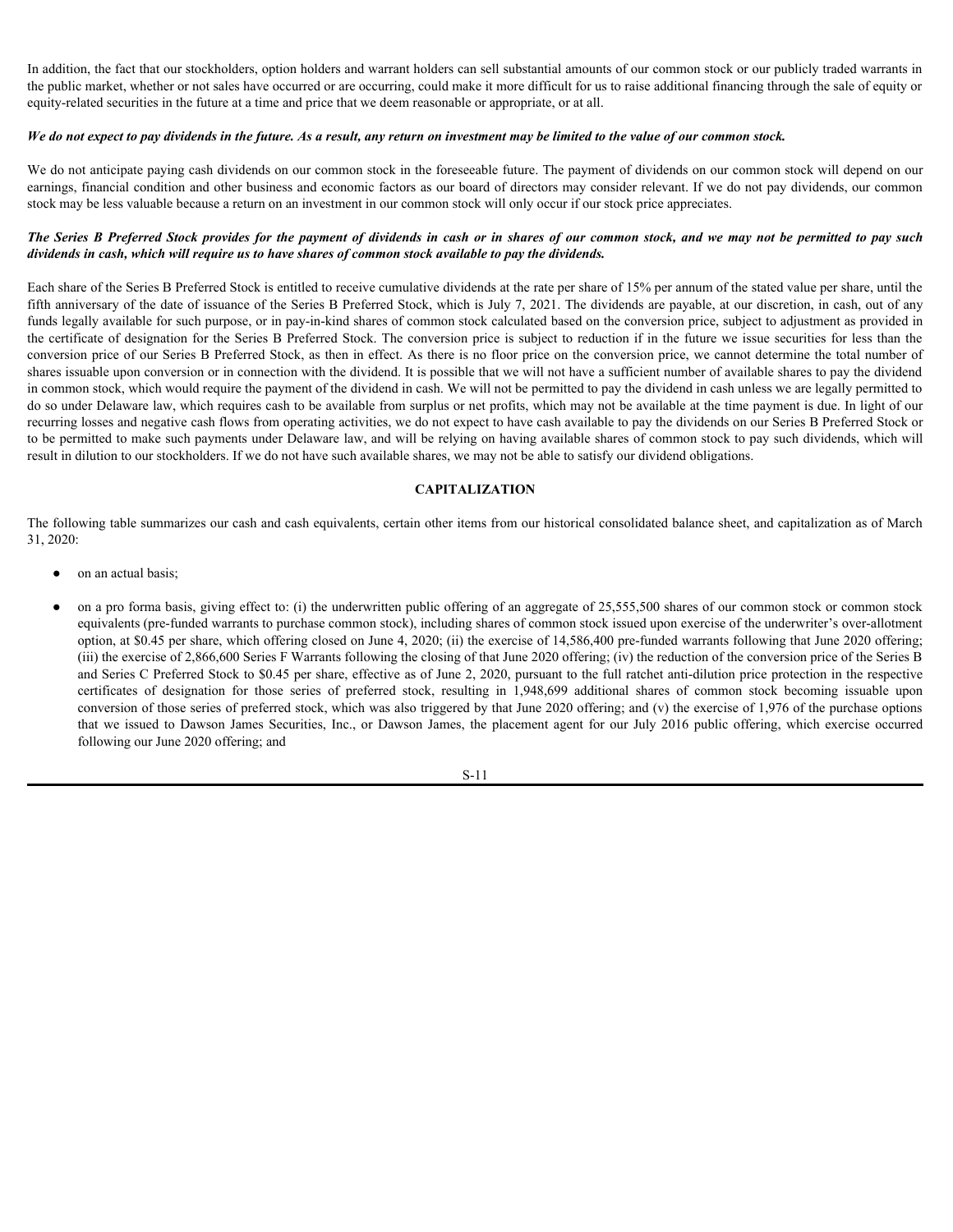In addition, the fact that our stockholders, option holders and warrant holders can sell substantial amounts of our common stock or our publicly traded warrants in the public market, whether or not sales have occurred or are occurring, could make it more difficult for us to raise additional financing through the sale of equity or equity-related securities in the future at a time and price that we deem reasonable or appropriate, or at all.

***We do not expect to pay dividends in the future. As a result, any return on investment may be limited to the value of our common stock.***

We do not anticipate paying cash dividends on our common stock in the foreseeable future. The payment of dividends on our common stock will depend on our earnings, financial condition and other business and economic factors as our board of directors may consider relevant. If we do not pay dividends, our common stock may be less valuable because a return on an investment in our common stock will only occur if our stock price appreciates.

***The Series B Preferred Stock provides for the payment of dividends in cash or in shares of our common stock, and we may not be permitted to pay such dividends in cash, which will require us to have shares of common stock available to pay the dividends.***

Each share of the Series B Preferred Stock is entitled to receive cumulative dividends at the rate per share of 15% per annum of the stated value per share, until the fifth anniversary of the date of issuance of the Series B Preferred Stock, which is July 7, 2021. The dividends are payable, at our discretion, in cash, out of any funds legally available for such purpose, or in pay-in-kind shares of common stock calculated based on the conversion price, subject to adjustment as provided in the certificate of designation for the Series B Preferred Stock. The conversion price is subject to reduction if in the future we issue securities for less than the conversion price of our Series B Preferred Stock, as then in effect. As there is no floor price on the conversion price, we cannot determine the total number of shares issuable upon conversion or in connection with the dividend. It is possible that we will not have a sufficient number of available shares to pay the dividend in common stock, which would require the payment of the dividend in cash. We will not be permitted to pay the dividend in cash unless we are legally permitted to do so under Delaware law, which requires cash to be available from surplus or net profits, which may not be available at the time payment is due. In light of our recurring losses and negative cash flows from operating activities, we do not expect to have cash available to pay the dividends on our Series B Preferred Stock or to be permitted to make such payments under Delaware law, and will be relying on having available shares of common stock to pay such dividends, which will result in dilution to our stockholders. If we do not have such available shares, we may not be able to satisfy our dividend obligations.

## CAPITALIZATION

The following table summarizes our cash and cash equivalents, certain other items from our historical consolidated balance sheet, and capitalization as of March 31, 2020:

- on an actual basis;
- on a pro forma basis, giving effect to: (i) the underwritten public offering of an aggregate of 25,555,500 shares of our common stock or common stock equivalents (pre-funded warrants to purchase common stock), including shares of common stock issued upon exercise of the underwriter's over-allotment option, at $0.45 per share, which offering closed on June 4, 2020; (ii) the exercise of 14,586,400 pre-funded warrants following that June 2020 offering; (iii) the exercise of 2,866,600 Series F Warrants following the closing of that June 2020 offering; (iv) the reduction of the conversion price of the Series B and Series C Preferred Stock to $0.45 per share, effective as of June 2, 2020, pursuant to the full ratchet anti-dilution price protection in the respective certificates of designation for those series of preferred stock, resulting in 1,948,699 additional shares of common stock becoming issuable upon conversion of those series of preferred stock, which was also triggered by that June 2020 offering; and (v) the exercise of 1,976 of the purchase options that we issued to Dawson James Securities, Inc., or Dawson James, the placement agent for our July 2016 public offering, which exercise occurred following our June 2020 offering; and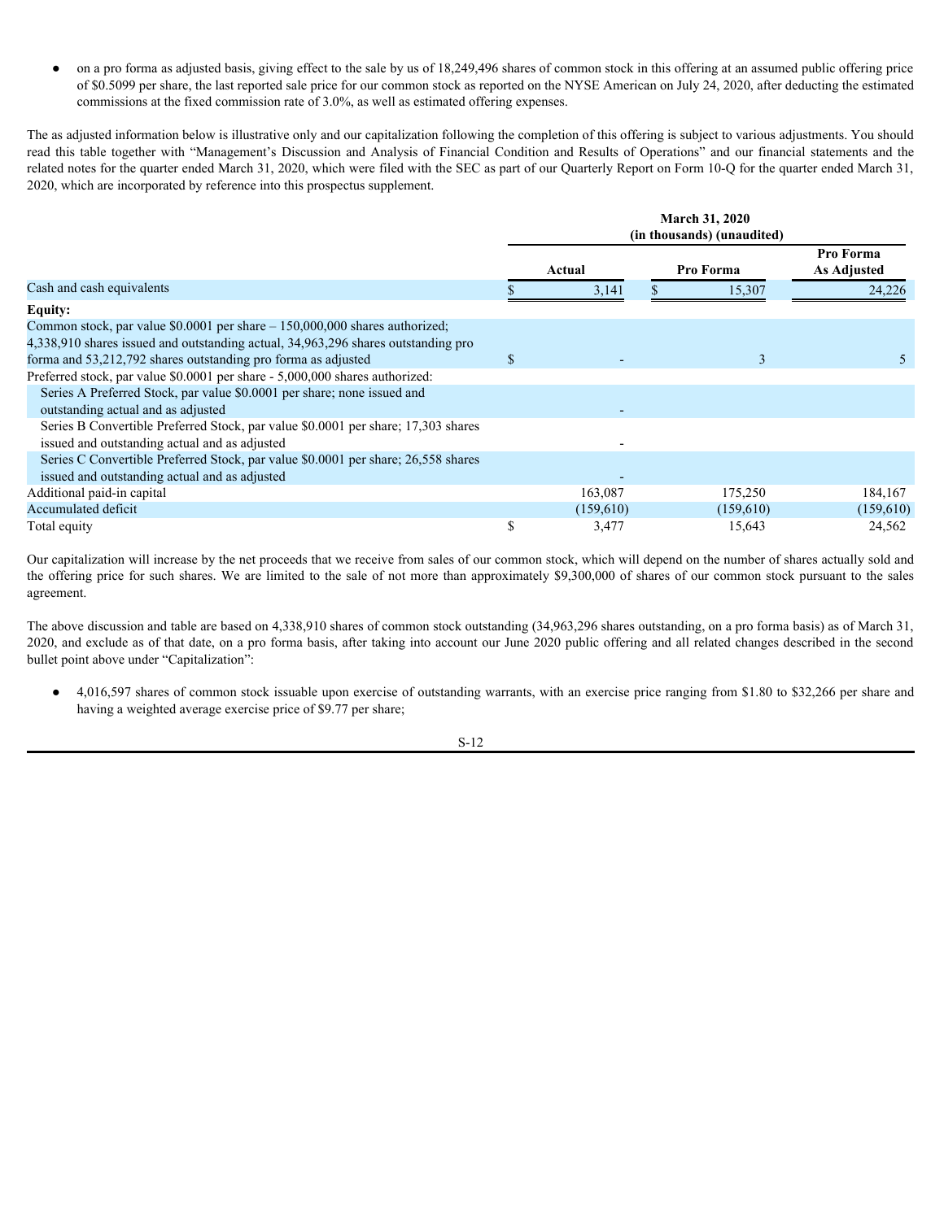- on a pro forma as adjusted basis, giving effect to the sale by us of 18,249,496 shares of common stock in this offering at an assumed public offering price of $0.5099 per share, the last reported sale price for our common stock as reported on the NYSE American on July 24, 2020, after deducting the estimated commissions at the fixed commission rate of 3.0%, as well as estimated offering expenses.

The as adjusted information below is illustrative only and our capitalization following the completion of this offering is subject to various adjustments. You should read this table together with "Management's Discussion and Analysis of Financial Condition and Results of Operations" and our financial statements and the related notes for the quarter ended March 31, 2020, which were filed with the SEC as part of our Quarterly Report on Form 10-Q for the quarter ended March 31, 2020, which are incorporated by reference into this prospectus supplement.

| | March 31, 2020 (in thousands) (unaudited) | | |
|---|---|---|---|
| | Actual | Pro Forma | Pro Forma As Adjusted |
| Cash and cash equivalents | $ 3,141 | $ 15,307 | 24,226 |
| **Equity:** | | | |
| Common stock, par value $0.0001 per share – 150,000,000 shares authorized; 4,338,910 shares issued and outstanding actual, 34,963,296 shares outstanding pro forma and 53,212,792 shares outstanding pro forma as adjusted | $ - | 3 | 5 |
| Preferred stock, par value $0.0001 per share - 5,000,000 shares authorized: | | | |
| Series A Preferred Stock, par value $0.0001 per share; none issued and outstanding actual and as adjusted | - | | |
| Series B Convertible Preferred Stock, par value $0.0001 per share; 17,303 shares issued and outstanding actual and as adjusted | - | | |
| Series C Convertible Preferred Stock, par value $0.0001 per share; 26,558 shares issued and outstanding actual and as adjusted | - | | |
| Additional paid-in capital | 163,087 | 175,250 | 184,167 |
| Accumulated deficit | (159,610) | (159,610) | (159,610) |
| Total equity | $ 3,477 | 15,643 | 24,562 |

Our capitalization will increase by the net proceeds that we receive from sales of our common stock, which will depend on the number of shares actually sold and the offering price for such shares. We are limited to the sale of not more than approximately $9,300,000 of shares of our common stock pursuant to the sales agreement.

The above discussion and table are based on 4,338,910 shares of common stock outstanding (34,963,296 shares outstanding, on a pro forma basis) as of March 31, 2020, and exclude as of that date, on a pro forma basis, after taking into account our June 2020 public offering and all related changes described in the second bullet point above under "Capitalization":

- 4,016,597 shares of common stock issuable upon exercise of outstanding warrants, with an exercise price ranging from $1.80 to $32,266 per share and having a weighted average exercise price of $9.77 per share;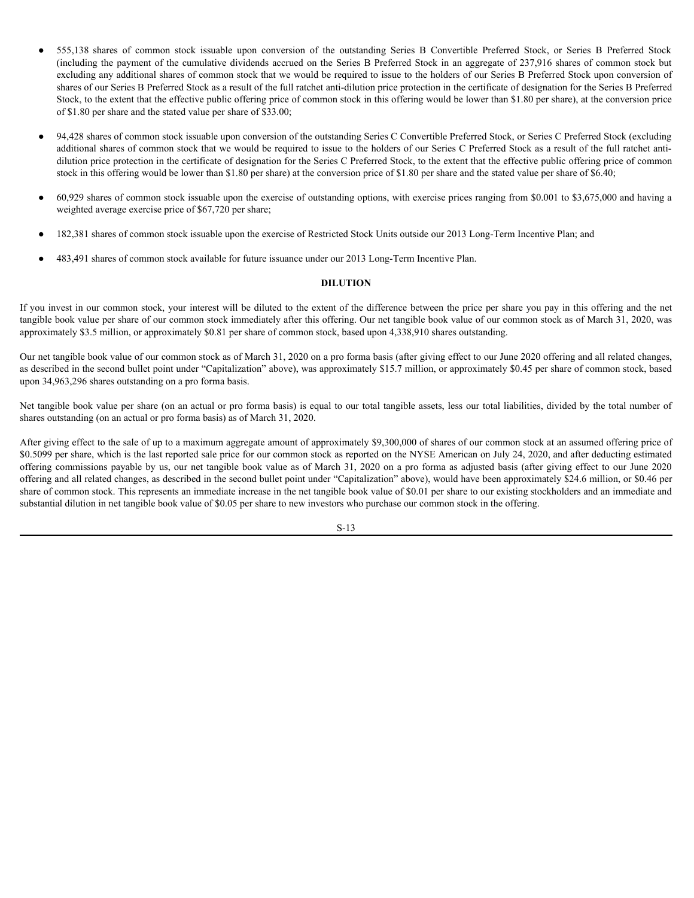- 555,138 shares of common stock issuable upon conversion of the outstanding Series B Convertible Preferred Stock, or Series B Preferred Stock (including the payment of the cumulative dividends accrued on the Series B Preferred Stock in an aggregate of 237,916 shares of common stock but excluding any additional shares of common stock that we would be required to issue to the holders of our Series B Preferred Stock upon conversion of shares of our Series B Preferred Stock as a result of the full ratchet anti-dilution price protection in the certificate of designation for the Series B Preferred Stock, to the extent that the effective public offering price of common stock in this offering would be lower than $1.80 per share), at the conversion price of $1.80 per share and the stated value per share of $33.00;
- 94,428 shares of common stock issuable upon conversion of the outstanding Series C Convertible Preferred Stock, or Series C Preferred Stock (excluding additional shares of common stock that we would be required to issue to the holders of our Series C Preferred Stock as a result of the full ratchet anti-dilution price protection in the certificate of designation for the Series C Preferred Stock, to the extent that the effective public offering price of common stock in this offering would be lower than $1.80 per share) at the conversion price of $1.80 per share and the stated value per share of $6.40;
- 60,929 shares of common stock issuable upon the exercise of outstanding options, with exercise prices ranging from $0.001 to $3,675,000 and having a weighted average exercise price of $67,720 per share;
- 182,381 shares of common stock issuable upon the exercise of Restricted Stock Units outside our 2013 Long-Term Incentive Plan; and
- 483,491 shares of common stock available for future issuance under our 2013 Long-Term Incentive Plan.

## DILUTION

If you invest in our common stock, your interest will be diluted to the extent of the difference between the price per share you pay in this offering and the net tangible book value per share of our common stock immediately after this offering. Our net tangible book value of our common stock as of March 31, 2020, was approximately $3.5 million, or approximately $0.81 per share of common stock, based upon 4,338,910 shares outstanding.

Our net tangible book value of our common stock as of March 31, 2020 on a pro forma basis (after giving effect to our June 2020 offering and all related changes, as described in the second bullet point under "Capitalization" above), was approximately $15.7 million, or approximately $0.45 per share of common stock, based upon 34,963,296 shares outstanding on a pro forma basis.

Net tangible book value per share (on an actual or pro forma basis) is equal to our total tangible assets, less our total liabilities, divided by the total number of shares outstanding (on an actual or pro forma basis) as of March 31, 2020.

After giving effect to the sale of up to a maximum aggregate amount of approximately $9,300,000 of shares of our common stock at an assumed offering price of $0.5099 per share, which is the last reported sale price for our common stock as reported on the NYSE American on July 24, 2020, and after deducting estimated offering commissions payable by us, our net tangible book value as of March 31, 2020 on a pro forma as adjusted basis (after giving effect to our June 2020 offering and all related changes, as described in the second bullet point under "Capitalization" above), would have been approximately $24.6 million, or $0.46 per share of common stock. This represents an immediate increase in the net tangible book value of $0.01 per share to our existing stockholders and an immediate and substantial dilution in net tangible book value of $0.05 per share to new investors who purchase our common stock in the offering.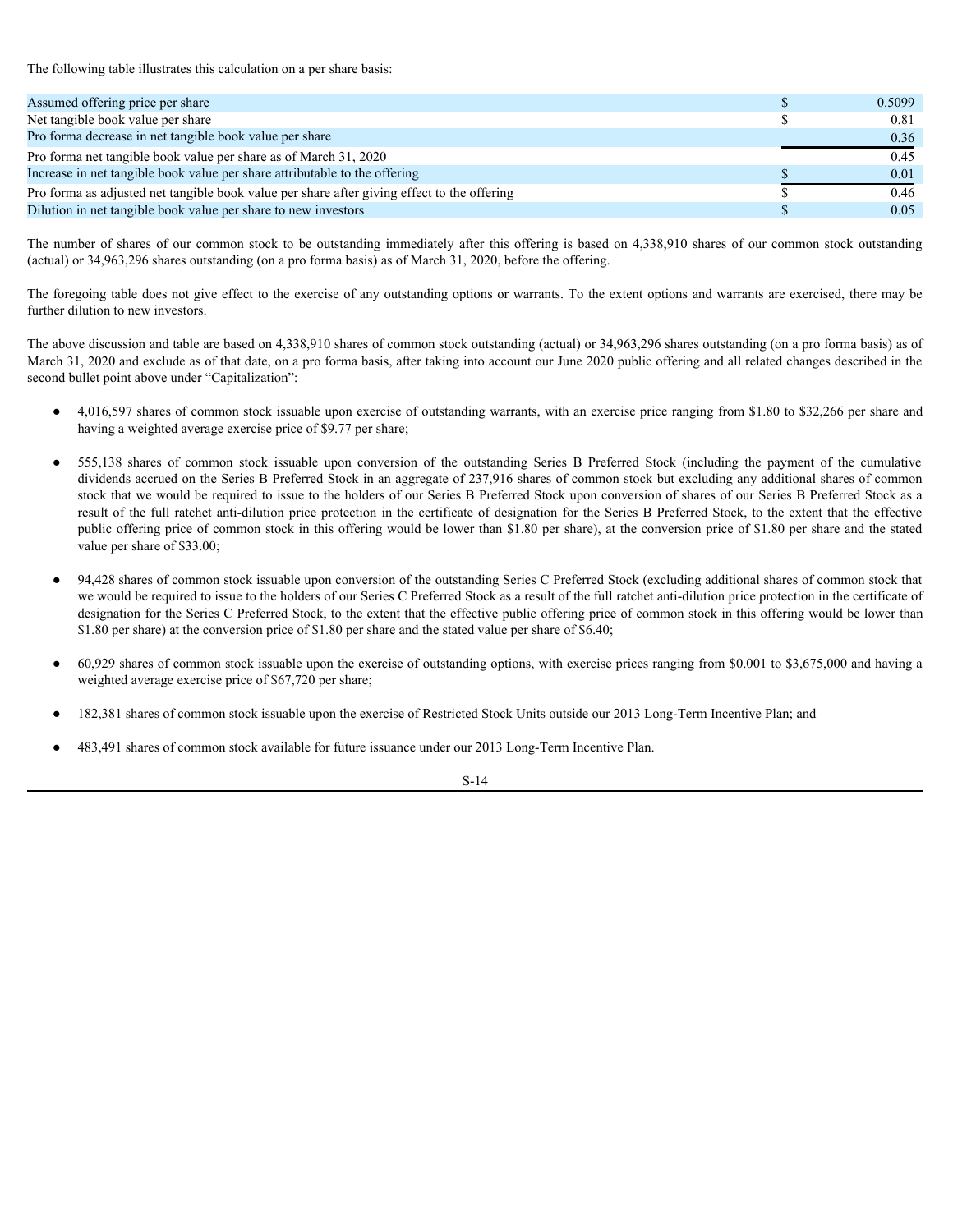The following table illustrates this calculation on a per share basis:

| | | |
|---|---|---|
| Assumed offering price per share | | $ 0.5099 |
| Net tangible book value per share | $ 0.81 | |
| Pro forma decrease in net tangible book value per share | 0.36 | |
| Pro forma net tangible book value per share as of March 31, 2020 | 0.45 | |
| Increase in net tangible book value per share attributable to the offering | $ 0.01 | |
| Pro forma as adjusted net tangible book value per share after giving effect to the offering | | $ 0.46 |
| Dilution in net tangible book value per share to new investors | | $ 0.05 |

The number of shares of our common stock to be outstanding immediately after this offering is based on 4,338,910 shares of our common stock outstanding (actual) or 34,963,296 shares outstanding (on a pro forma basis) as of March 31, 2020, before the offering.

The foregoing table does not give effect to the exercise of any outstanding options or warrants. To the extent options and warrants are exercised, there may be further dilution to new investors.

The above discussion and table are based on 4,338,910 shares of common stock outstanding (actual) or 34,963,296 shares outstanding (on a pro forma basis) as of March 31, 2020 and exclude as of that date, on a pro forma basis, after taking into account our June 2020 public offering and all related changes described in the second bullet point above under "Capitalization":

- 4,016,597 shares of common stock issuable upon exercise of outstanding warrants, with an exercise price ranging from $1.80 to $32,266 per share and having a weighted average exercise price of $9.77 per share;
- 555,138 shares of common stock issuable upon conversion of the outstanding Series B Preferred Stock (including the payment of the cumulative dividends accrued on the Series B Preferred Stock in an aggregate of 237,916 shares of common stock but excluding any additional shares of common stock that we would be required to issue to the holders of our Series B Preferred Stock upon conversion of shares of our Series B Preferred Stock as a result of the full ratchet anti-dilution price protection in the certificate of designation for the Series B Preferred Stock, to the extent that the effective public offering price of common stock in this offering would be lower than $1.80 per share), at the conversion price of $1.80 per share and the stated value per share of $33.00;
- 94,428 shares of common stock issuable upon conversion of the outstanding Series C Preferred Stock (excluding additional shares of common stock that we would be required to issue to the holders of our Series C Preferred Stock as a result of the full ratchet anti-dilution price protection in the certificate of designation for the Series C Preferred Stock, to the extent that the effective public offering price of common stock in this offering would be lower than $1.80 per share) at the conversion price of $1.80 per share and the stated value per share of $6.40;
- 60,929 shares of common stock issuable upon the exercise of outstanding options, with exercise prices ranging from $0.001 to $3,675,000 and having a weighted average exercise price of $67,720 per share;
- 182,381 shares of common stock issuable upon the exercise of Restricted Stock Units outside our 2013 Long-Term Incentive Plan; and
- 483,491 shares of common stock available for future issuance under our 2013 Long-Term Incentive Plan.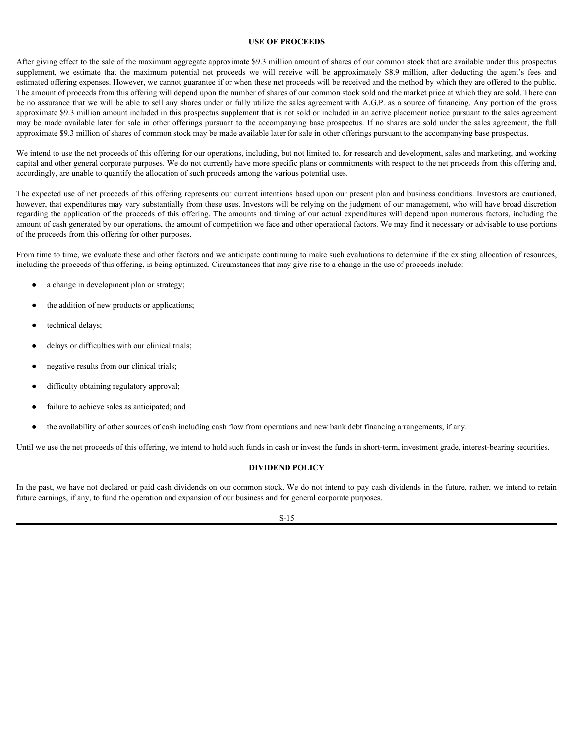## USE OF PROCEEDS

After giving effect to the sale of the maximum aggregate approximate $9.3 million amount of shares of our common stock that are available under this prospectus supplement, we estimate that the maximum potential net proceeds we will receive will be approximately $8.9 million, after deducting the agent's fees and estimated offering expenses. However, we cannot guarantee if or when these net proceeds will be received and the method by which they are offered to the public. The amount of proceeds from this offering will depend upon the number of shares of our common stock sold and the market price at which they are sold. There can be no assurance that we will be able to sell any shares under or fully utilize the sales agreement with A.G.P. as a source of financing. Any portion of the gross approximate $9.3 million amount included in this prospectus supplement that is not sold or included in an active placement notice pursuant to the sales agreement may be made available later for sale in other offerings pursuant to the accompanying base prospectus. If no shares are sold under the sales agreement, the full approximate $9.3 million of shares of common stock may be made available later for sale in other offerings pursuant to the accompanying base prospectus.

We intend to use the net proceeds of this offering for our operations, including, but not limited to, for research and development, sales and marketing, and working capital and other general corporate purposes. We do not currently have more specific plans or commitments with respect to the net proceeds from this offering and, accordingly, are unable to quantify the allocation of such proceeds among the various potential uses.

The expected use of net proceeds of this offering represents our current intentions based upon our present plan and business conditions. Investors are cautioned, however, that expenditures may vary substantially from these uses. Investors will be relying on the judgment of our management, who will have broad discretion regarding the application of the proceeds of this offering. The amounts and timing of our actual expenditures will depend upon numerous factors, including the amount of cash generated by our operations, the amount of competition we face and other operational factors. We may find it necessary or advisable to use portions of the proceeds from this offering for other purposes.

From time to time, we evaluate these and other factors and we anticipate continuing to make such evaluations to determine if the existing allocation of resources, including the proceeds of this offering, is being optimized. Circumstances that may give rise to a change in the use of proceeds include:

- a change in development plan or strategy;
- the addition of new products or applications;
- technical delays;
- delays or difficulties with our clinical trials;
- negative results from our clinical trials;
- difficulty obtaining regulatory approval;
- failure to achieve sales as anticipated; and
- the availability of other sources of cash including cash flow from operations and new bank debt financing arrangements, if any.

Until we use the net proceeds of this offering, we intend to hold such funds in cash or invest the funds in short-term, investment grade, interest-bearing securities.

## DIVIDEND POLICY

In the past, we have not declared or paid cash dividends on our common stock. We do not intend to pay cash dividends in the future, rather, we intend to retain future earnings, if any, to fund the operation and expansion of our business and for general corporate purposes.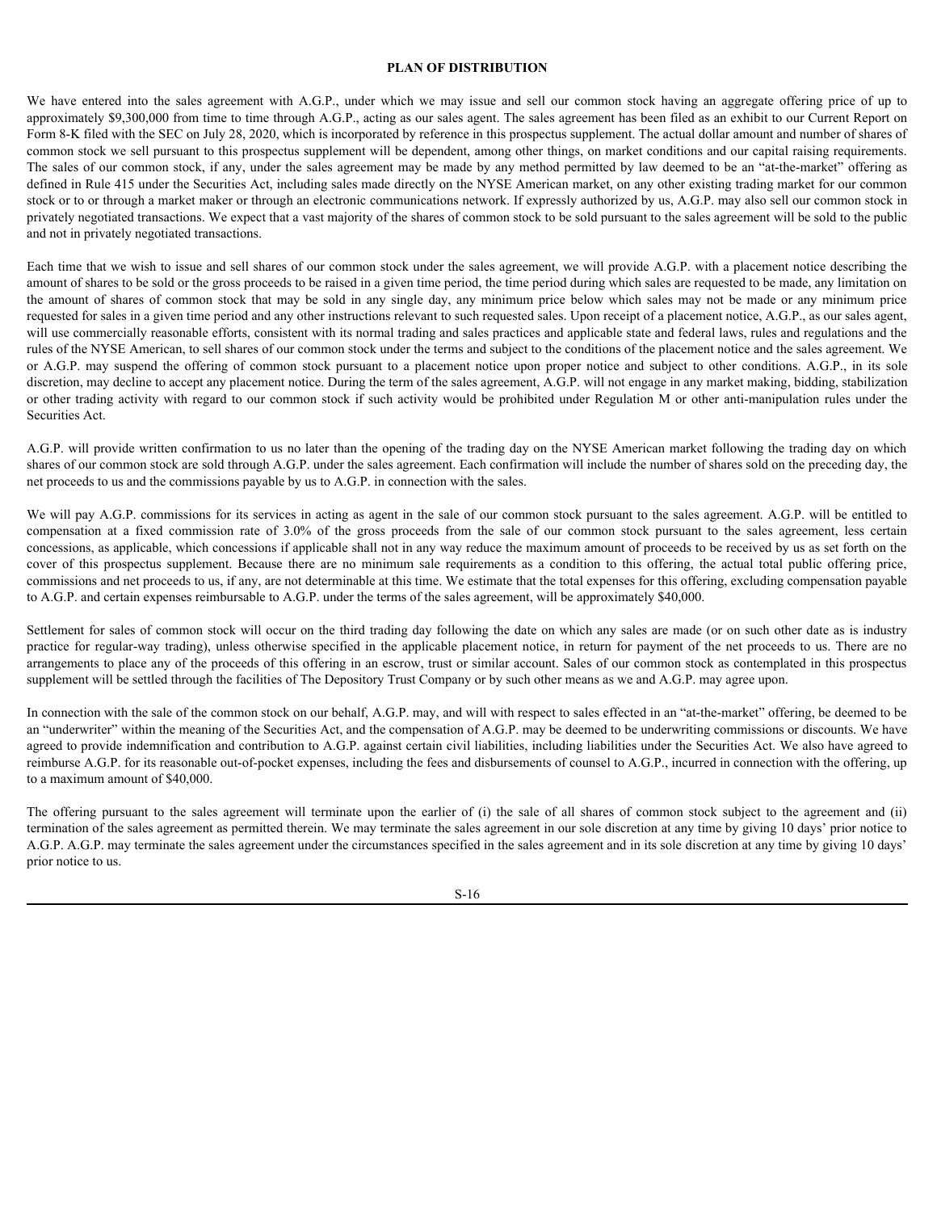# PLAN OF DISTRIBUTION

We have entered into the sales agreement with A.G.P., under which we may issue and sell our common stock having an aggregate offering price of up to approximately $9,300,000 from time to time through A.G.P., acting as our sales agent. The sales agreement has been filed as an exhibit to our Current Report on Form 8-K filed with the SEC on July 28, 2020, which is incorporated by reference in this prospectus supplement. The actual dollar amount and number of shares of common stock we sell pursuant to this prospectus supplement will be dependent, among other things, on market conditions and our capital raising requirements. The sales of our common stock, if any, under the sales agreement may be made by any method permitted by law deemed to be an "at-the-market" offering as defined in Rule 415 under the Securities Act, including sales made directly on the NYSE American market, on any other existing trading market for our common stock or to or through a market maker or through an electronic communications network. If expressly authorized by us, A.G.P. may also sell our common stock in privately negotiated transactions. We expect that a vast majority of the shares of common stock to be sold pursuant to the sales agreement will be sold to the public and not in privately negotiated transactions.

Each time that we wish to issue and sell shares of our common stock under the sales agreement, we will provide A.G.P. with a placement notice describing the amount of shares to be sold or the gross proceeds to be raised in a given time period, the time period during which sales are requested to be made, any limitation on the amount of shares of common stock that may be sold in any single day, any minimum price below which sales may not be made or any minimum price requested for sales in a given time period and any other instructions relevant to such requested sales. Upon receipt of a placement notice, A.G.P., as our sales agent, will use commercially reasonable efforts, consistent with its normal trading and sales practices and applicable state and federal laws, rules and regulations and the rules of the NYSE American, to sell shares of our common stock under the terms and subject to the conditions of the placement notice and the sales agreement. We or A.G.P. may suspend the offering of common stock pursuant to a placement notice upon proper notice and subject to other conditions. A.G.P., in its sole discretion, may decline to accept any placement notice. During the term of the sales agreement, A.G.P. will not engage in any market making, bidding, stabilization or other trading activity with regard to our common stock if such activity would be prohibited under Regulation M or other anti-manipulation rules under the Securities Act.

A.G.P. will provide written confirmation to us no later than the opening of the trading day on the NYSE American market following the trading day on which shares of our common stock are sold through A.G.P. under the sales agreement. Each confirmation will include the number of shares sold on the preceding day, the net proceeds to us and the commissions payable by us to A.G.P. in connection with the sales.

We will pay A.G.P. commissions for its services in acting as agent in the sale of our common stock pursuant to the sales agreement. A.G.P. will be entitled to compensation at a fixed commission rate of 3.0% of the gross proceeds from the sale of our common stock pursuant to the sales agreement, less certain concessions, as applicable, which concessions if applicable shall not in any way reduce the maximum amount of proceeds to be received by us as set forth on the cover of this prospectus supplement. Because there are no minimum sale requirements as a condition to this offering, the actual total public offering price, commissions and net proceeds to us, if any, are not determinable at this time. We estimate that the total expenses for this offering, excluding compensation payable to A.G.P. and certain expenses reimbursable to A.G.P. under the terms of the sales agreement, will be approximately $40,000.

Settlement for sales of common stock will occur on the third trading day following the date on which any sales are made (or on such other date as is industry practice for regular-way trading), unless otherwise specified in the applicable placement notice, in return for payment of the net proceeds to us. There are no arrangements to place any of the proceeds of this offering in an escrow, trust or similar account. Sales of our common stock as contemplated in this prospectus supplement will be settled through the facilities of The Depository Trust Company or by such other means as we and A.G.P. may agree upon.

In connection with the sale of the common stock on our behalf, A.G.P. may, and will with respect to sales effected in an "at-the-market" offering, be deemed to be an "underwriter" within the meaning of the Securities Act, and the compensation of A.G.P. may be deemed to be underwriting commissions or discounts. We have agreed to provide indemnification and contribution to A.G.P. against certain civil liabilities, including liabilities under the Securities Act. We also have agreed to reimburse A.G.P. for its reasonable out-of-pocket expenses, including the fees and disbursements of counsel to A.G.P., incurred in connection with the offering, up to a maximum amount of $40,000.

The offering pursuant to the sales agreement will terminate upon the earlier of (i) the sale of all shares of common stock subject to the agreement and (ii) termination of the sales agreement as permitted therein. We may terminate the sales agreement in our sole discretion at any time by giving 10 days' prior notice to A.G.P. A.G.P. may terminate the sales agreement under the circumstances specified in the sales agreement and in its sole discretion at any time by giving 10 days' prior notice to us.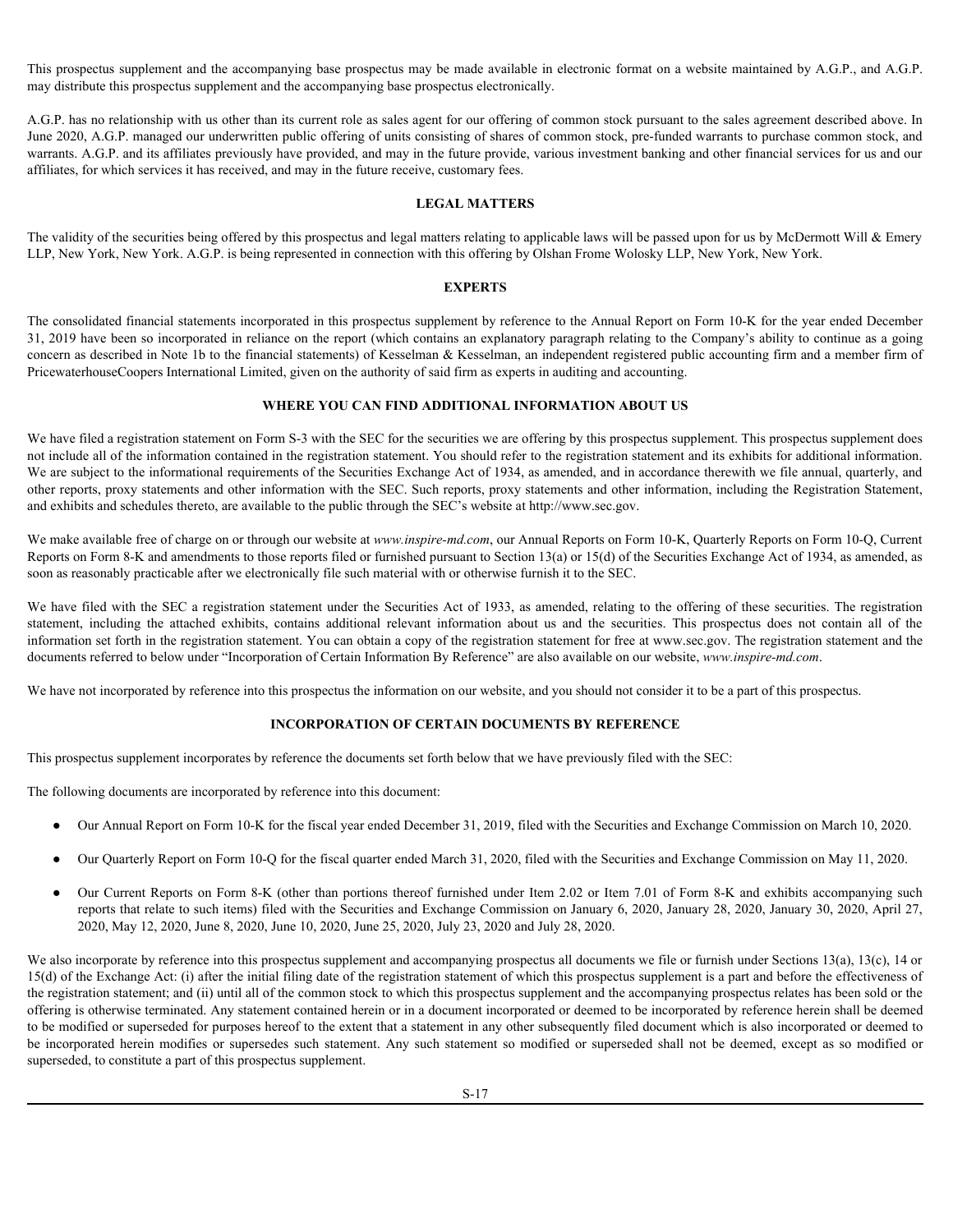This prospectus supplement and the accompanying base prospectus may be made available in electronic format on a website maintained by A.G.P., and A.G.P. may distribute this prospectus supplement and the accompanying base prospectus electronically.

A.G.P. has no relationship with us other than its current role as sales agent for our offering of common stock pursuant to the sales agreement described above. In June 2020, A.G.P. managed our underwritten public offering of units consisting of shares of common stock, pre-funded warrants to purchase common stock, and warrants. A.G.P. and its affiliates previously have provided, and may in the future provide, various investment banking and other financial services for us and our affiliates, for which services it has received, and may in the future receive, customary fees.

## LEGAL MATTERS

The validity of the securities being offered by this prospectus and legal matters relating to applicable laws will be passed upon for us by McDermott Will & Emery LLP, New York, New York. A.G.P. is being represented in connection with this offering by Olshan Frome Wolosky LLP, New York, New York.

## EXPERTS

The consolidated financial statements incorporated in this prospectus supplement by reference to the Annual Report on Form 10-K for the year ended December 31, 2019 have been so incorporated in reliance on the report (which contains an explanatory paragraph relating to the Company's ability to continue as a going concern as described in Note 1b to the financial statements) of Kesselman & Kesselman, an independent registered public accounting firm and a member firm of PricewaterhouseCoopers International Limited, given on the authority of said firm as experts in auditing and accounting.

## WHERE YOU CAN FIND ADDITIONAL INFORMATION ABOUT US

We have filed a registration statement on Form S-3 with the SEC for the securities we are offering by this prospectus supplement. This prospectus supplement does not include all of the information contained in the registration statement. You should refer to the registration statement and its exhibits for additional information. We are subject to the informational requirements of the Securities Exchange Act of 1934, as amended, and in accordance therewith we file annual, quarterly, and other reports, proxy statements and other information with the SEC. Such reports, proxy statements and other information, including the Registration Statement, and exhibits and schedules thereto, are available to the public through the SEC's website at http://www.sec.gov.

We make available free of charge on or through our website at *www.inspire-md.com*, our Annual Reports on Form 10-K, Quarterly Reports on Form 10-Q, Current Reports on Form 8-K and amendments to those reports filed or furnished pursuant to Section 13(a) or 15(d) of the Securities Exchange Act of 1934, as amended, as soon as reasonably practicable after we electronically file such material with or otherwise furnish it to the SEC.

We have filed with the SEC a registration statement under the Securities Act of 1933, as amended, relating to the offering of these securities. The registration statement, including the attached exhibits, contains additional relevant information about us and the securities. This prospectus does not contain all of the information set forth in the registration statement. You can obtain a copy of the registration statement for free at www.sec.gov. The registration statement and the documents referred to below under "Incorporation of Certain Information By Reference" are also available on our website, *www.inspire-md.com*.

We have not incorporated by reference into this prospectus the information on our website, and you should not consider it to be a part of this prospectus.

## INCORPORATION OF CERTAIN DOCUMENTS BY REFERENCE

This prospectus supplement incorporates by reference the documents set forth below that we have previously filed with the SEC:

The following documents are incorporated by reference into this document:

- Our Annual Report on Form 10-K for the fiscal year ended December 31, 2019, filed with the Securities and Exchange Commission on March 10, 2020.
- Our Quarterly Report on Form 10-Q for the fiscal quarter ended March 31, 2020, filed with the Securities and Exchange Commission on May 11, 2020.
- Our Current Reports on Form 8-K (other than portions thereof furnished under Item 2.02 or Item 7.01 of Form 8-K and exhibits accompanying such reports that relate to such items) filed with the Securities and Exchange Commission on January 6, 2020, January 28, 2020, January 30, 2020, April 27, 2020, May 12, 2020, June 8, 2020, June 10, 2020, June 25, 2020, July 23, 2020 and July 28, 2020.

We also incorporate by reference into this prospectus supplement and accompanying prospectus all documents we file or furnish under Sections 13(a), 13(c), 14 or 15(d) of the Exchange Act: (i) after the initial filing date of the registration statement of which this prospectus supplement is a part and before the effectiveness of the registration statement; and (ii) until all of the common stock to which this prospectus supplement and the accompanying prospectus relates has been sold or the offering is otherwise terminated. Any statement contained herein or in a document incorporated or deemed to be incorporated by reference herein shall be deemed to be modified or superseded for purposes hereof to the extent that a statement in any other subsequently filed document which is also incorporated or deemed to be incorporated herein modifies or supersedes such statement. Any such statement so modified or superseded shall not be deemed, except as so modified or superseded, to constitute a part of this prospectus supplement.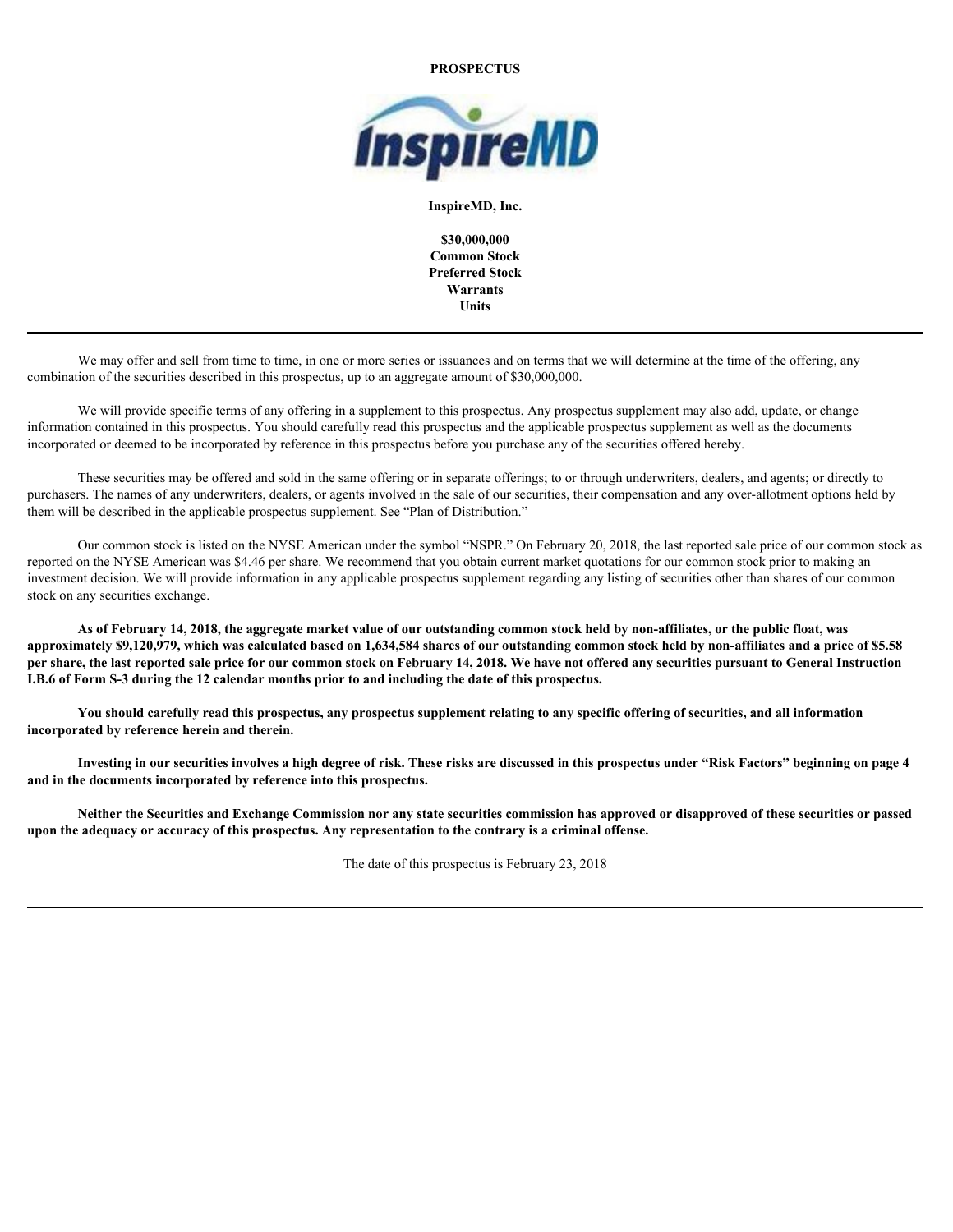**PROSPECTUS**

**InspireMD, Inc.**

**$30,000,000**
**Common Stock**
**Preferred Stock**
**Warrants**
**Units**

---

We may offer and sell from time to time, in one or more series or issuances and on terms that we will determine at the time of the offering, any combination of the securities described in this prospectus, up to an aggregate amount of $30,000,000.

We will provide specific terms of any offering in a supplement to this prospectus. Any prospectus supplement may also add, update, or change information contained in this prospectus. You should carefully read this prospectus and the applicable prospectus supplement as well as the documents incorporated or deemed to be incorporated by reference in this prospectus before you purchase any of the securities offered hereby.

These securities may be offered and sold in the same offering or in separate offerings; to or through underwriters, dealers, and agents; or directly to purchasers. The names of any underwriters, dealers, or agents involved in the sale of our securities, their compensation and any over-allotment options held by them will be described in the applicable prospectus supplement. See "Plan of Distribution."

Our common stock is listed on the NYSE American under the symbol "NSPR." On February 20, 2018, the last reported sale price of our common stock as reported on the NYSE American was $4.46 per share. We recommend that you obtain current market quotations for our common stock prior to making an investment decision. We will provide information in any applicable prospectus supplement regarding any listing of securities other than shares of our common stock on any securities exchange.

**As of February 14, 2018, the aggregate market value of our outstanding common stock held by non-affiliates, or the public float, was approximately $9,120,979, which was calculated based on 1,634,584 shares of our outstanding common stock held by non-affiliates and a price of $5.58 per share, the last reported sale price for our common stock on February 14, 2018. We have not offered any securities pursuant to General Instruction I.B.6 of Form S-3 during the 12 calendar months prior to and including the date of this prospectus.**

**You should carefully read this prospectus, any prospectus supplement relating to any specific offering of securities, and all information incorporated by reference herein and therein.**

**Investing in our securities involves a high degree of risk. These risks are discussed in this prospectus under "Risk Factors" beginning on page 4 and in the documents incorporated by reference into this prospectus.**

**Neither the Securities and Exchange Commission nor any state securities commission has approved or disapproved of these securities or passed upon the adequacy or accuracy of this prospectus. Any representation to the contrary is a criminal offense.**

The date of this prospectus is February 23, 2018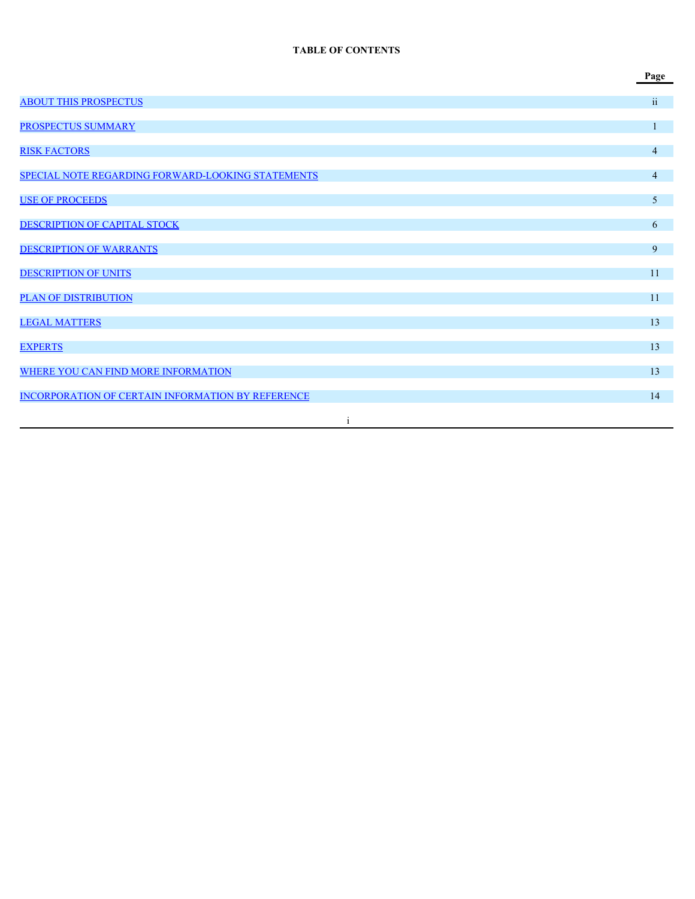**TABLE OF CONTENTS**

| | Page |
|---|---|
| ABOUT THIS PROSPECTUS | ii |
| PROSPECTUS SUMMARY | 1 |
| RISK FACTORS | 4 |
| SPECIAL NOTE REGARDING FORWARD-LOOKING STATEMENTS | 4 |
| USE OF PROCEEDS | 5 |
| DESCRIPTION OF CAPITAL STOCK | 6 |
| DESCRIPTION OF WARRANTS | 9 |
| DESCRIPTION OF UNITS | 11 |
| PLAN OF DISTRIBUTION | 11 |
| LEGAL MATTERS | 13 |
| EXPERTS | 13 |
| WHERE YOU CAN FIND MORE INFORMATION | 13 |
| INCORPORATION OF CERTAIN INFORMATION BY REFERENCE | 14 |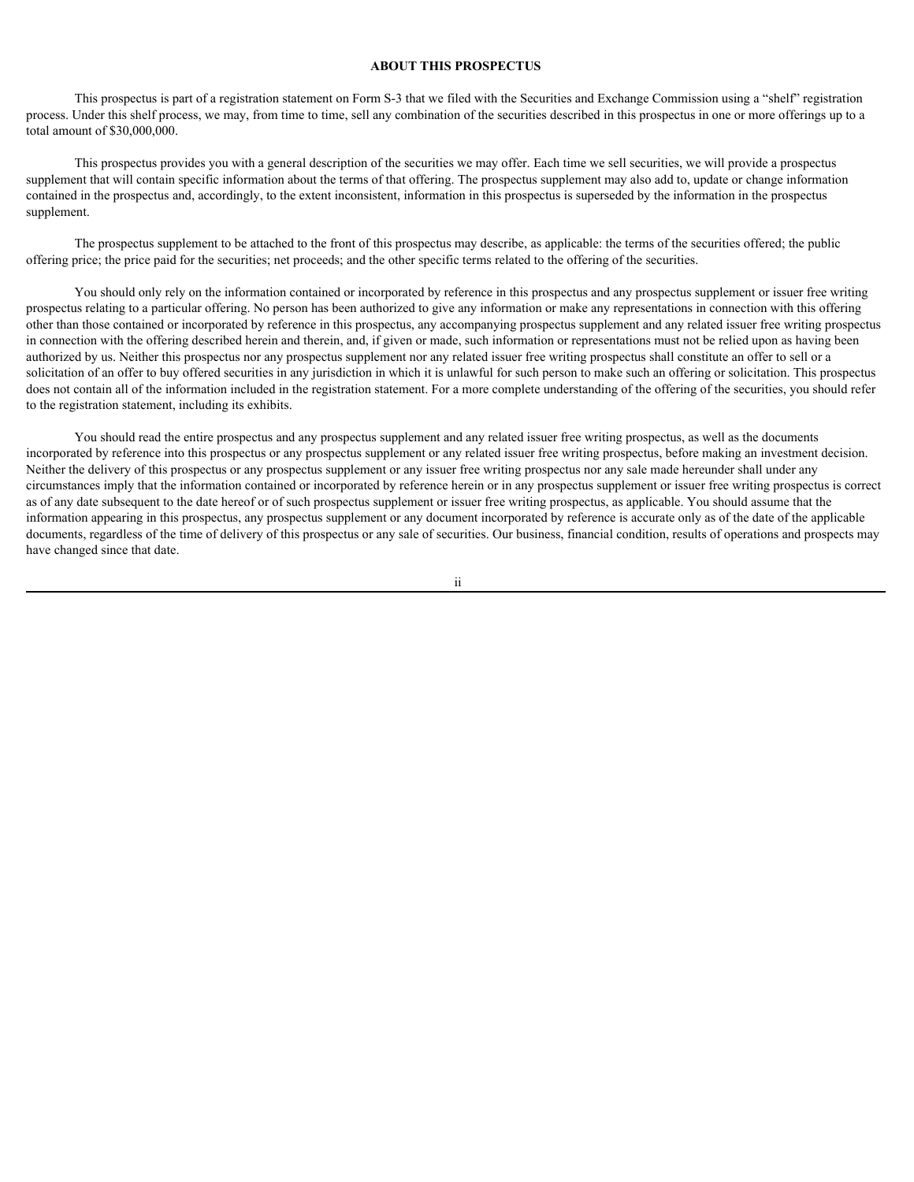## ABOUT THIS PROSPECTUS

This prospectus is part of a registration statement on Form S-3 that we filed with the Securities and Exchange Commission using a "shelf" registration process. Under this shelf process, we may, from time to time, sell any combination of the securities described in this prospectus in one or more offerings up to a total amount of $30,000,000.

This prospectus provides you with a general description of the securities we may offer. Each time we sell securities, we will provide a prospectus supplement that will contain specific information about the terms of that offering. The prospectus supplement may also add to, update or change information contained in the prospectus and, accordingly, to the extent inconsistent, information in this prospectus is superseded by the information in the prospectus supplement.

The prospectus supplement to be attached to the front of this prospectus may describe, as applicable: the terms of the securities offered; the public offering price; the price paid for the securities; net proceeds; and the other specific terms related to the offering of the securities.

You should only rely on the information contained or incorporated by reference in this prospectus and any prospectus supplement or issuer free writing prospectus relating to a particular offering. No person has been authorized to give any information or make any representations in connection with this offering other than those contained or incorporated by reference in this prospectus, any accompanying prospectus supplement and any related issuer free writing prospectus in connection with the offering described herein and therein, and, if given or made, such information or representations must not be relied upon as having been authorized by us. Neither this prospectus nor any prospectus supplement nor any related issuer free writing prospectus shall constitute an offer to sell or a solicitation of an offer to buy offered securities in any jurisdiction in which it is unlawful for such person to make such an offering or solicitation. This prospectus does not contain all of the information included in the registration statement. For a more complete understanding of the offering of the securities, you should refer to the registration statement, including its exhibits.

You should read the entire prospectus and any prospectus supplement and any related issuer free writing prospectus, as well as the documents incorporated by reference into this prospectus or any prospectus supplement or any related issuer free writing prospectus, before making an investment decision. Neither the delivery of this prospectus or any prospectus supplement or any issuer free writing prospectus nor any sale made hereunder shall under any circumstances imply that the information contained or incorporated by reference herein or in any prospectus supplement or issuer free writing prospectus is correct as of any date subsequent to the date hereof or of such prospectus supplement or issuer free writing prospectus, as applicable. You should assume that the information appearing in this prospectus, any prospectus supplement or any document incorporated by reference is accurate only as of the date of the applicable documents, regardless of the time of delivery of this prospectus or any sale of securities. Our business, financial condition, results of operations and prospects may have changed since that date.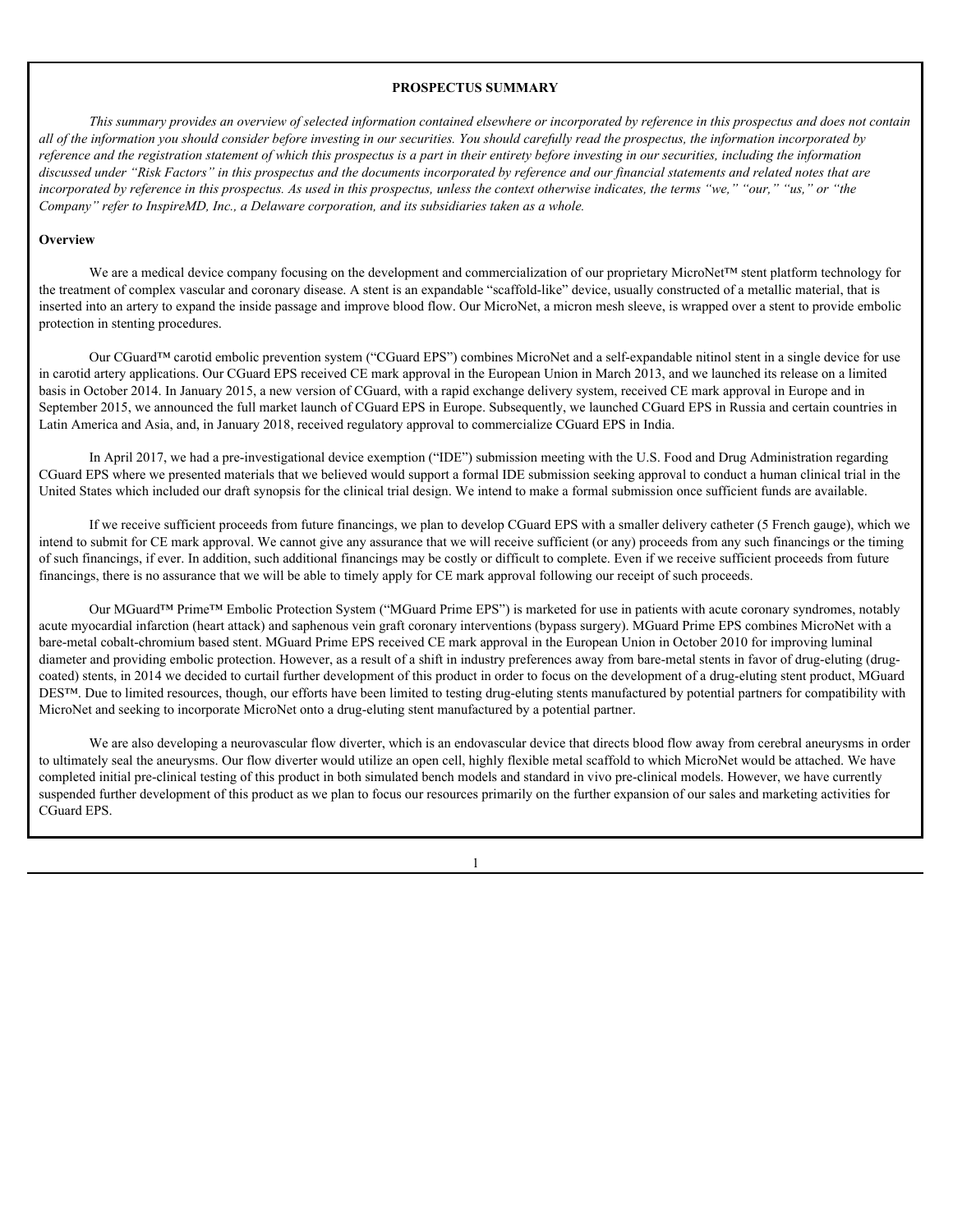# PROSPECTUS SUMMARY

*This summary provides an overview of selected information contained elsewhere or incorporated by reference in this prospectus and does not contain all of the information you should consider before investing in our securities. You should carefully read the prospectus, the information incorporated by reference and the registration statement of which this prospectus is a part in their entirety before investing in our securities, including the information discussed under "Risk Factors" in this prospectus and the documents incorporated by reference and our financial statements and related notes that are incorporated by reference in this prospectus. As used in this prospectus, unless the context otherwise indicates, the terms "we," "our," "us," or "the Company" refer to InspireMD, Inc., a Delaware corporation, and its subsidiaries taken as a whole.*

**Overview**

We are a medical device company focusing on the development and commercialization of our proprietary MicroNet™ stent platform technology for the treatment of complex vascular and coronary disease. A stent is an expandable "scaffold-like" device, usually constructed of a metallic material, that is inserted into an artery to expand the inside passage and improve blood flow. Our MicroNet, a micron mesh sleeve, is wrapped over a stent to provide embolic protection in stenting procedures.

Our CGuard™ carotid embolic prevention system ("CGuard EPS") combines MicroNet and a self-expandable nitinol stent in a single device for use in carotid artery applications. Our CGuard EPS received CE mark approval in the European Union in March 2013, and we launched its release on a limited basis in October 2014. In January 2015, a new version of CGuard, with a rapid exchange delivery system, received CE mark approval in Europe and in September 2015, we announced the full market launch of CGuard EPS in Europe. Subsequently, we launched CGuard EPS in Russia and certain countries in Latin America and Asia, and, in January 2018, received regulatory approval to commercialize CGuard EPS in India.

In April 2017, we had a pre-investigational device exemption ("IDE") submission meeting with the U.S. Food and Drug Administration regarding CGuard EPS where we presented materials that we believed would support a formal IDE submission seeking approval to conduct a human clinical trial in the United States which included our draft synopsis for the clinical trial design. We intend to make a formal submission once sufficient funds are available.

If we receive sufficient proceeds from future financings, we plan to develop CGuard EPS with a smaller delivery catheter (5 French gauge), which we intend to submit for CE mark approval. We cannot give any assurance that we will receive sufficient (or any) proceeds from any such financings or the timing of such financings, if ever. In addition, such additional financings may be costly or difficult to complete. Even if we receive sufficient proceeds from future financings, there is no assurance that we will be able to timely apply for CE mark approval following our receipt of such proceeds.

Our MGuard™ Prime™ Embolic Protection System ("MGuard Prime EPS") is marketed for use in patients with acute coronary syndromes, notably acute myocardial infarction (heart attack) and saphenous vein graft coronary interventions (bypass surgery). MGuard Prime EPS combines MicroNet with a bare-metal cobalt-chromium based stent. MGuard Prime EPS received CE mark approval in the European Union in October 2010 for improving luminal diameter and providing embolic protection. However, as a result of a shift in industry preferences away from bare-metal stents in favor of drug-eluting (drug-coated) stents, in 2014 we decided to curtail further development of this product in order to focus on the development of a drug-eluting stent product, MGuard DES™. Due to limited resources, though, our efforts have been limited to testing drug-eluting stents manufactured by potential partners for compatibility with MicroNet and seeking to incorporate MicroNet onto a drug-eluting stent manufactured by a potential partner.

We are also developing a neurovascular flow diverter, which is an endovascular device that directs blood flow away from cerebral aneurysms in order to ultimately seal the aneurysms. Our flow diverter would utilize an open cell, highly flexible metal scaffold to which MicroNet would be attached. We have completed initial pre-clinical testing of this product in both simulated bench models and standard in vivo pre-clinical models. However, we have currently suspended further development of this product as we plan to focus our resources primarily on the further expansion of our sales and marketing activities for CGuard EPS.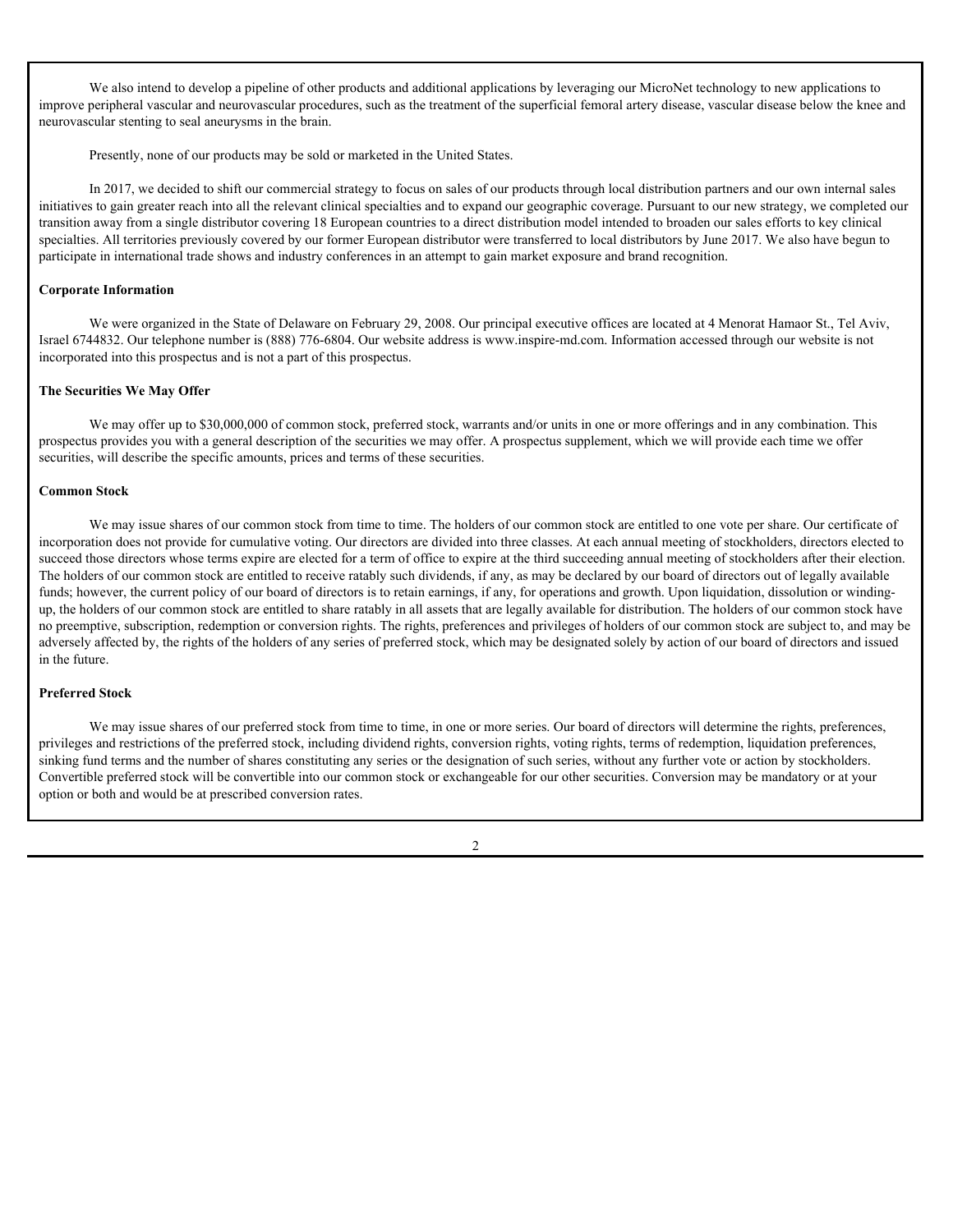We also intend to develop a pipeline of other products and additional applications by leveraging our MicroNet technology to new applications to improve peripheral vascular and neurovascular procedures, such as the treatment of the superficial femoral artery disease, vascular disease below the knee and neurovascular stenting to seal aneurysms in the brain.

Presently, none of our products may be sold or marketed in the United States.

In 2017, we decided to shift our commercial strategy to focus on sales of our products through local distribution partners and our own internal sales initiatives to gain greater reach into all the relevant clinical specialties and to expand our geographic coverage. Pursuant to our new strategy, we completed our transition away from a single distributor covering 18 European countries to a direct distribution model intended to broaden our sales efforts to key clinical specialties. All territories previously covered by our former European distributor were transferred to local distributors by June 2017. We also have begun to participate in international trade shows and industry conferences in an attempt to gain market exposure and brand recognition.

**Corporate Information**

We were organized in the State of Delaware on February 29, 2008. Our principal executive offices are located at 4 Menorat Hamaor St., Tel Aviv, Israel 6744832. Our telephone number is (888) 776-6804. Our website address is www.inspire-md.com. Information accessed through our website is not incorporated into this prospectus and is not a part of this prospectus.

**The Securities We May Offer**

We may offer up to $30,000,000 of common stock, preferred stock, warrants and/or units in one or more offerings and in any combination. This prospectus provides you with a general description of the securities we may offer. A prospectus supplement, which we will provide each time we offer securities, will describe the specific amounts, prices and terms of these securities.

**Common Stock**

We may issue shares of our common stock from time to time. The holders of our common stock are entitled to one vote per share. Our certificate of incorporation does not provide for cumulative voting. Our directors are divided into three classes. At each annual meeting of stockholders, directors elected to succeed those directors whose terms expire are elected for a term of office to expire at the third succeeding annual meeting of stockholders after their election. The holders of our common stock are entitled to receive ratably such dividends, if any, as may be declared by our board of directors out of legally available funds; however, the current policy of our board of directors is to retain earnings, if any, for operations and growth. Upon liquidation, dissolution or winding-up, the holders of our common stock are entitled to share ratably in all assets that are legally available for distribution. The holders of our common stock have no preemptive, subscription, redemption or conversion rights. The rights, preferences and privileges of holders of our common stock are subject to, and may be adversely affected by, the rights of the holders of any series of preferred stock, which may be designated solely by action of our board of directors and issued in the future.

**Preferred Stock**

We may issue shares of our preferred stock from time to time, in one or more series. Our board of directors will determine the rights, preferences, privileges and restrictions of the preferred stock, including dividend rights, conversion rights, voting rights, terms of redemption, liquidation preferences, sinking fund terms and the number of shares constituting any series or the designation of such series, without any further vote or action by stockholders. Convertible preferred stock will be convertible into our common stock or exchangeable for our other securities. Conversion may be mandatory or at your option or both and would be at prescribed conversion rates.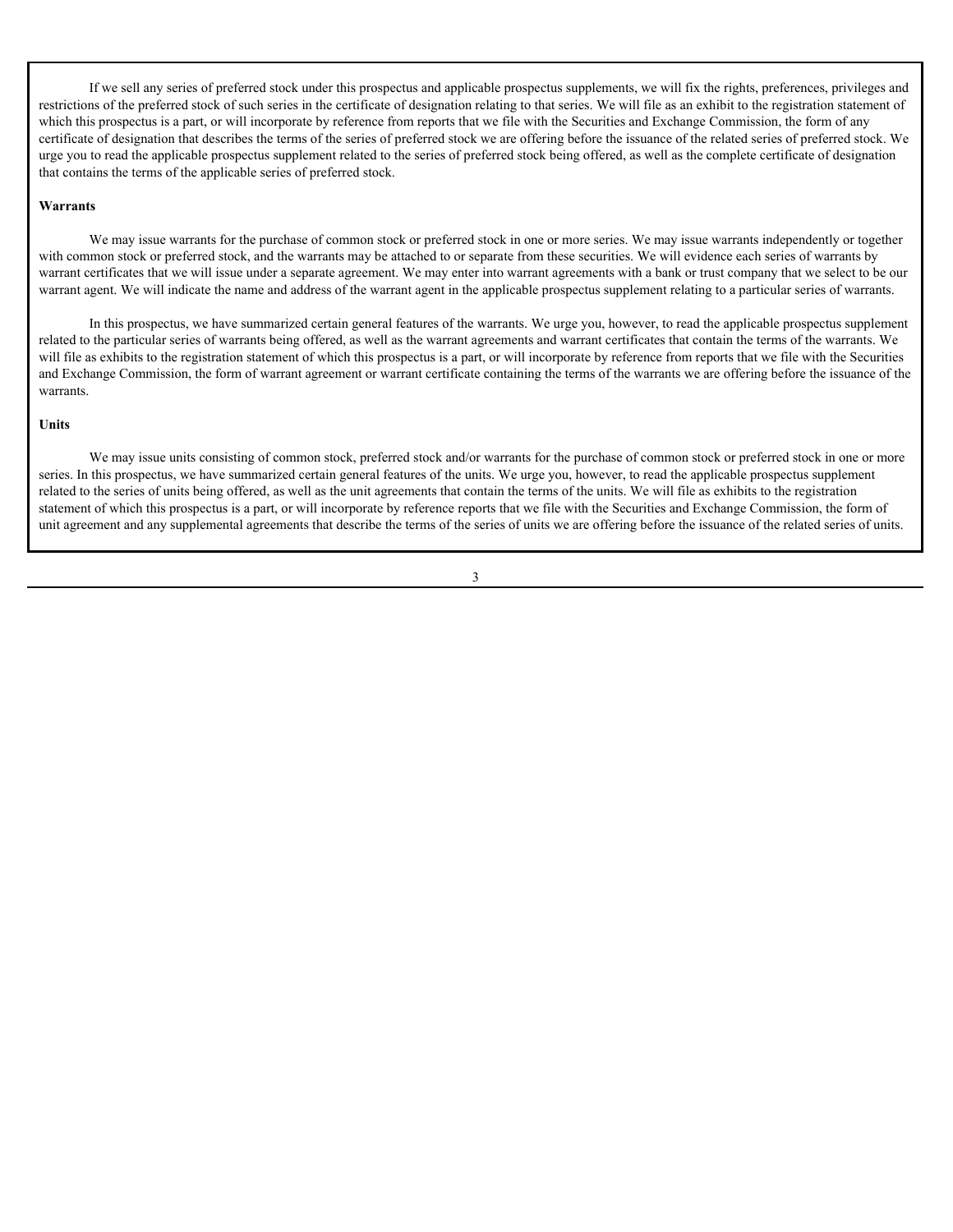If we sell any series of preferred stock under this prospectus and applicable prospectus supplements, we will fix the rights, preferences, privileges and restrictions of the preferred stock of such series in the certificate of designation relating to that series. We will file as an exhibit to the registration statement of which this prospectus is a part, or will incorporate by reference from reports that we file with the Securities and Exchange Commission, the form of any certificate of designation that describes the terms of the series of preferred stock we are offering before the issuance of the related series of preferred stock. We urge you to read the applicable prospectus supplement related to the series of preferred stock being offered, as well as the complete certificate of designation that contains the terms of the applicable series of preferred stock.

**Warrants**

We may issue warrants for the purchase of common stock or preferred stock in one or more series. We may issue warrants independently or together with common stock or preferred stock, and the warrants may be attached to or separate from these securities. We will evidence each series of warrants by warrant certificates that we will issue under a separate agreement. We may enter into warrant agreements with a bank or trust company that we select to be our warrant agent. We will indicate the name and address of the warrant agent in the applicable prospectus supplement relating to a particular series of warrants.

In this prospectus, we have summarized certain general features of the warrants. We urge you, however, to read the applicable prospectus supplement related to the particular series of warrants being offered, as well as the warrant agreements and warrant certificates that contain the terms of the warrants. We will file as exhibits to the registration statement of which this prospectus is a part, or will incorporate by reference from reports that we file with the Securities and Exchange Commission, the form of warrant agreement or warrant certificate containing the terms of the warrants we are offering before the issuance of the warrants.

**Units**

We may issue units consisting of common stock, preferred stock and/or warrants for the purchase of common stock or preferred stock in one or more series. In this prospectus, we have summarized certain general features of the units. We urge you, however, to read the applicable prospectus supplement related to the series of units being offered, as well as the unit agreements that contain the terms of the units. We will file as exhibits to the registration statement of which this prospectus is a part, or will incorporate by reference reports that we file with the Securities and Exchange Commission, the form of unit agreement and any supplemental agreements that describe the terms of the series of units we are offering before the issuance of the related series of units.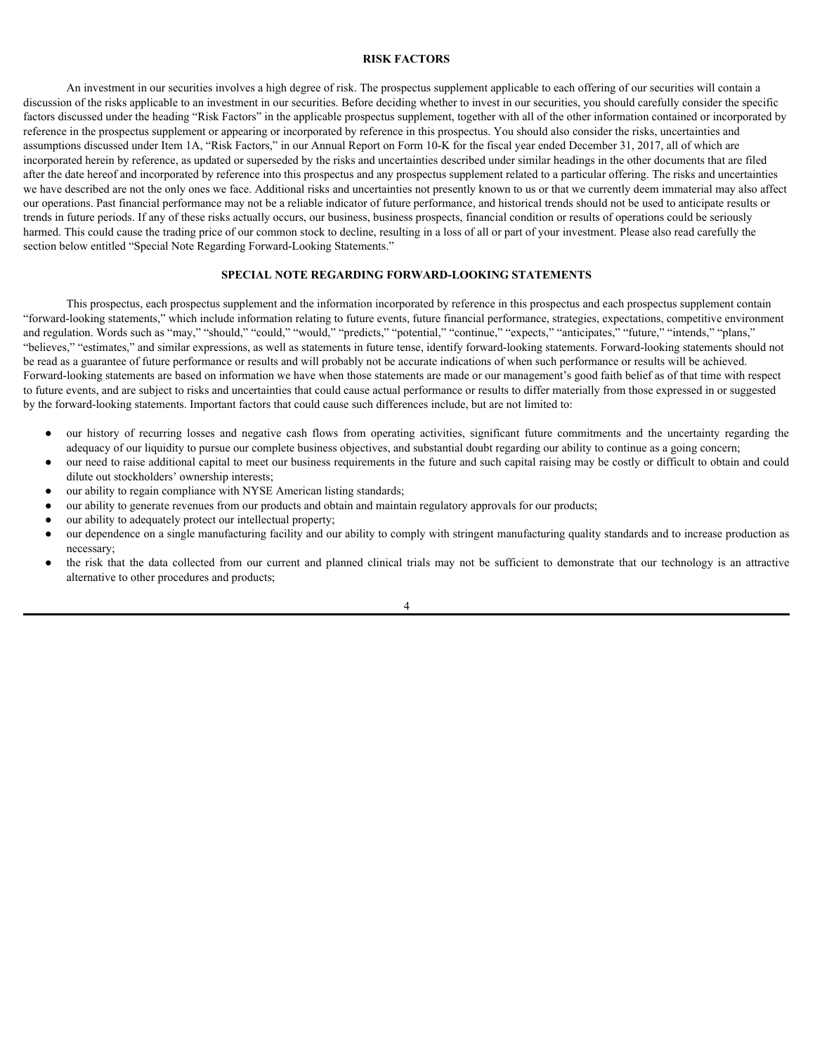# RISK FACTORS

An investment in our securities involves a high degree of risk. The prospectus supplement applicable to each offering of our securities will contain a discussion of the risks applicable to an investment in our securities. Before deciding whether to invest in our securities, you should carefully consider the specific factors discussed under the heading "Risk Factors" in the applicable prospectus supplement, together with all of the other information contained or incorporated by reference in the prospectus supplement or appearing or incorporated by reference in this prospectus. You should also consider the risks, uncertainties and assumptions discussed under Item 1A, "Risk Factors," in our Annual Report on Form 10-K for the fiscal year ended December 31, 2017, all of which are incorporated herein by reference, as updated or superseded by the risks and uncertainties described under similar headings in the other documents that are filed after the date hereof and incorporated by reference into this prospectus and any prospectus supplement related to a particular offering. The risks and uncertainties we have described are not the only ones we face. Additional risks and uncertainties not presently known to us or that we currently deem immaterial may also affect our operations. Past financial performance may not be a reliable indicator of future performance, and historical trends should not be used to anticipate results or trends in future periods. If any of these risks actually occurs, our business, business prospects, financial condition or results of operations could be seriously harmed. This could cause the trading price of our common stock to decline, resulting in a loss of all or part of your investment. Please also read carefully the section below entitled "Special Note Regarding Forward-Looking Statements."

# SPECIAL NOTE REGARDING FORWARD-LOOKING STATEMENTS

This prospectus, each prospectus supplement and the information incorporated by reference in this prospectus and each prospectus supplement contain "forward-looking statements," which include information relating to future events, future financial performance, strategies, expectations, competitive environment and regulation. Words such as "may," "should," "could," "would," "predicts," "potential," "continue," "expects," "anticipates," "future," "intends," "plans," "believes," "estimates," and similar expressions, as well as statements in future tense, identify forward-looking statements. Forward-looking statements should not be read as a guarantee of future performance or results and will probably not be accurate indications of when such performance or results will be achieved. Forward-looking statements are based on information we have when those statements are made or our management's good faith belief as of that time with respect to future events, and are subject to risks and uncertainties that could cause actual performance or results to differ materially from those expressed in or suggested by the forward-looking statements. Important factors that could cause such differences include, but are not limited to:

- our history of recurring losses and negative cash flows from operating activities, significant future commitments and the uncertainty regarding the adequacy of our liquidity to pursue our complete business objectives, and substantial doubt regarding our ability to continue as a going concern;
- our need to raise additional capital to meet our business requirements in the future and such capital raising may be costly or difficult to obtain and could dilute out stockholders' ownership interests;
- our ability to regain compliance with NYSE American listing standards;
- our ability to generate revenues from our products and obtain and maintain regulatory approvals for our products;
- our ability to adequately protect our intellectual property;
- our dependence on a single manufacturing facility and our ability to comply with stringent manufacturing quality standards and to increase production as necessary;
- the risk that the data collected from our current and planned clinical trials may not be sufficient to demonstrate that our technology is an attractive alternative to other procedures and products;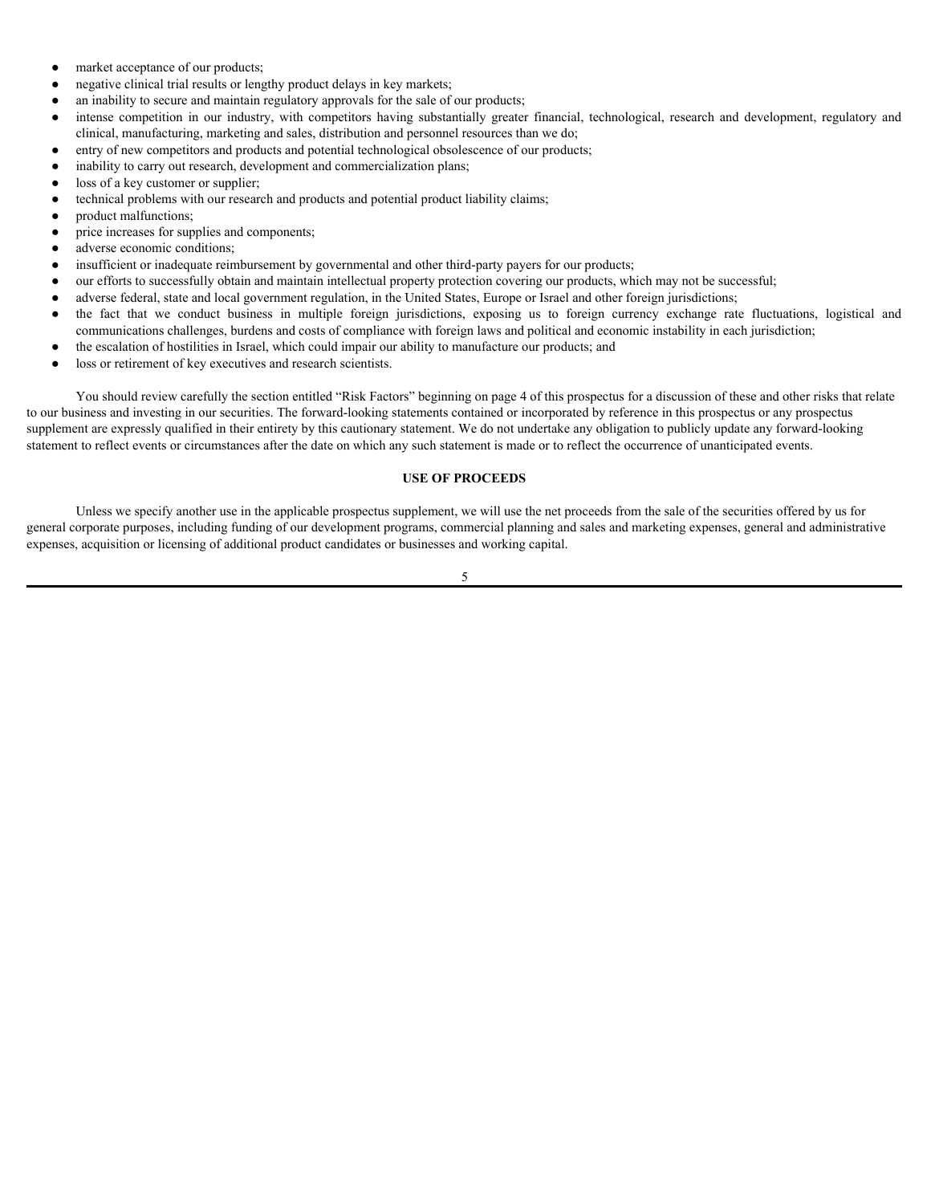- market acceptance of our products;
- negative clinical trial results or lengthy product delays in key markets;
- an inability to secure and maintain regulatory approvals for the sale of our products;
- intense competition in our industry, with competitors having substantially greater financial, technological, research and development, regulatory and clinical, manufacturing, marketing and sales, distribution and personnel resources than we do;
- entry of new competitors and products and potential technological obsolescence of our products;
- inability to carry out research, development and commercialization plans;
- loss of a key customer or supplier;
- technical problems with our research and products and potential product liability claims;
- product malfunctions;
- price increases for supplies and components;
- adverse economic conditions;
- insufficient or inadequate reimbursement by governmental and other third-party payers for our products;
- our efforts to successfully obtain and maintain intellectual property protection covering our products, which may not be successful;
- adverse federal, state and local government regulation, in the United States, Europe or Israel and other foreign jurisdictions;
- the fact that we conduct business in multiple foreign jurisdictions, exposing us to foreign currency exchange rate fluctuations, logistical and communications challenges, burdens and costs of compliance with foreign laws and political and economic instability in each jurisdiction;
- the escalation of hostilities in Israel, which could impair our ability to manufacture our products; and
- loss or retirement of key executives and research scientists.

You should review carefully the section entitled "Risk Factors" beginning on page 4 of this prospectus for a discussion of these and other risks that relate to our business and investing in our securities. The forward-looking statements contained or incorporated by reference in this prospectus or any prospectus supplement are expressly qualified in their entirety by this cautionary statement. We do not undertake any obligation to publicly update any forward-looking statement to reflect events or circumstances after the date on which any such statement is made or to reflect the occurrence of unanticipated events.

## USE OF PROCEEDS

Unless we specify another use in the applicable prospectus supplement, we will use the net proceeds from the sale of the securities offered by us for general corporate purposes, including funding of our development programs, commercial planning and sales and marketing expenses, general and administrative expenses, acquisition or licensing of additional product candidates or businesses and working capital.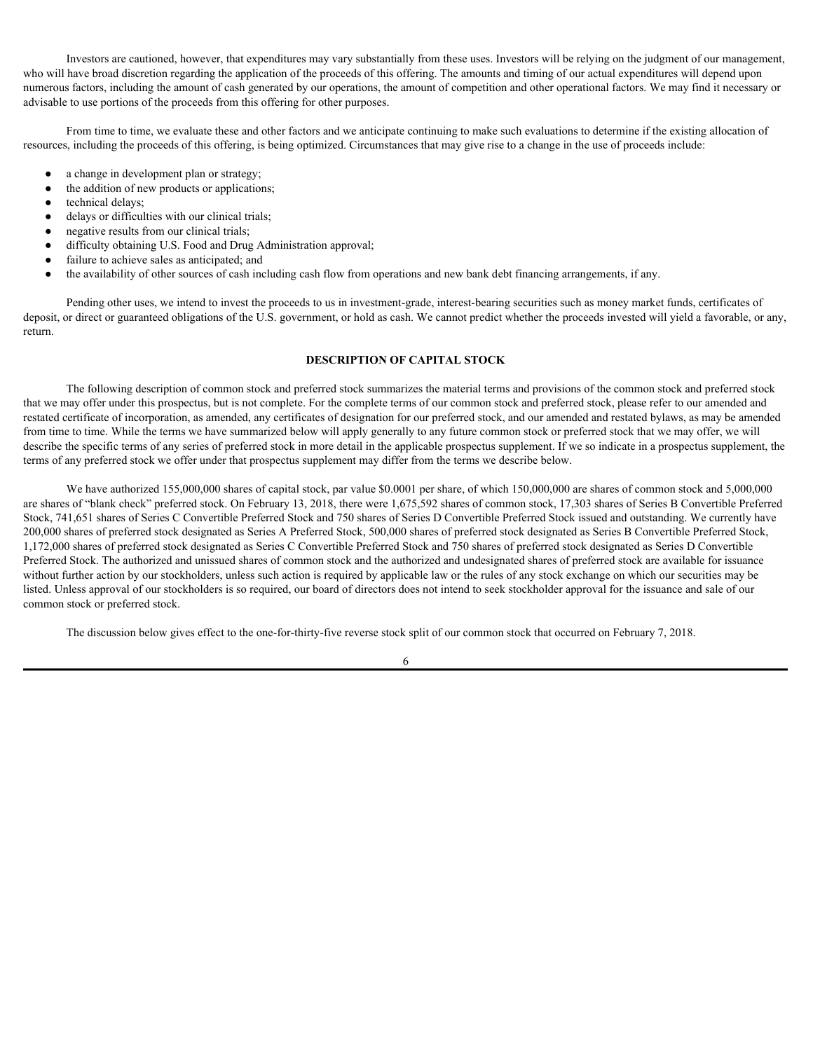Investors are cautioned, however, that expenditures may vary substantially from these uses. Investors will be relying on the judgment of our management, who will have broad discretion regarding the application of the proceeds of this offering. The amounts and timing of our actual expenditures will depend upon numerous factors, including the amount of cash generated by our operations, the amount of competition and other operational factors. We may find it necessary or advisable to use portions of the proceeds from this offering for other purposes.

From time to time, we evaluate these and other factors and we anticipate continuing to make such evaluations to determine if the existing allocation of resources, including the proceeds of this offering, is being optimized. Circumstances that may give rise to a change in the use of proceeds include:

- a change in development plan or strategy;
- the addition of new products or applications;
- technical delays;
- delays or difficulties with our clinical trials;
- negative results from our clinical trials;
- difficulty obtaining U.S. Food and Drug Administration approval;
- failure to achieve sales as anticipated; and
- the availability of other sources of cash including cash flow from operations and new bank debt financing arrangements, if any.

Pending other uses, we intend to invest the proceeds to us in investment-grade, interest-bearing securities such as money market funds, certificates of deposit, or direct or guaranteed obligations of the U.S. government, or hold as cash. We cannot predict whether the proceeds invested will yield a favorable, or any, return.

## DESCRIPTION OF CAPITAL STOCK

The following description of common stock and preferred stock summarizes the material terms and provisions of the common stock and preferred stock that we may offer under this prospectus, but is not complete. For the complete terms of our common stock and preferred stock, please refer to our amended and restated certificate of incorporation, as amended, any certificates of designation for our preferred stock, and our amended and restated bylaws, as may be amended from time to time. While the terms we have summarized below will apply generally to any future common stock or preferred stock that we may offer, we will describe the specific terms of any series of preferred stock in more detail in the applicable prospectus supplement. If we so indicate in a prospectus supplement, the terms of any preferred stock we offer under that prospectus supplement may differ from the terms we describe below.

We have authorized 155,000,000 shares of capital stock, par value $0.0001 per share, of which 150,000,000 are shares of common stock and 5,000,000 are shares of "blank check" preferred stock. On February 13, 2018, there were 1,675,592 shares of common stock, 17,303 shares of Series B Convertible Preferred Stock, 741,651 shares of Series C Convertible Preferred Stock and 750 shares of Series D Convertible Preferred Stock issued and outstanding. We currently have 200,000 shares of preferred stock designated as Series A Preferred Stock, 500,000 shares of preferred stock designated as Series B Convertible Preferred Stock, 1,172,000 shares of preferred stock designated as Series C Convertible Preferred Stock and 750 shares of preferred stock designated as Series D Convertible Preferred Stock. The authorized and unissued shares of common stock and the authorized and undesignated shares of preferred stock are available for issuance without further action by our stockholders, unless such action is required by applicable law or the rules of any stock exchange on which our securities may be listed. Unless approval of our stockholders is so required, our board of directors does not intend to seek stockholder approval for the issuance and sale of our common stock or preferred stock.

The discussion below gives effect to the one-for-thirty-five reverse stock split of our common stock that occurred on February 7, 2018.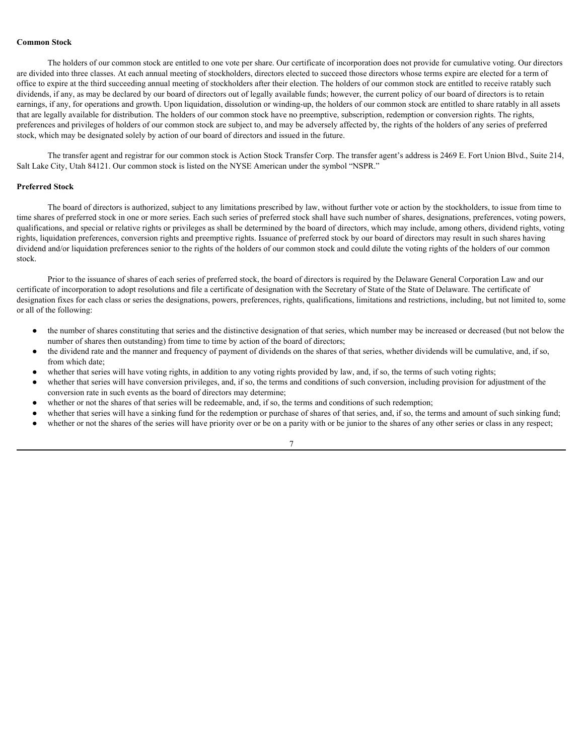**Common Stock**

The holders of our common stock are entitled to one vote per share. Our certificate of incorporation does not provide for cumulative voting. Our directors are divided into three classes. At each annual meeting of stockholders, directors elected to succeed those directors whose terms expire are elected for a term of office to expire at the third succeeding annual meeting of stockholders after their election. The holders of our common stock are entitled to receive ratably such dividends, if any, as may be declared by our board of directors out of legally available funds; however, the current policy of our board of directors is to retain earnings, if any, for operations and growth. Upon liquidation, dissolution or winding-up, the holders of our common stock are entitled to share ratably in all assets that are legally available for distribution. The holders of our common stock have no preemptive, subscription, redemption or conversion rights. The rights, preferences and privileges of holders of our common stock are subject to, and may be adversely affected by, the rights of the holders of any series of preferred stock, which may be designated solely by action of our board of directors and issued in the future.

The transfer agent and registrar for our common stock is Action Stock Transfer Corp. The transfer agent's address is 2469 E. Fort Union Blvd., Suite 214, Salt Lake City, Utah 84121. Our common stock is listed on the NYSE American under the symbol "NSPR."

**Preferred Stock**

The board of directors is authorized, subject to any limitations prescribed by law, without further vote or action by the stockholders, to issue from time to time shares of preferred stock in one or more series. Each such series of preferred stock shall have such number of shares, designations, preferences, voting powers, qualifications, and special or relative rights or privileges as shall be determined by the board of directors, which may include, among others, dividend rights, voting rights, liquidation preferences, conversion rights and preemptive rights. Issuance of preferred stock by our board of directors may result in such shares having dividend and/or liquidation preferences senior to the rights of the holders of our common stock and could dilute the voting rights of the holders of our common stock.

Prior to the issuance of shares of each series of preferred stock, the board of directors is required by the Delaware General Corporation Law and our certificate of incorporation to adopt resolutions and file a certificate of designation with the Secretary of State of the State of Delaware. The certificate of designation fixes for each class or series the designations, powers, preferences, rights, qualifications, limitations and restrictions, including, but not limited to, some or all of the following:

- the number of shares constituting that series and the distinctive designation of that series, which number may be increased or decreased (but not below the number of shares then outstanding) from time to time by action of the board of directors;
- the dividend rate and the manner and frequency of payment of dividends on the shares of that series, whether dividends will be cumulative, and, if so, from which date;
- whether that series will have voting rights, in addition to any voting rights provided by law, and, if so, the terms of such voting rights;
- whether that series will have conversion privileges, and, if so, the terms and conditions of such conversion, including provision for adjustment of the conversion rate in such events as the board of directors may determine;
- whether or not the shares of that series will be redeemable, and, if so, the terms and conditions of such redemption;
- whether that series will have a sinking fund for the redemption or purchase of shares of that series, and, if so, the terms and amount of such sinking fund;
- whether or not the shares of the series will have priority over or be on a parity with or be junior to the shares of any other series or class in any respect;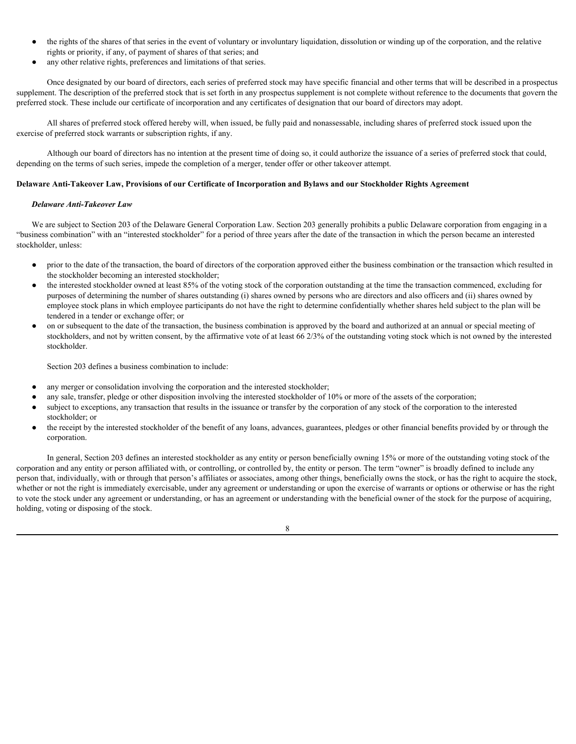- the rights of the shares of that series in the event of voluntary or involuntary liquidation, dissolution or winding up of the corporation, and the relative rights or priority, if any, of payment of shares of that series; and
- any other relative rights, preferences and limitations of that series.

Once designated by our board of directors, each series of preferred stock may have specific financial and other terms that will be described in a prospectus supplement. The description of the preferred stock that is set forth in any prospectus supplement is not complete without reference to the documents that govern the preferred stock. These include our certificate of incorporation and any certificates of designation that our board of directors may adopt.

All shares of preferred stock offered hereby will, when issued, be fully paid and nonassessable, including shares of preferred stock issued upon the exercise of preferred stock warrants or subscription rights, if any.

Although our board of directors has no intention at the present time of doing so, it could authorize the issuance of a series of preferred stock that could, depending on the terms of such series, impede the completion of a merger, tender offer or other takeover attempt.

**Delaware Anti-Takeover Law, Provisions of our Certificate of Incorporation and Bylaws and our Stockholder Rights Agreement**

***Delaware Anti-Takeover Law***

We are subject to Section 203 of the Delaware General Corporation Law. Section 203 generally prohibits a public Delaware corporation from engaging in a "business combination" with an "interested stockholder" for a period of three years after the date of the transaction in which the person became an interested stockholder, unless:

- prior to the date of the transaction, the board of directors of the corporation approved either the business combination or the transaction which resulted in the stockholder becoming an interested stockholder;
- the interested stockholder owned at least 85% of the voting stock of the corporation outstanding at the time the transaction commenced, excluding for purposes of determining the number of shares outstanding (i) shares owned by persons who are directors and also officers and (ii) shares owned by employee stock plans in which employee participants do not have the right to determine confidentially whether shares held subject to the plan will be tendered in a tender or exchange offer; or
- on or subsequent to the date of the transaction, the business combination is approved by the board and authorized at an annual or special meeting of stockholders, and not by written consent, by the affirmative vote of at least 66 2/3% of the outstanding voting stock which is not owned by the interested stockholder.

Section 203 defines a business combination to include:

- any merger or consolidation involving the corporation and the interested stockholder;
- any sale, transfer, pledge or other disposition involving the interested stockholder of 10% or more of the assets of the corporation;
- subject to exceptions, any transaction that results in the issuance or transfer by the corporation of any stock of the corporation to the interested stockholder; or
- the receipt by the interested stockholder of the benefit of any loans, advances, guarantees, pledges or other financial benefits provided by or through the corporation.

In general, Section 203 defines an interested stockholder as any entity or person beneficially owning 15% or more of the outstanding voting stock of the corporation and any entity or person affiliated with, or controlling, or controlled by, the entity or person. The term "owner" is broadly defined to include any person that, individually, with or through that person's affiliates or associates, among other things, beneficially owns the stock, or has the right to acquire the stock, whether or not the right is immediately exercisable, under any agreement or understanding or upon the exercise of warrants or options or otherwise or has the right to vote the stock under any agreement or understanding, or has an agreement or understanding with the beneficial owner of the stock for the purpose of acquiring, holding, voting or disposing of the stock.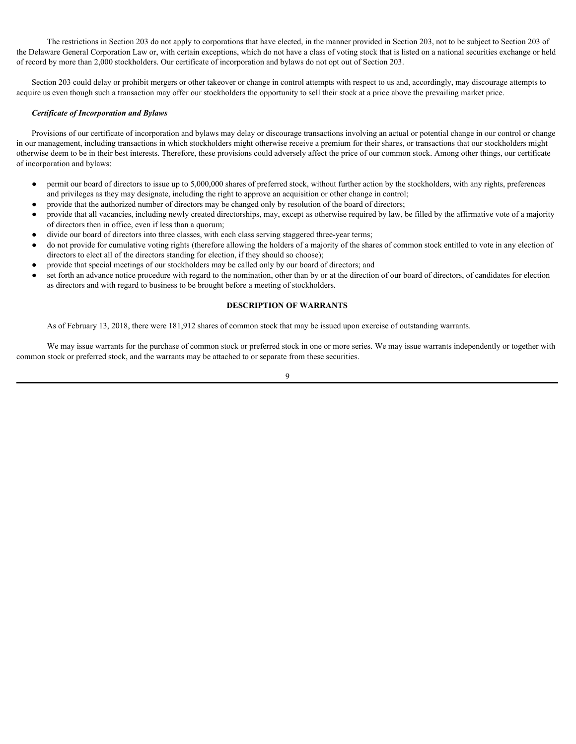The restrictions in Section 203 do not apply to corporations that have elected, in the manner provided in Section 203, not to be subject to Section 203 of the Delaware General Corporation Law or, with certain exceptions, which do not have a class of voting stock that is listed on a national securities exchange or held of record by more than 2,000 stockholders. Our certificate of incorporation and bylaws do not opt out of Section 203.

Section 203 could delay or prohibit mergers or other takeover or change in control attempts with respect to us and, accordingly, may discourage attempts to acquire us even though such a transaction may offer our stockholders the opportunity to sell their stock at a price above the prevailing market price.

***Certificate of Incorporation and Bylaws***

Provisions of our certificate of incorporation and bylaws may delay or discourage transactions involving an actual or potential change in our control or change in our management, including transactions in which stockholders might otherwise receive a premium for their shares, or transactions that our stockholders might otherwise deem to be in their best interests. Therefore, these provisions could adversely affect the price of our common stock. Among other things, our certificate of incorporation and bylaws:

- permit our board of directors to issue up to 5,000,000 shares of preferred stock, without further action by the stockholders, with any rights, preferences and privileges as they may designate, including the right to approve an acquisition or other change in control;
- provide that the authorized number of directors may be changed only by resolution of the board of directors;
- provide that all vacancies, including newly created directorships, may, except as otherwise required by law, be filled by the affirmative vote of a majority of directors then in office, even if less than a quorum;
- divide our board of directors into three classes, with each class serving staggered three-year terms;
- do not provide for cumulative voting rights (therefore allowing the holders of a majority of the shares of common stock entitled to vote in any election of directors to elect all of the directors standing for election, if they should so choose);
- provide that special meetings of our stockholders may be called only by our board of directors; and
- set forth an advance notice procedure with regard to the nomination, other than by or at the direction of our board of directors, of candidates for election as directors and with regard to business to be brought before a meeting of stockholders.

## DESCRIPTION OF WARRANTS

As of February 13, 2018, there were 181,912 shares of common stock that may be issued upon exercise of outstanding warrants.

We may issue warrants for the purchase of common stock or preferred stock in one or more series. We may issue warrants independently or together with common stock or preferred stock, and the warrants may be attached to or separate from these securities.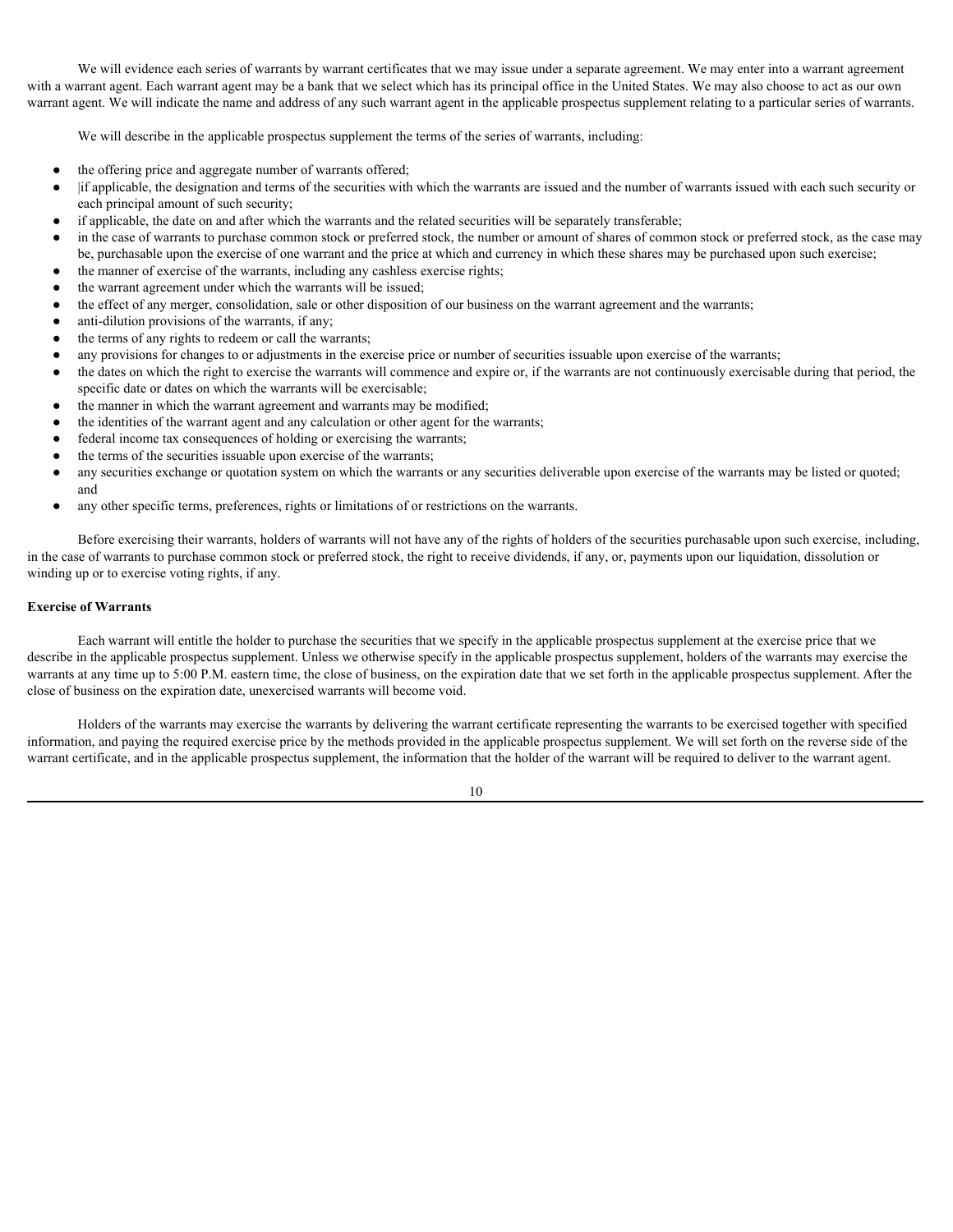We will evidence each series of warrants by warrant certificates that we may issue under a separate agreement. We may enter into a warrant agreement with a warrant agent. Each warrant agent may be a bank that we select which has its principal office in the United States. We may also choose to act as our own warrant agent. We will indicate the name and address of any such warrant agent in the applicable prospectus supplement relating to a particular series of warrants.

We will describe in the applicable prospectus supplement the terms of the series of warrants, including:

- the offering price and aggregate number of warrants offered;
- |if applicable, the designation and terms of the securities with which the warrants are issued and the number of warrants issued with each such security or each principal amount of such security;
- if applicable, the date on and after which the warrants and the related securities will be separately transferable;
- in the case of warrants to purchase common stock or preferred stock, the number or amount of shares of common stock or preferred stock, as the case may be, purchasable upon the exercise of one warrant and the price at which and currency in which these shares may be purchased upon such exercise;
- the manner of exercise of the warrants, including any cashless exercise rights;
- the warrant agreement under which the warrants will be issued;
- the effect of any merger, consolidation, sale or other disposition of our business on the warrant agreement and the warrants;
- anti-dilution provisions of the warrants, if any;
- the terms of any rights to redeem or call the warrants;
- any provisions for changes to or adjustments in the exercise price or number of securities issuable upon exercise of the warrants;
- the dates on which the right to exercise the warrants will commence and expire or, if the warrants are not continuously exercisable during that period, the specific date or dates on which the warrants will be exercisable;
- the manner in which the warrant agreement and warrants may be modified;
- the identities of the warrant agent and any calculation or other agent for the warrants;
- federal income tax consequences of holding or exercising the warrants;
- the terms of the securities issuable upon exercise of the warrants;
- any securities exchange or quotation system on which the warrants or any securities deliverable upon exercise of the warrants may be listed or quoted; and
- any other specific terms, preferences, rights or limitations of or restrictions on the warrants.

Before exercising their warrants, holders of warrants will not have any of the rights of holders of the securities purchasable upon such exercise, including, in the case of warrants to purchase common stock or preferred stock, the right to receive dividends, if any, or, payments upon our liquidation, dissolution or winding up or to exercise voting rights, if any.

**Exercise of Warrants**

Each warrant will entitle the holder to purchase the securities that we specify in the applicable prospectus supplement at the exercise price that we describe in the applicable prospectus supplement. Unless we otherwise specify in the applicable prospectus supplement, holders of the warrants may exercise the warrants at any time up to 5:00 P.M. eastern time, the close of business, on the expiration date that we set forth in the applicable prospectus supplement. After the close of business on the expiration date, unexercised warrants will become void.

Holders of the warrants may exercise the warrants by delivering the warrant certificate representing the warrants to be exercised together with specified information, and paying the required exercise price by the methods provided in the applicable prospectus supplement. We will set forth on the reverse side of the warrant certificate, and in the applicable prospectus supplement, the information that the holder of the warrant will be required to deliver to the warrant agent.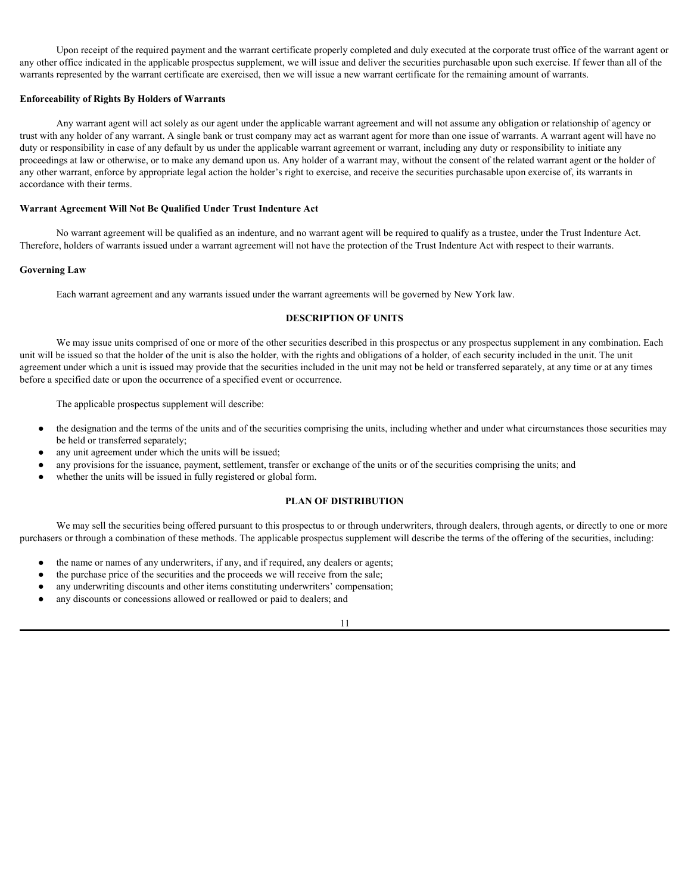Upon receipt of the required payment and the warrant certificate properly completed and duly executed at the corporate trust office of the warrant agent or any other office indicated in the applicable prospectus supplement, we will issue and deliver the securities purchasable upon such exercise. If fewer than all of the warrants represented by the warrant certificate are exercised, then we will issue a new warrant certificate for the remaining amount of warrants.

**Enforceability of Rights By Holders of Warrants**

Any warrant agent will act solely as our agent under the applicable warrant agreement and will not assume any obligation or relationship of agency or trust with any holder of any warrant. A single bank or trust company may act as warrant agent for more than one issue of warrants. A warrant agent will have no duty or responsibility in case of any default by us under the applicable warrant agreement or warrant, including any duty or responsibility to initiate any proceedings at law or otherwise, or to make any demand upon us. Any holder of a warrant may, without the consent of the related warrant agent or the holder of any other warrant, enforce by appropriate legal action the holder's right to exercise, and receive the securities purchasable upon exercise of, its warrants in accordance with their terms.

**Warrant Agreement Will Not Be Qualified Under Trust Indenture Act**

No warrant agreement will be qualified as an indenture, and no warrant agent will be required to qualify as a trustee, under the Trust Indenture Act. Therefore, holders of warrants issued under a warrant agreement will not have the protection of the Trust Indenture Act with respect to their warrants.

**Governing Law**

Each warrant agreement and any warrants issued under the warrant agreements will be governed by New York law.

## DESCRIPTION OF UNITS

We may issue units comprised of one or more of the other securities described in this prospectus or any prospectus supplement in any combination. Each unit will be issued so that the holder of the unit is also the holder, with the rights and obligations of a holder, of each security included in the unit. The unit agreement under which a unit is issued may provide that the securities included in the unit may not be held or transferred separately, at any time or at any times before a specified date or upon the occurrence of a specified event or occurrence.

The applicable prospectus supplement will describe:

- the designation and the terms of the units and of the securities comprising the units, including whether and under what circumstances those securities may be held or transferred separately;
- any unit agreement under which the units will be issued;
- any provisions for the issuance, payment, settlement, transfer or exchange of the units or of the securities comprising the units; and
- whether the units will be issued in fully registered or global form.

## PLAN OF DISTRIBUTION

We may sell the securities being offered pursuant to this prospectus to or through underwriters, through dealers, through agents, or directly to one or more purchasers or through a combination of these methods. The applicable prospectus supplement will describe the terms of the offering of the securities, including:

- the name or names of any underwriters, if any, and if required, any dealers or agents;
- the purchase price of the securities and the proceeds we will receive from the sale;
- any underwriting discounts and other items constituting underwriters' compensation;
- any discounts or concessions allowed or reallowed or paid to dealers; and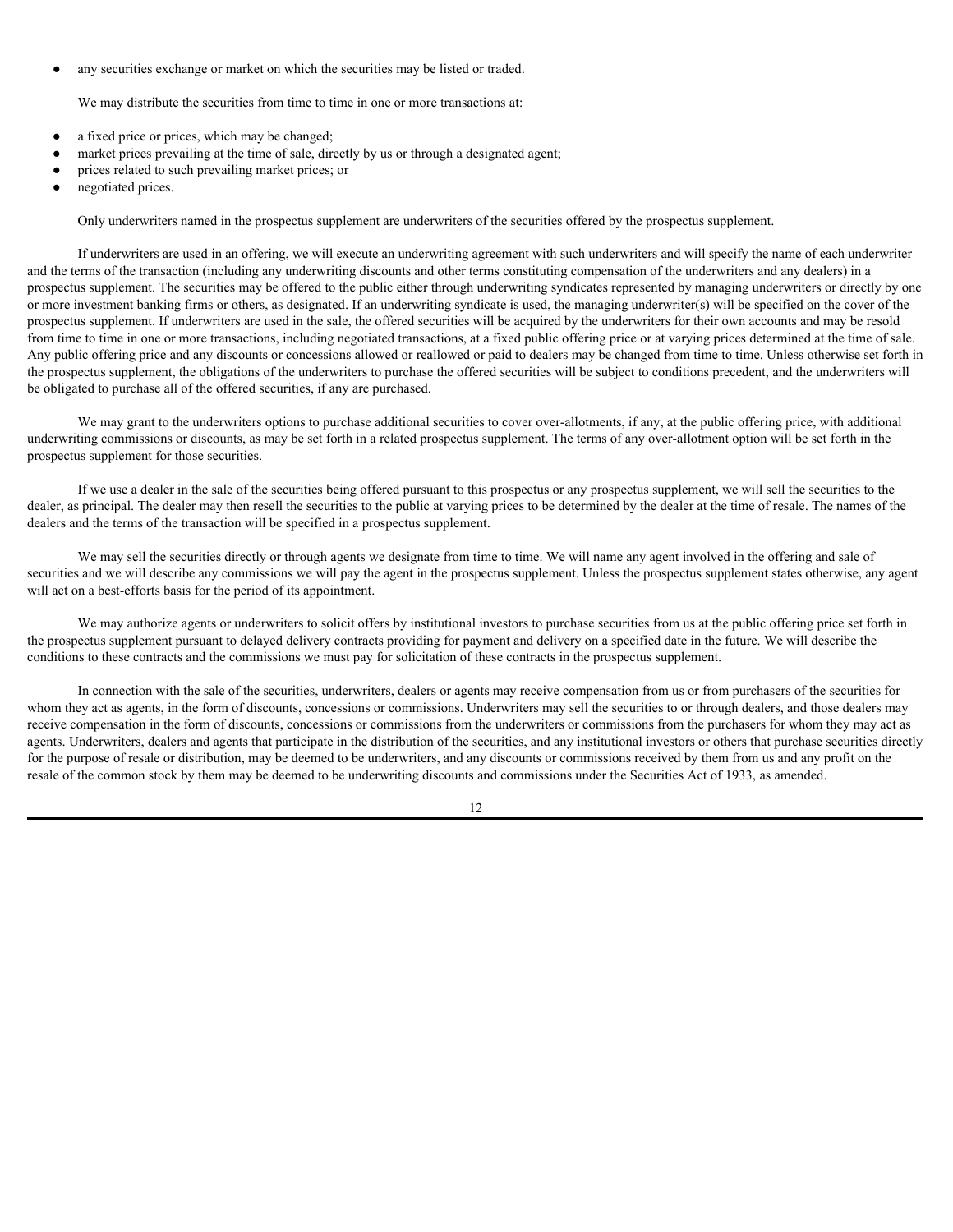- any securities exchange or market on which the securities may be listed or traded.

We may distribute the securities from time to time in one or more transactions at:

- a fixed price or prices, which may be changed;
- market prices prevailing at the time of sale, directly by us or through a designated agent;
- prices related to such prevailing market prices; or
- negotiated prices.

Only underwriters named in the prospectus supplement are underwriters of the securities offered by the prospectus supplement.

If underwriters are used in an offering, we will execute an underwriting agreement with such underwriters and will specify the name of each underwriter and the terms of the transaction (including any underwriting discounts and other terms constituting compensation of the underwriters and any dealers) in a prospectus supplement. The securities may be offered to the public either through underwriting syndicates represented by managing underwriters or directly by one or more investment banking firms or others, as designated. If an underwriting syndicate is used, the managing underwriter(s) will be specified on the cover of the prospectus supplement. If underwriters are used in the sale, the offered securities will be acquired by the underwriters for their own accounts and may be resold from time to time in one or more transactions, including negotiated transactions, at a fixed public offering price or at varying prices determined at the time of sale. Any public offering price and any discounts or concessions allowed or reallowed or paid to dealers may be changed from time to time. Unless otherwise set forth in the prospectus supplement, the obligations of the underwriters to purchase the offered securities will be subject to conditions precedent, and the underwriters will be obligated to purchase all of the offered securities, if any are purchased.

We may grant to the underwriters options to purchase additional securities to cover over-allotments, if any, at the public offering price, with additional underwriting commissions or discounts, as may be set forth in a related prospectus supplement. The terms of any over-allotment option will be set forth in the prospectus supplement for those securities.

If we use a dealer in the sale of the securities being offered pursuant to this prospectus or any prospectus supplement, we will sell the securities to the dealer, as principal. The dealer may then resell the securities to the public at varying prices to be determined by the dealer at the time of resale. The names of the dealers and the terms of the transaction will be specified in a prospectus supplement.

We may sell the securities directly or through agents we designate from time to time. We will name any agent involved in the offering and sale of securities and we will describe any commissions we will pay the agent in the prospectus supplement. Unless the prospectus supplement states otherwise, any agent will act on a best-efforts basis for the period of its appointment.

We may authorize agents or underwriters to solicit offers by institutional investors to purchase securities from us at the public offering price set forth in the prospectus supplement pursuant to delayed delivery contracts providing for payment and delivery on a specified date in the future. We will describe the conditions to these contracts and the commissions we must pay for solicitation of these contracts in the prospectus supplement.

In connection with the sale of the securities, underwriters, dealers or agents may receive compensation from us or from purchasers of the securities for whom they act as agents, in the form of discounts, concessions or commissions. Underwriters may sell the securities to or through dealers, and those dealers may receive compensation in the form of discounts, concessions or commissions from the underwriters or commissions from the purchasers for whom they may act as agents. Underwriters, dealers and agents that participate in the distribution of the securities, and any institutional investors or others that purchase securities directly for the purpose of resale or distribution, may be deemed to be underwriters, and any discounts or commissions received by them from us and any profit on the resale of the common stock by them may be deemed to be underwriting discounts and commissions under the Securities Act of 1933, as amended.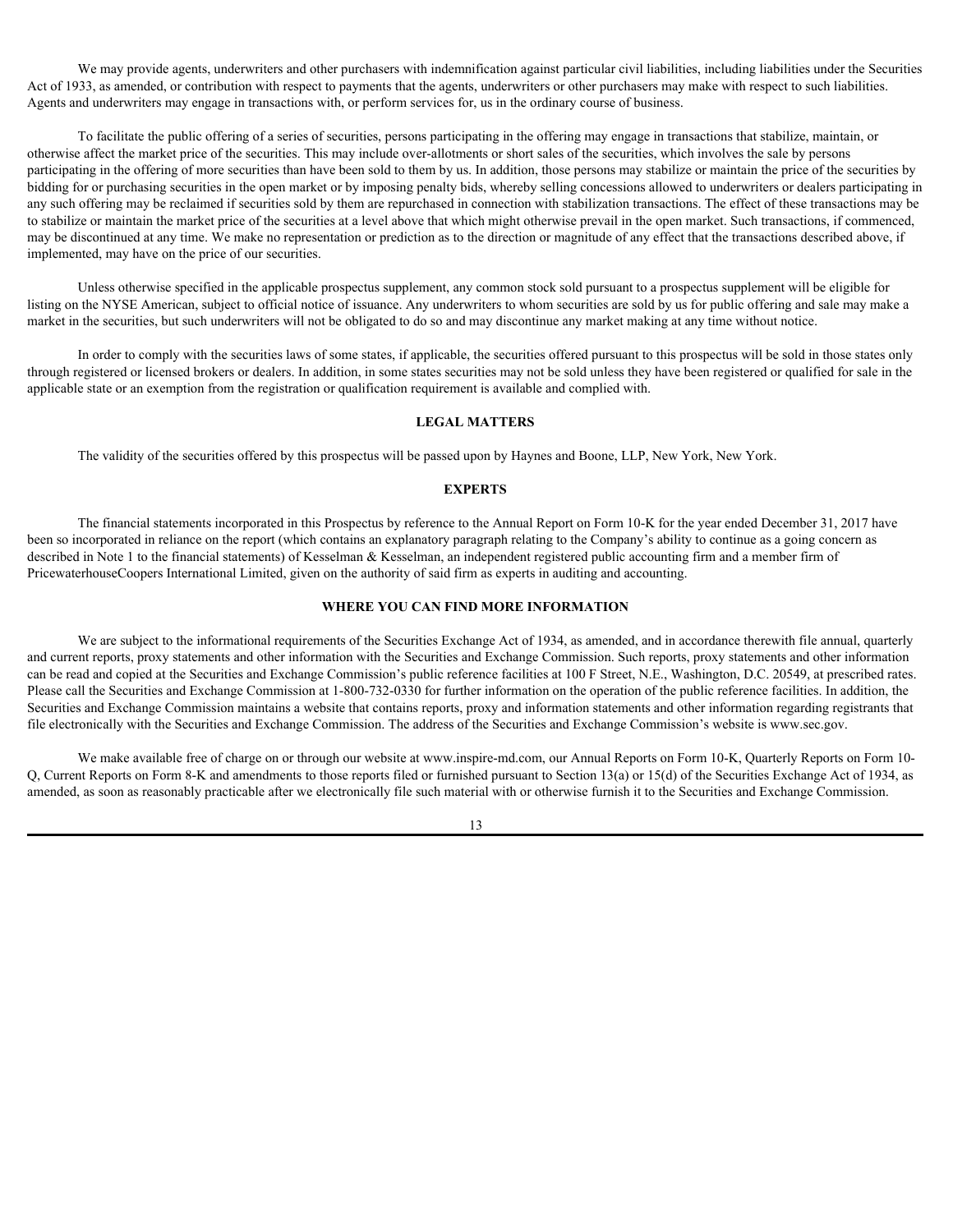We may provide agents, underwriters and other purchasers with indemnification against particular civil liabilities, including liabilities under the Securities Act of 1933, as amended, or contribution with respect to payments that the agents, underwriters or other purchasers may make with respect to such liabilities. Agents and underwriters may engage in transactions with, or perform services for, us in the ordinary course of business.

To facilitate the public offering of a series of securities, persons participating in the offering may engage in transactions that stabilize, maintain, or otherwise affect the market price of the securities. This may include over-allotments or short sales of the securities, which involves the sale by persons participating in the offering of more securities than have been sold to them by us. In addition, those persons may stabilize or maintain the price of the securities by bidding for or purchasing securities in the open market or by imposing penalty bids, whereby selling concessions allowed to underwriters or dealers participating in any such offering may be reclaimed if securities sold by them are repurchased in connection with stabilization transactions. The effect of these transactions may be to stabilize or maintain the market price of the securities at a level above that which might otherwise prevail in the open market. Such transactions, if commenced, may be discontinued at any time. We make no representation or prediction as to the direction or magnitude of any effect that the transactions described above, if implemented, may have on the price of our securities.

Unless otherwise specified in the applicable prospectus supplement, any common stock sold pursuant to a prospectus supplement will be eligible for listing on the NYSE American, subject to official notice of issuance. Any underwriters to whom securities are sold by us for public offering and sale may make a market in the securities, but such underwriters will not be obligated to do so and may discontinue any market making at any time without notice.

In order to comply with the securities laws of some states, if applicable, the securities offered pursuant to this prospectus will be sold in those states only through registered or licensed brokers or dealers. In addition, in some states securities may not be sold unless they have been registered or qualified for sale in the applicable state or an exemption from the registration or qualification requirement is available and complied with.

## LEGAL MATTERS

The validity of the securities offered by this prospectus will be passed upon by Haynes and Boone, LLP, New York, New York.

## EXPERTS

The financial statements incorporated in this Prospectus by reference to the Annual Report on Form 10-K for the year ended December 31, 2017 have been so incorporated in reliance on the report (which contains an explanatory paragraph relating to the Company's ability to continue as a going concern as described in Note 1 to the financial statements) of Kesselman & Kesselman, an independent registered public accounting firm and a member firm of PricewaterhouseCoopers International Limited, given on the authority of said firm as experts in auditing and accounting.

## WHERE YOU CAN FIND MORE INFORMATION

We are subject to the informational requirements of the Securities Exchange Act of 1934, as amended, and in accordance therewith file annual, quarterly and current reports, proxy statements and other information with the Securities and Exchange Commission. Such reports, proxy statements and other information can be read and copied at the Securities and Exchange Commission's public reference facilities at 100 F Street, N.E., Washington, D.C. 20549, at prescribed rates. Please call the Securities and Exchange Commission at 1-800-732-0330 for further information on the operation of the public reference facilities. In addition, the Securities and Exchange Commission maintains a website that contains reports, proxy and information statements and other information regarding registrants that file electronically with the Securities and Exchange Commission. The address of the Securities and Exchange Commission's website is www.sec.gov.

We make available free of charge on or through our website at www.inspire-md.com, our Annual Reports on Form 10-K, Quarterly Reports on Form 10-Q, Current Reports on Form 8-K and amendments to those reports filed or furnished pursuant to Section 13(a) or 15(d) of the Securities Exchange Act of 1934, as amended, as soon as reasonably practicable after we electronically file such material with or otherwise furnish it to the Securities and Exchange Commission.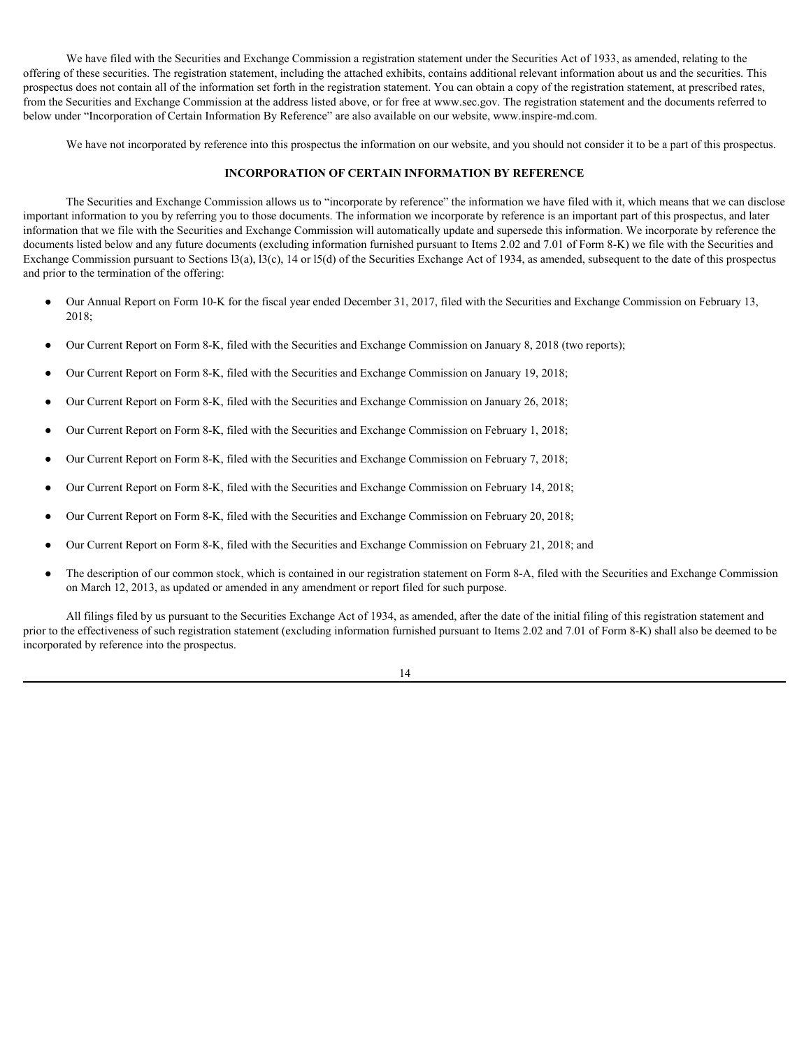We have filed with the Securities and Exchange Commission a registration statement under the Securities Act of 1933, as amended, relating to the offering of these securities. The registration statement, including the attached exhibits, contains additional relevant information about us and the securities. This prospectus does not contain all of the information set forth in the registration statement. You can obtain a copy of the registration statement, at prescribed rates, from the Securities and Exchange Commission at the address listed above, or for free at www.sec.gov. The registration statement and the documents referred to below under "Incorporation of Certain Information By Reference" are also available on our website, www.inspire-md.com.

We have not incorporated by reference into this prospectus the information on our website, and you should not consider it to be a part of this prospectus.

## INCORPORATION OF CERTAIN INFORMATION BY REFERENCE

The Securities and Exchange Commission allows us to "incorporate by reference" the information we have filed with it, which means that we can disclose important information to you by referring you to those documents. The information we incorporate by reference is an important part of this prospectus, and later information that we file with the Securities and Exchange Commission will automatically update and supersede this information. We incorporate by reference the documents listed below and any future documents (excluding information furnished pursuant to Items 2.02 and 7.01 of Form 8-K) we file with the Securities and Exchange Commission pursuant to Sections l3(a), l3(c), 14 or l5(d) of the Securities Exchange Act of 1934, as amended, subsequent to the date of this prospectus and prior to the termination of the offering:

- Our Annual Report on Form 10-K for the fiscal year ended December 31, 2017, filed with the Securities and Exchange Commission on February 13, 2018;
- Our Current Report on Form 8-K, filed with the Securities and Exchange Commission on January 8, 2018 (two reports);
- Our Current Report on Form 8-K, filed with the Securities and Exchange Commission on January 19, 2018;
- Our Current Report on Form 8-K, filed with the Securities and Exchange Commission on January 26, 2018;
- Our Current Report on Form 8-K, filed with the Securities and Exchange Commission on February 1, 2018;
- Our Current Report on Form 8-K, filed with the Securities and Exchange Commission on February 7, 2018;
- Our Current Report on Form 8-K, filed with the Securities and Exchange Commission on February 14, 2018;
- Our Current Report on Form 8-K, filed with the Securities and Exchange Commission on February 20, 2018;
- Our Current Report on Form 8-K, filed with the Securities and Exchange Commission on February 21, 2018; and
- The description of our common stock, which is contained in our registration statement on Form 8-A, filed with the Securities and Exchange Commission on March 12, 2013, as updated or amended in any amendment or report filed for such purpose.

All filings filed by us pursuant to the Securities Exchange Act of 1934, as amended, after the date of the initial filing of this registration statement and prior to the effectiveness of such registration statement (excluding information furnished pursuant to Items 2.02 and 7.01 of Form 8-K) shall also be deemed to be incorporated by reference into the prospectus.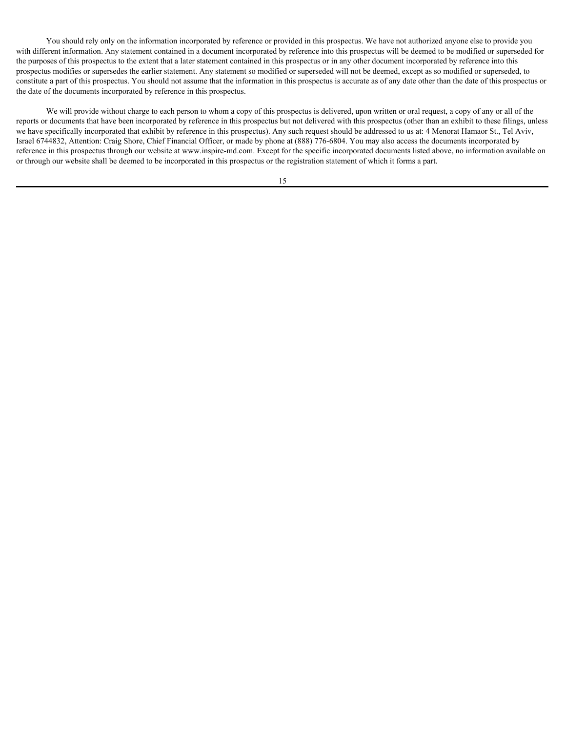You should rely only on the information incorporated by reference or provided in this prospectus. We have not authorized anyone else to provide you with different information. Any statement contained in a document incorporated by reference into this prospectus will be deemed to be modified or superseded for the purposes of this prospectus to the extent that a later statement contained in this prospectus or in any other document incorporated by reference into this prospectus modifies or supersedes the earlier statement. Any statement so modified or superseded will not be deemed, except as so modified or superseded, to constitute a part of this prospectus. You should not assume that the information in this prospectus is accurate as of any date other than the date of this prospectus or the date of the documents incorporated by reference in this prospectus.

We will provide without charge to each person to whom a copy of this prospectus is delivered, upon written or oral request, a copy of any or all of the reports or documents that have been incorporated by reference in this prospectus but not delivered with this prospectus (other than an exhibit to these filings, unless we have specifically incorporated that exhibit by reference in this prospectus). Any such request should be addressed to us at: 4 Menorat Hamaor St., Tel Aviv, Israel 6744832, Attention: Craig Shore, Chief Financial Officer, or made by phone at (888) 776-6804. You may also access the documents incorporated by reference in this prospectus through our website at www.inspire-md.com. Except for the specific incorporated documents listed above, no information available on or through our website shall be deemed to be incorporated in this prospectus or the registration statement of which it forms a part.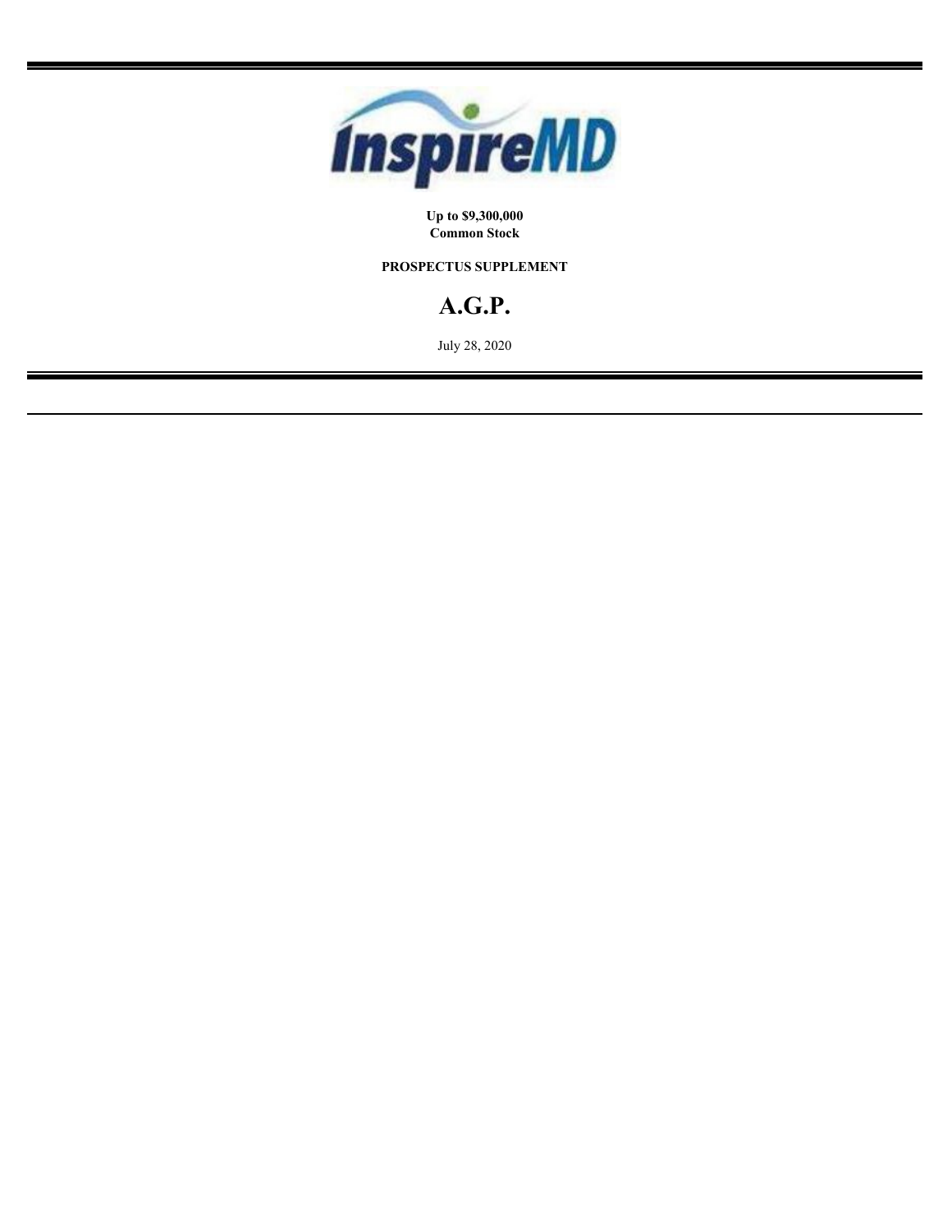**Up to $9,300,000**
**Common Stock**

**PROSPECTUS SUPPLEMENT**

# A.G.P.

July 28, 2020